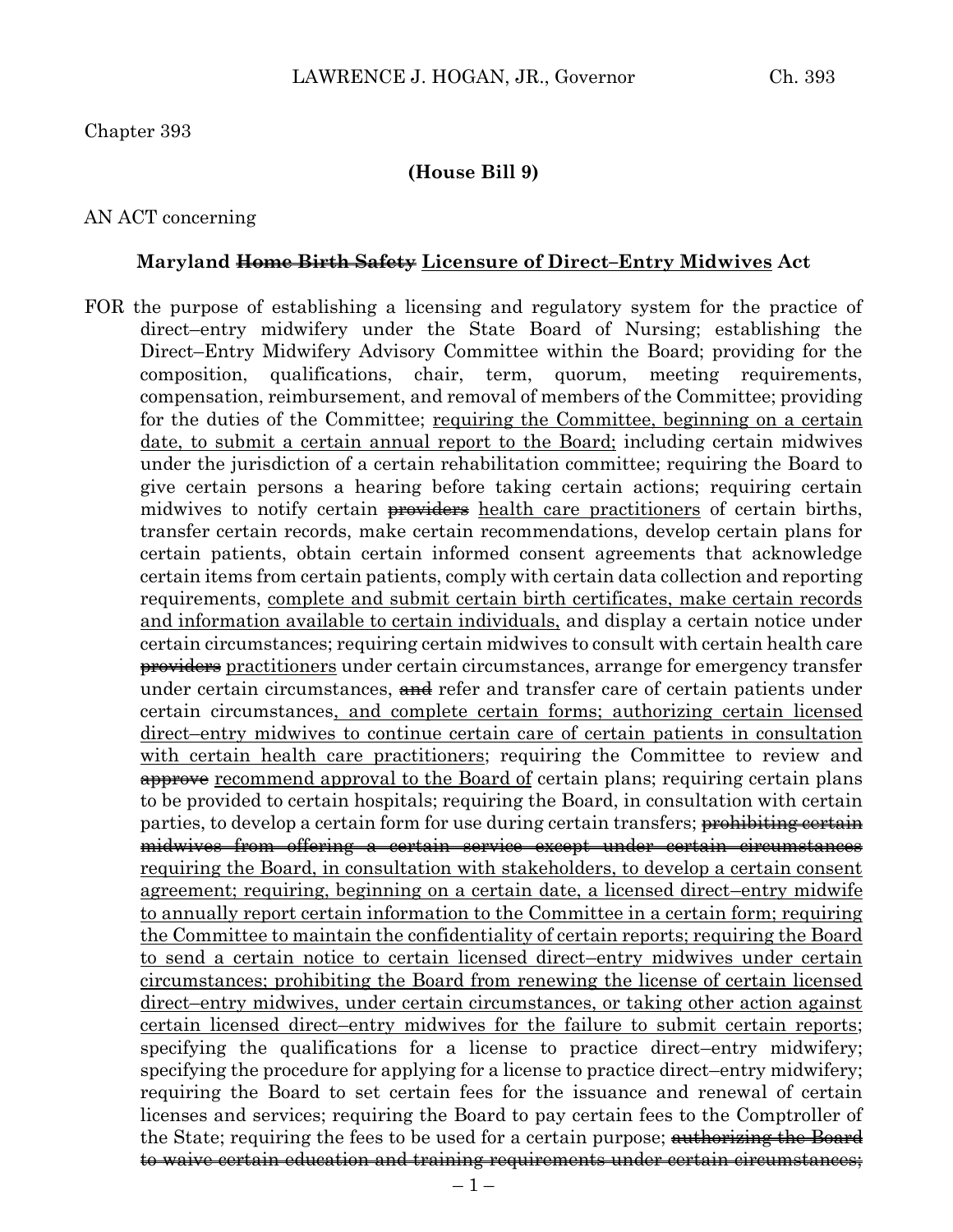Chapter 393

**(House Bill 9)**

AN ACT concerning

**Maryland ~~Home Birth Safety~~ Licensure of Direct–Entry Midwives Act**

FOR the purpose of establishing a licensing and regulatory system for the practice of direct–entry midwifery under the State Board of Nursing; establishing the Direct–Entry Midwifery Advisory Committee within the Board; providing for the composition, qualifications, chair, term, quorum, meeting requirements, compensation, reimbursement, and removal of members of the Committee; providing for the duties of the Committee; requiring the Committee, beginning on a certain date, to submit a certain annual report to the Board; including certain midwives under the jurisdiction of a certain rehabilitation committee; requiring the Board to give certain persons a hearing before taking certain actions; requiring certain midwives to notify certain ~~providers~~ health care practitioners of certain births, transfer certain records, make certain recommendations, develop certain plans for certain patients, obtain certain informed consent agreements that acknowledge certain items from certain patients, comply with certain data collection and reporting requirements, complete and submit certain birth certificates, make certain records and information available to certain individuals, and display a certain notice under certain circumstances; requiring certain midwives to consult with certain health care ~~providers~~ practitioners under certain circumstances, arrange for emergency transfer under certain circumstances, ~~and~~ refer and transfer care of certain patients under certain circumstances, and complete certain forms; authorizing certain licensed direct–entry midwives to continue certain care of certain patients in consultation with certain health care practitioners; requiring the Committee to review and ~~approve~~ recommend approval to the Board of certain plans; requiring certain plans to be provided to certain hospitals; requiring the Board, in consultation with certain parties, to develop a certain form for use during certain transfers; ~~prohibiting certain midwives from offering a certain service except under certain circumstances~~ requiring the Board, in consultation with stakeholders, to develop a certain consent agreement; requiring, beginning on a certain date, a licensed direct–entry midwife to annually report certain information to the Committee in a certain form; requiring the Committee to maintain the confidentiality of certain reports; requiring the Board to send a certain notice to certain licensed direct–entry midwives under certain circumstances; prohibiting the Board from renewing the license of certain licensed direct–entry midwives, under certain circumstances, or taking other action against certain licensed direct–entry midwives for the failure to submit certain reports; specifying the qualifications for a license to practice direct–entry midwifery; specifying the procedure for applying for a license to practice direct–entry midwifery; requiring the Board to set certain fees for the issuance and renewal of certain licenses and services; requiring the Board to pay certain fees to the Comptroller of the State; requiring the fees to be used for a certain purpose; ~~authorizing the Board to waive certain education and training requirements under certain circumstances;~~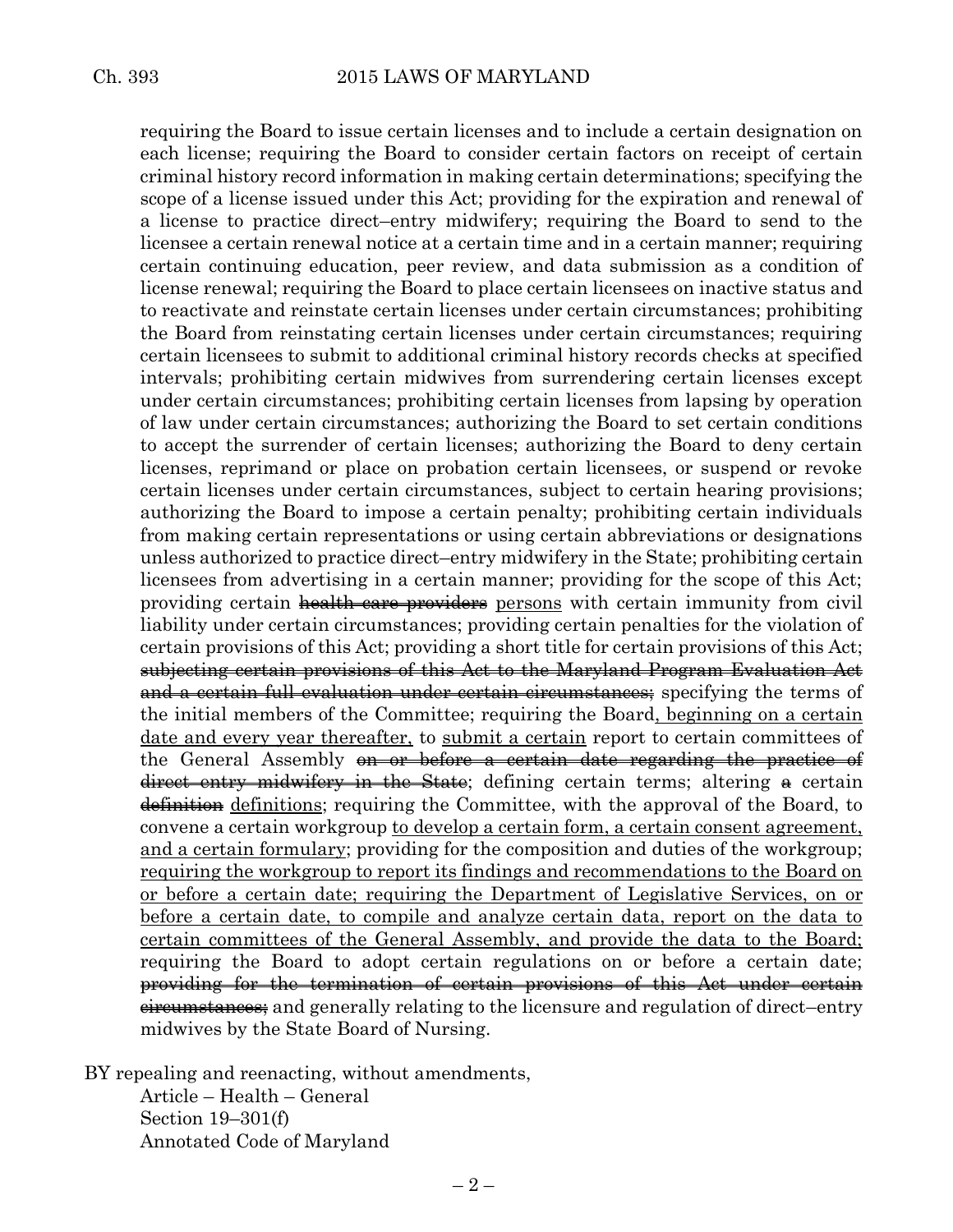requiring the Board to issue certain licenses and to include a certain designation on each license; requiring the Board to consider certain factors on receipt of certain criminal history record information in making certain determinations; specifying the scope of a license issued under this Act; providing for the expiration and renewal of a license to practice direct–entry midwifery; requiring the Board to send to the licensee a certain renewal notice at a certain time and in a certain manner; requiring certain continuing education, peer review, and data submission as a condition of license renewal; requiring the Board to place certain licensees on inactive status and to reactivate and reinstate certain licenses under certain circumstances; prohibiting the Board from reinstating certain licenses under certain circumstances; requiring certain licensees to submit to additional criminal history records checks at specified intervals; prohibiting certain midwives from surrendering certain licenses except under certain circumstances; prohibiting certain licenses from lapsing by operation of law under certain circumstances; authorizing the Board to set certain conditions to accept the surrender of certain licenses; authorizing the Board to deny certain licenses, reprimand or place on probation certain licensees, or suspend or revoke certain licenses under certain circumstances, subject to certain hearing provisions; authorizing the Board to impose a certain penalty; prohibiting certain individuals from making certain representations or using certain abbreviations or designations unless authorized to practice direct–entry midwifery in the State; prohibiting certain licensees from advertising in a certain manner; providing for the scope of this Act; providing certain ~~health care providers~~ persons with certain immunity from civil liability under certain circumstances; providing certain penalties for the violation of certain provisions of this Act; providing a short title for certain provisions of this Act; ~~subjecting certain provisions of this Act to the Maryland Program Evaluation Act and a certain full evaluation under certain circumstances;~~ specifying the terms of the initial members of the Committee; requiring the Board, beginning on a certain date and every year thereafter, to submit a certain report to certain committees of the General Assembly ~~on or before a certain date regarding the practice of direct–entry midwifery in the State~~; defining certain terms; altering ~~a~~ certain ~~definition~~ definitions; requiring the Committee, with the approval of the Board, to convene a certain workgroup to develop a certain form, a certain consent agreement, and a certain formulary; providing for the composition and duties of the workgroup; requiring the workgroup to report its findings and recommendations to the Board on or before a certain date; requiring the Department of Legislative Services, on or before a certain date, to compile and analyze certain data, report on the data to certain committees of the General Assembly, and provide the data to the Board; requiring the Board to adopt certain regulations on or before a certain date; ~~providing for the termination of certain provisions of this Act under certain circumstances;~~ and generally relating to the licensure and regulation of direct–entry midwives by the State Board of Nursing.

BY repealing and reenacting, without amendments,
Article – Health – General
Section 19–301(f)
Annotated Code of Maryland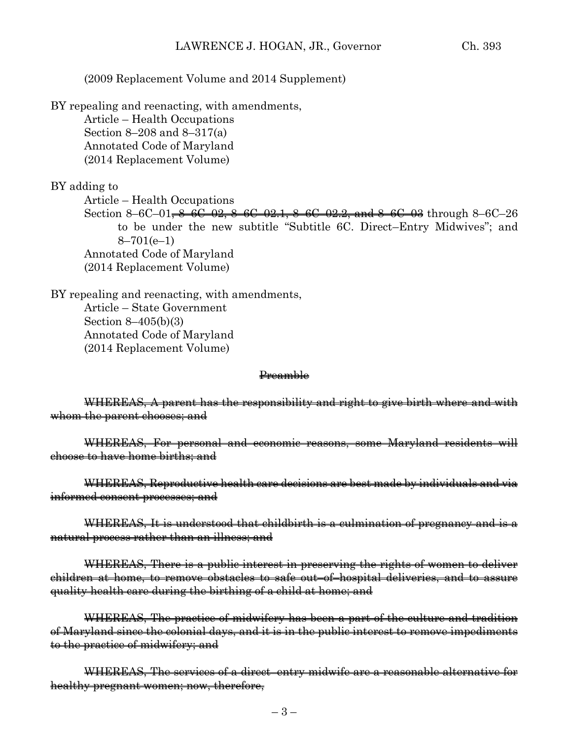(2009 Replacement Volume and 2014 Supplement)

BY repealing and reenacting, with amendments,

Article – Health Occupations
Section 8–208 and 8–317(a)
Annotated Code of Maryland
(2014 Replacement Volume)

BY adding to

Article – Health Occupations
Section 8–6C–01~~, 8–6C–02, 8–6C–02.1, 8–6C–02.2, and 8–6C–03~~ through 8–6C–26 to be under the new subtitle "Subtitle 6C. Direct–Entry Midwives"; and 8–701(e–1)
Annotated Code of Maryland
(2014 Replacement Volume)

BY repealing and reenacting, with amendments,

Article – State Government
Section 8–405(b)(3)
Annotated Code of Maryland
(2014 Replacement Volume)

~~Preamble~~

~~WHEREAS, A parent has the responsibility and right to give birth where and with whom the parent chooses; and~~

~~WHEREAS, For personal and economic reasons, some Maryland residents will choose to have home births; and~~

~~WHEREAS, Reproductive health care decisions are best made by individuals and via informed consent processes; and~~

~~WHEREAS, It is understood that childbirth is a culmination of pregnancy and is a natural process rather than an illness; and~~

~~WHEREAS, There is a public interest in preserving the rights of women to deliver children at home, to remove obstacles to safe out–of–hospital deliveries, and to assure quality health care during the birthing of a child at home; and~~

~~WHEREAS, The practice of midwifery has been a part of the culture and tradition of Maryland since the colonial days, and it is in the public interest to remove impediments to the practice of midwifery; and~~

~~WHEREAS, The services of a direct–entry midwife are a reasonable alternative for healthy pregnant women; now, therefore,~~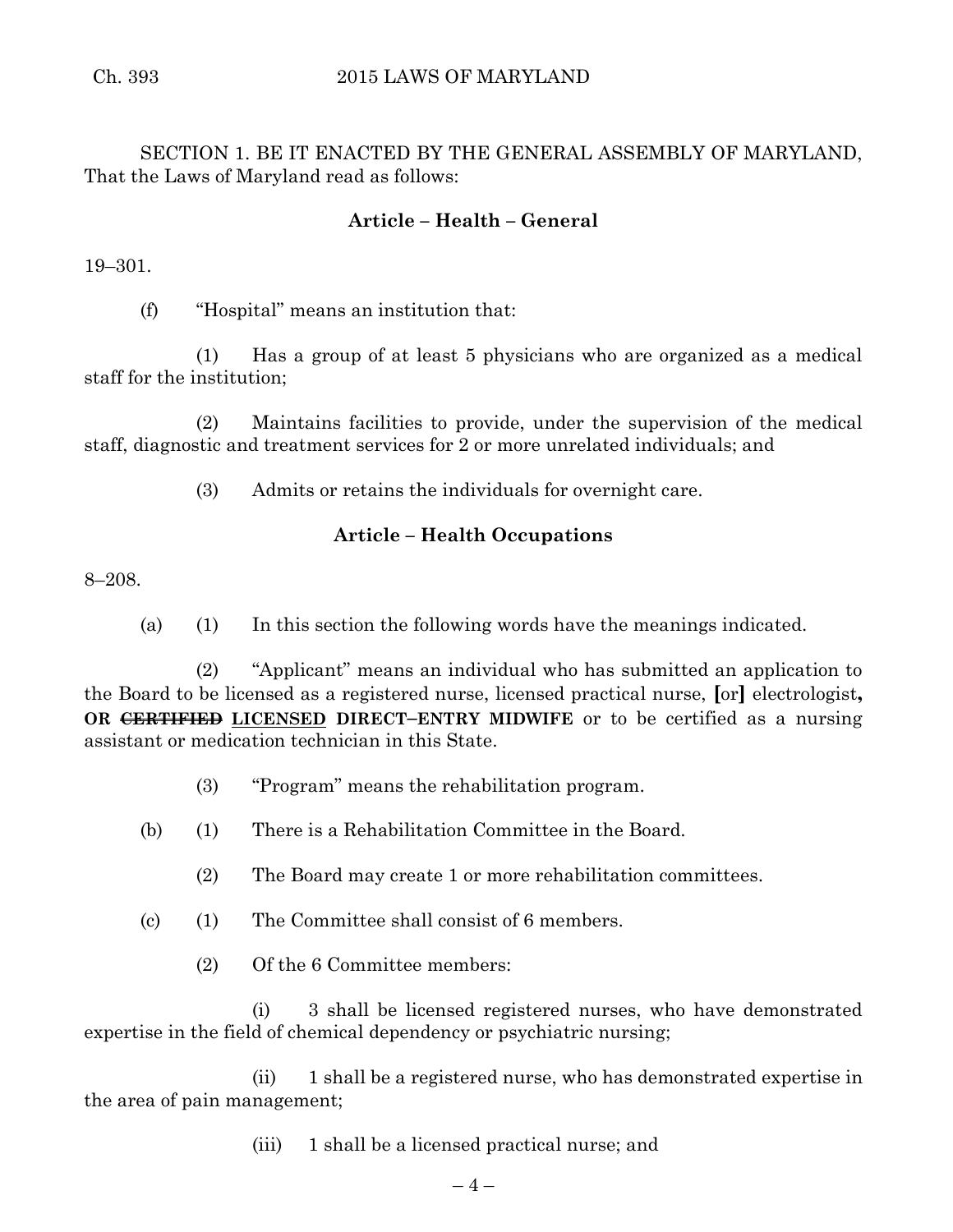SECTION 1. BE IT ENACTED BY THE GENERAL ASSEMBLY OF MARYLAND, That the Laws of Maryland read as follows:

**Article – Health – General**

19–301.

(f) "Hospital" means an institution that:

(1) Has a group of at least 5 physicians who are organized as a medical staff for the institution;

(2) Maintains facilities to provide, under the supervision of the medical staff, diagnostic and treatment services for 2 or more unrelated individuals; and

(3) Admits or retains the individuals for overnight care.

**Article – Health Occupations**

8–208.

(a) (1) In this section the following words have the meanings indicated.

(2) "Applicant" means an individual who has submitted an application to the Board to be licensed as a registered nurse, licensed practical nurse, **[**or**]** electrologist**, OR ~~CERTIFIED~~ <u>LICENSED</u> DIRECT–ENTRY MIDWIFE** or to be certified as a nursing assistant or medication technician in this State.

(3) "Program" means the rehabilitation program.

(b) (1) There is a Rehabilitation Committee in the Board.

(2) The Board may create 1 or more rehabilitation committees.

(c) (1) The Committee shall consist of 6 members.

(2) Of the 6 Committee members:

(i) 3 shall be licensed registered nurses, who have demonstrated expertise in the field of chemical dependency or psychiatric nursing;

(ii) 1 shall be a registered nurse, who has demonstrated expertise in the area of pain management;

(iii) 1 shall be a licensed practical nurse; and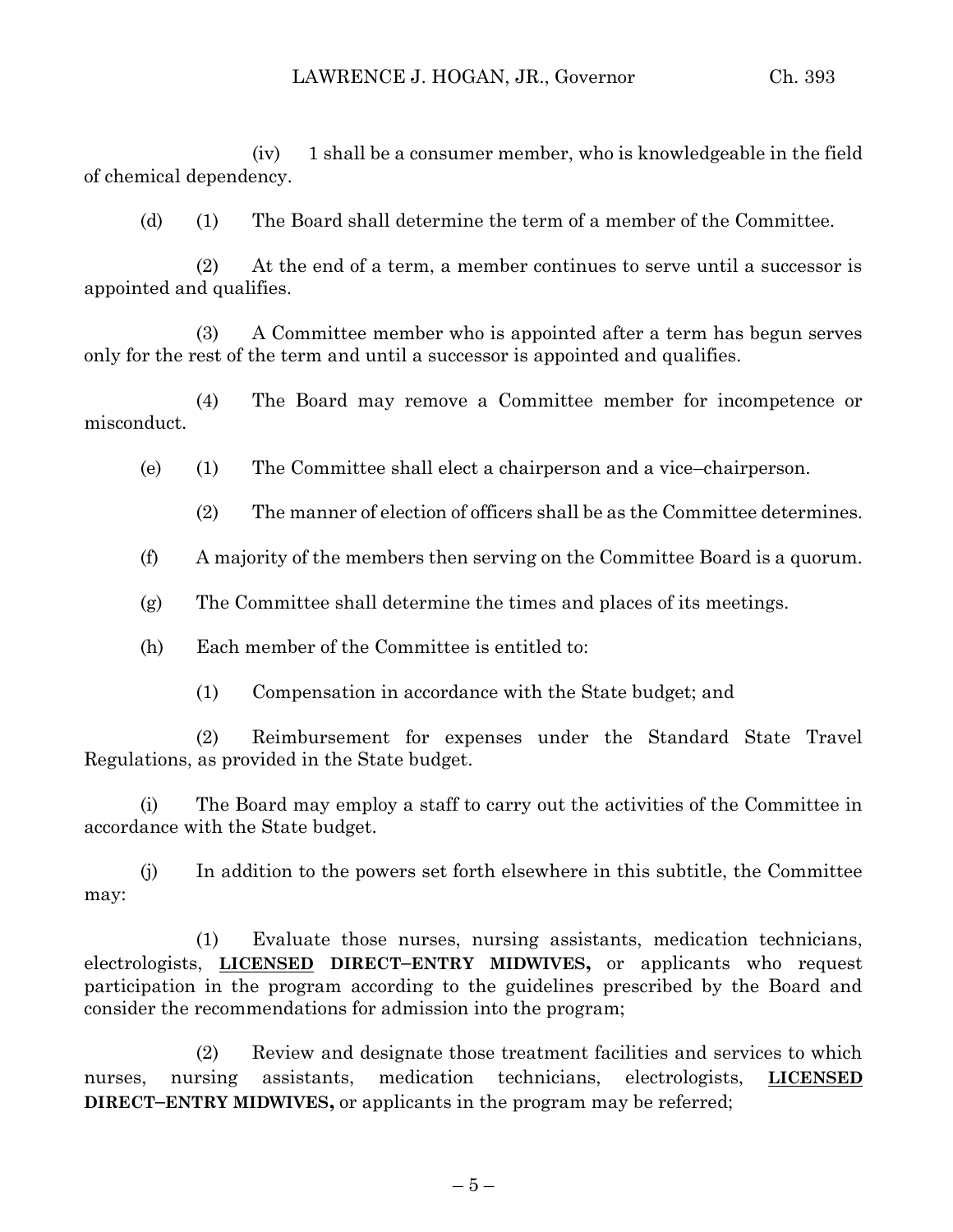(iv) 1 shall be a consumer member, who is knowledgeable in the field of chemical dependency.

(d) (1) The Board shall determine the term of a member of the Committee.

(2) At the end of a term, a member continues to serve until a successor is appointed and qualifies.

(3) A Committee member who is appointed after a term has begun serves only for the rest of the term and until a successor is appointed and qualifies.

(4) The Board may remove a Committee member for incompetence or misconduct.

(e) (1) The Committee shall elect a chairperson and a vice–chairperson.

(2) The manner of election of officers shall be as the Committee determines.

(f) A majority of the members then serving on the Committee Board is a quorum.

(g) The Committee shall determine the times and places of its meetings.

(h) Each member of the Committee is entitled to:

(1) Compensation in accordance with the State budget; and

(2) Reimbursement for expenses under the Standard State Travel Regulations, as provided in the State budget.

(i) The Board may employ a staff to carry out the activities of the Committee in accordance with the State budget.

(j) In addition to the powers set forth elsewhere in this subtitle, the Committee may:

(1) Evaluate those nurses, nursing assistants, medication technicians, electrologists, **LICENSED DIRECT–ENTRY MIDWIVES,** or applicants who request participation in the program according to the guidelines prescribed by the Board and consider the recommendations for admission into the program;

(2) Review and designate those treatment facilities and services to which nurses, nursing assistants, medication technicians, electrologists, **LICENSED DIRECT–ENTRY MIDWIVES,** or applicants in the program may be referred;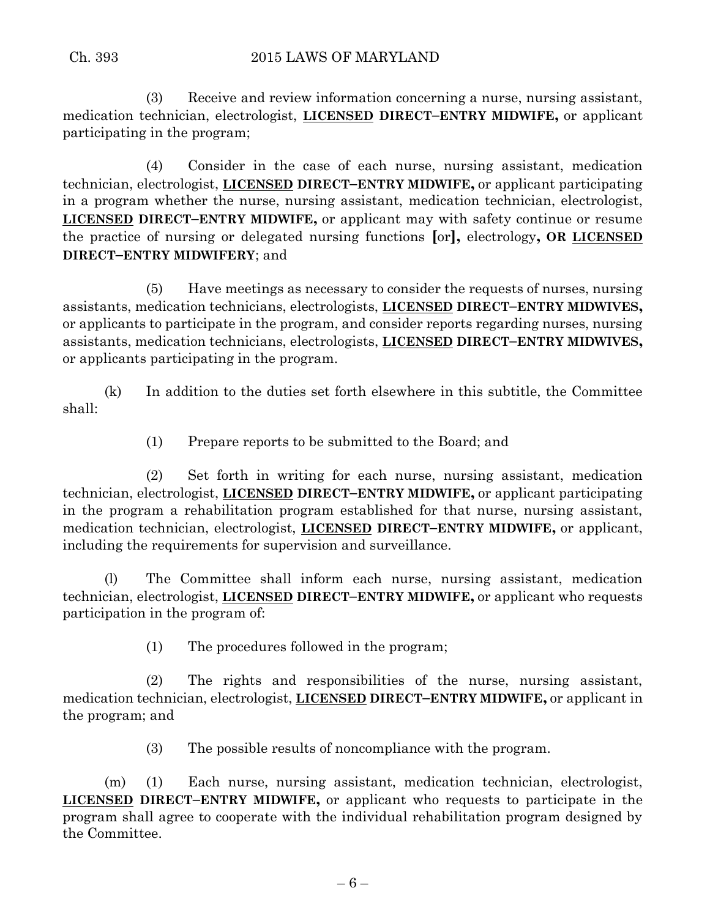(3) Receive and review information concerning a nurse, nursing assistant, medication technician, electrologist, <u>**LICENSED**</u> **DIRECT–ENTRY MIDWIFE,** or applicant participating in the program;

(4) Consider in the case of each nurse, nursing assistant, medication technician, electrologist, <u>**LICENSED**</u> **DIRECT–ENTRY MIDWIFE,** or applicant participating in a program whether the nurse, nursing assistant, medication technician, electrologist, <u>**LICENSED**</u> **DIRECT–ENTRY MIDWIFE,** or applicant may with safety continue or resume the practice of nursing or delegated nursing functions **[**or**],** electrology**, OR** <u>**LICENSED**</u> **DIRECT–ENTRY MIDWIFERY**; and

(5) Have meetings as necessary to consider the requests of nurses, nursing assistants, medication technicians, electrologists, <u>**LICENSED**</u> **DIRECT–ENTRY MIDWIVES,** or applicants to participate in the program, and consider reports regarding nurses, nursing assistants, medication technicians, electrologists, <u>**LICENSED**</u> **DIRECT–ENTRY MIDWIVES,** or applicants participating in the program.

(k) In addition to the duties set forth elsewhere in this subtitle, the Committee shall:

(1) Prepare reports to be submitted to the Board; and

(2) Set forth in writing for each nurse, nursing assistant, medication technician, electrologist, <u>**LICENSED**</u> **DIRECT–ENTRY MIDWIFE,** or applicant participating in the program a rehabilitation program established for that nurse, nursing assistant, medication technician, electrologist, <u>**LICENSED**</u> **DIRECT–ENTRY MIDWIFE,** or applicant, including the requirements for supervision and surveillance.

(l) The Committee shall inform each nurse, nursing assistant, medication technician, electrologist, <u>**LICENSED**</u> **DIRECT–ENTRY MIDWIFE,** or applicant who requests participation in the program of:

(1) The procedures followed in the program;

(2) The rights and responsibilities of the nurse, nursing assistant, medication technician, electrologist, <u>**LICENSED**</u> **DIRECT–ENTRY MIDWIFE,** or applicant in the program; and

(3) The possible results of noncompliance with the program.

(m) (1) Each nurse, nursing assistant, medication technician, electrologist, <u>**LICENSED**</u> **DIRECT–ENTRY MIDWIFE,** or applicant who requests to participate in the program shall agree to cooperate with the individual rehabilitation program designed by the Committee.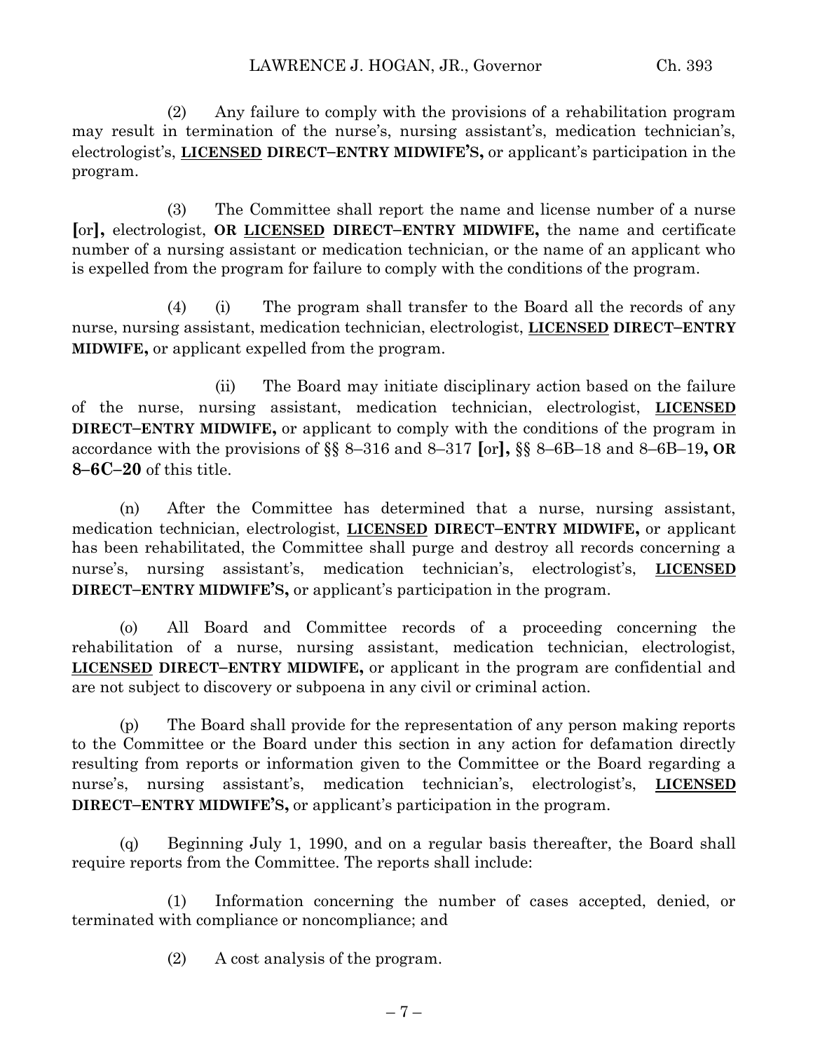(2) Any failure to comply with the provisions of a rehabilitation program may result in termination of the nurse's, nursing assistant's, medication technician's, electrologist's, <u>LICENSED</u> **DIRECT–ENTRY MIDWIFE'S,** or applicant's participation in the program.

(3) The Committee shall report the name and license number of a nurse **[**or**],** electrologist, **OR <u>LICENSED</u> DIRECT–ENTRY MIDWIFE,** the name and certificate number of a nursing assistant or medication technician, or the name of an applicant who is expelled from the program for failure to comply with the conditions of the program.

(4) (i) The program shall transfer to the Board all the records of any nurse, nursing assistant, medication technician, electrologist, <u>LICENSED</u> **DIRECT–ENTRY MIDWIFE,** or applicant expelled from the program.

(ii) The Board may initiate disciplinary action based on the failure of the nurse, nursing assistant, medication technician, electrologist, <u>LICENSED</u> **DIRECT–ENTRY MIDWIFE,** or applicant to comply with the conditions of the program in accordance with the provisions of §§ 8–316 and 8–317 **[**or**],** §§ 8–6B–18 and 8–6B–19**, OR 8–6C–20** of this title.

(n) After the Committee has determined that a nurse, nursing assistant, medication technician, electrologist, <u>LICENSED</u> **DIRECT–ENTRY MIDWIFE,** or applicant has been rehabilitated, the Committee shall purge and destroy all records concerning a nurse's, nursing assistant's, medication technician's, electrologist's, <u>LICENSED</u> **DIRECT–ENTRY MIDWIFE'S,** or applicant's participation in the program.

(o) All Board and Committee records of a proceeding concerning the rehabilitation of a nurse, nursing assistant, medication technician, electrologist, <u>LICENSED</u> **DIRECT–ENTRY MIDWIFE,** or applicant in the program are confidential and are not subject to discovery or subpoena in any civil or criminal action.

(p) The Board shall provide for the representation of any person making reports to the Committee or the Board under this section in any action for defamation directly resulting from reports or information given to the Committee or the Board regarding a nurse's, nursing assistant's, medication technician's, electrologist's, <u>LICENSED</u> **DIRECT–ENTRY MIDWIFE'S,** or applicant's participation in the program.

(q) Beginning July 1, 1990, and on a regular basis thereafter, the Board shall require reports from the Committee. The reports shall include:

(1) Information concerning the number of cases accepted, denied, or terminated with compliance or noncompliance; and

(2) A cost analysis of the program.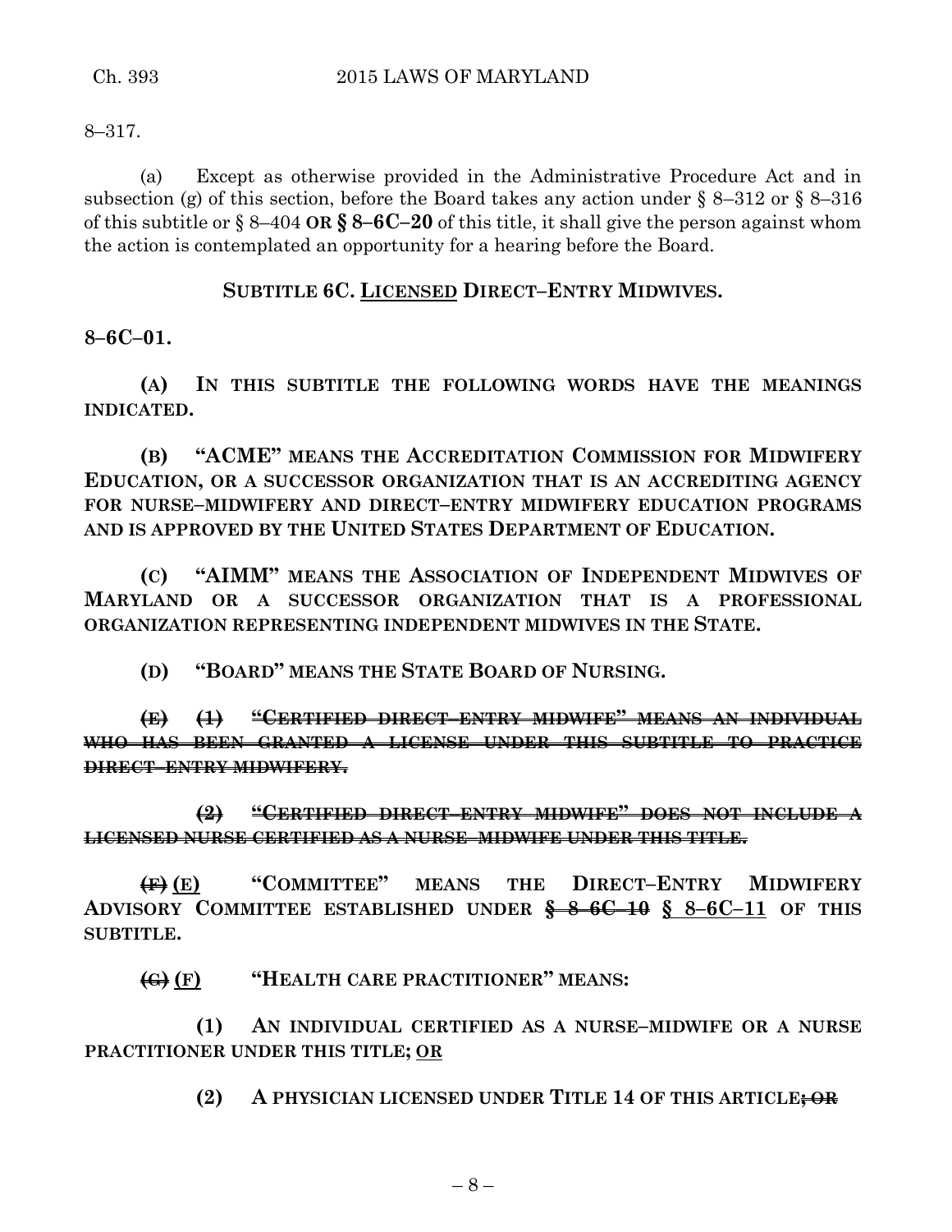8–317.

(a) Except as otherwise provided in the Administrative Procedure Act and in subsection (g) of this section, before the Board takes any action under § 8–312 or § 8–316 of this subtitle or § 8–404 **OR § 8–6C–20** of this title, it shall give the person against whom the action is contemplated an opportunity for a hearing before the Board.

**SUBTITLE 6C. LICENSED DIRECT–ENTRY MIDWIVES.**

**8–6C–01.**

**(A) IN THIS SUBTITLE THE FOLLOWING WORDS HAVE THE MEANINGS INDICATED.**

**(B) "ACME" MEANS THE ACCREDITATION COMMISSION FOR MIDWIFERY EDUCATION, OR A SUCCESSOR ORGANIZATION THAT IS AN ACCREDITING AGENCY FOR NURSE–MIDWIFERY AND DIRECT–ENTRY MIDWIFERY EDUCATION PROGRAMS AND IS APPROVED BY THE UNITED STATES DEPARTMENT OF EDUCATION.**

**(C) "AIMM" MEANS THE ASSOCIATION OF INDEPENDENT MIDWIVES OF MARYLAND OR A SUCCESSOR ORGANIZATION THAT IS A PROFESSIONAL ORGANIZATION REPRESENTING INDEPENDENT MIDWIVES IN THE STATE.**

**(D) "BOARD" MEANS THE STATE BOARD OF NURSING.**

~~**(E) (1) "CERTIFIED DIRECT–ENTRY MIDWIFE" MEANS AN INDIVIDUAL WHO HAS BEEN GRANTED A LICENSE UNDER THIS SUBTITLE TO PRACTICE DIRECT–ENTRY MIDWIFERY.**~~

~~**(2) "CERTIFIED DIRECT–ENTRY MIDWIFE" DOES NOT INCLUDE A LICENSED NURSE CERTIFIED AS A NURSE–MIDWIFE UNDER THIS TITLE.**~~

~~**(F)**~~ **(E) "COMMITTEE" MEANS THE DIRECT–ENTRY MIDWIFERY ADVISORY COMMITTEE ESTABLISHED UNDER ~~§ 8–6C–10~~ § 8–6C–11 OF THIS SUBTITLE.**

~~**(G)**~~ **(F) "HEALTH CARE PRACTITIONER" MEANS:**

**(1) AN INDIVIDUAL CERTIFIED AS A NURSE–MIDWIFE OR A NURSE PRACTITIONER UNDER THIS TITLE; OR**

**(2) A PHYSICIAN LICENSED UNDER TITLE 14 OF THIS ARTICLE~~; OR~~**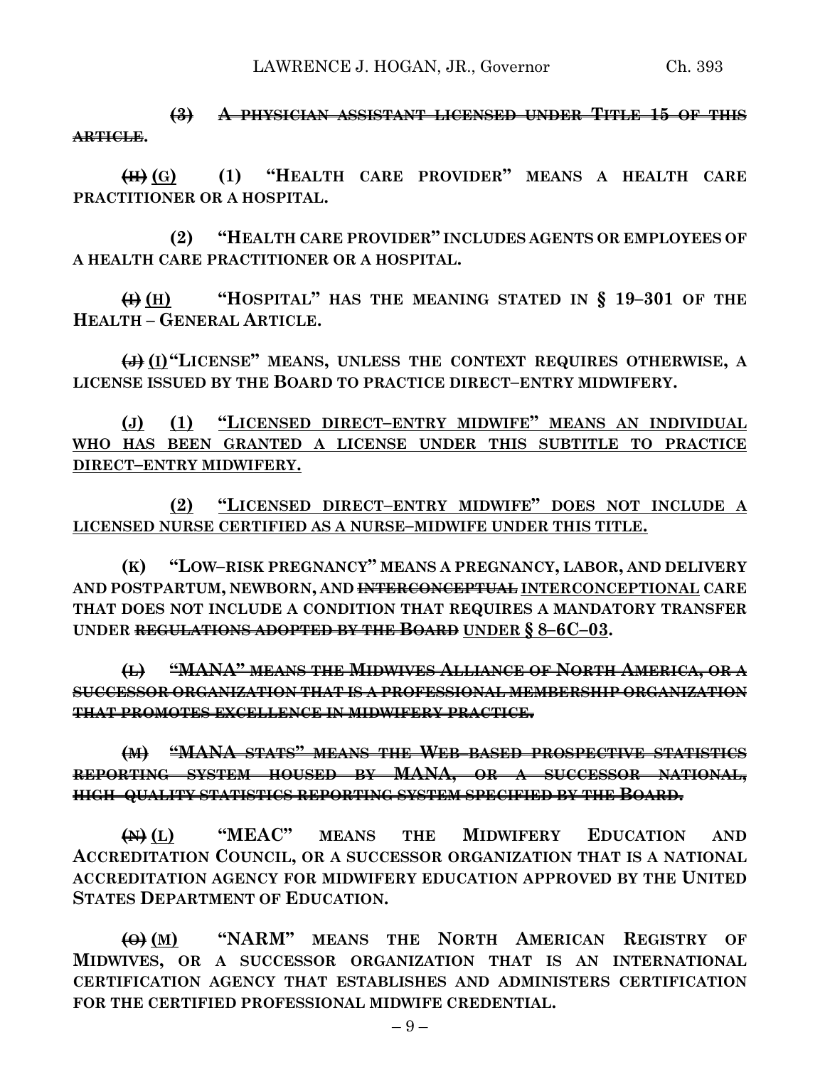**~~(3) A PHYSICIAN ASSISTANT LICENSED UNDER TITLE 15 OF THIS ARTICLE.~~**

**~~(H)~~ <u>(G)</u> (1) "HEALTH CARE PROVIDER" MEANS A HEALTH CARE PRACTITIONER OR A HOSPITAL.**

**(2) "HEALTH CARE PROVIDER" INCLUDES AGENTS OR EMPLOYEES OF A HEALTH CARE PRACTITIONER OR A HOSPITAL.**

**~~(I)~~ <u>(H)</u> "HOSPITAL" HAS THE MEANING STATED IN § 19–301 OF THE HEALTH – GENERAL ARTICLE.**

**~~(J)~~ <u>(I)</u> "LICENSE" MEANS, UNLESS THE CONTEXT REQUIRES OTHERWISE, A LICENSE ISSUED BY THE BOARD TO PRACTICE DIRECT–ENTRY MIDWIFERY.**

**<u>(J) (1) "LICENSED DIRECT–ENTRY MIDWIFE" MEANS AN INDIVIDUAL WHO HAS BEEN GRANTED A LICENSE UNDER THIS SUBTITLE TO PRACTICE DIRECT–ENTRY MIDWIFERY.</u>**

**<u>(2) "LICENSED DIRECT–ENTRY MIDWIFE" DOES NOT INCLUDE A LICENSED NURSE CERTIFIED AS A NURSE–MIDWIFE UNDER THIS TITLE.</u>**

**(K) "LOW–RISK PREGNANCY" MEANS A PREGNANCY, LABOR, AND DELIVERY AND POSTPARTUM, NEWBORN, AND ~~INTERCONCEPTUAL~~ <u>INTERCONCEPTIONAL</u> CARE THAT DOES NOT INCLUDE A CONDITION THAT REQUIRES A MANDATORY TRANSFER UNDER ~~REGULATIONS ADOPTED BY THE BOARD~~ <u>UNDER § 8–6C–03</u>.**

**~~(L) "MANA" MEANS THE MIDWIVES ALLIANCE OF NORTH AMERICA, OR A SUCCESSOR ORGANIZATION THAT IS A PROFESSIONAL MEMBERSHIP ORGANIZATION THAT PROMOTES EXCELLENCE IN MIDWIFERY PRACTICE.~~**

**~~(M) "MANA STATS" MEANS THE WEB–BASED PROSPECTIVE STATISTICS REPORTING SYSTEM HOUSED BY MANA, OR A SUCCESSOR NATIONAL, HIGH–QUALITY STATISTICS REPORTING SYSTEM SPECIFIED BY THE BOARD.~~**

**~~(N)~~ <u>(L)</u> "MEAC" MEANS THE MIDWIFERY EDUCATION AND ACCREDITATION COUNCIL, OR A SUCCESSOR ORGANIZATION THAT IS A NATIONAL ACCREDITATION AGENCY FOR MIDWIFERY EDUCATION APPROVED BY THE UNITED STATES DEPARTMENT OF EDUCATION.**

**~~(O)~~ <u>(M)</u> "NARM" MEANS THE NORTH AMERICAN REGISTRY OF MIDWIVES, OR A SUCCESSOR ORGANIZATION THAT IS AN INTERNATIONAL CERTIFICATION AGENCY THAT ESTABLISHES AND ADMINISTERS CERTIFICATION FOR THE CERTIFIED PROFESSIONAL MIDWIFE CREDENTIAL.**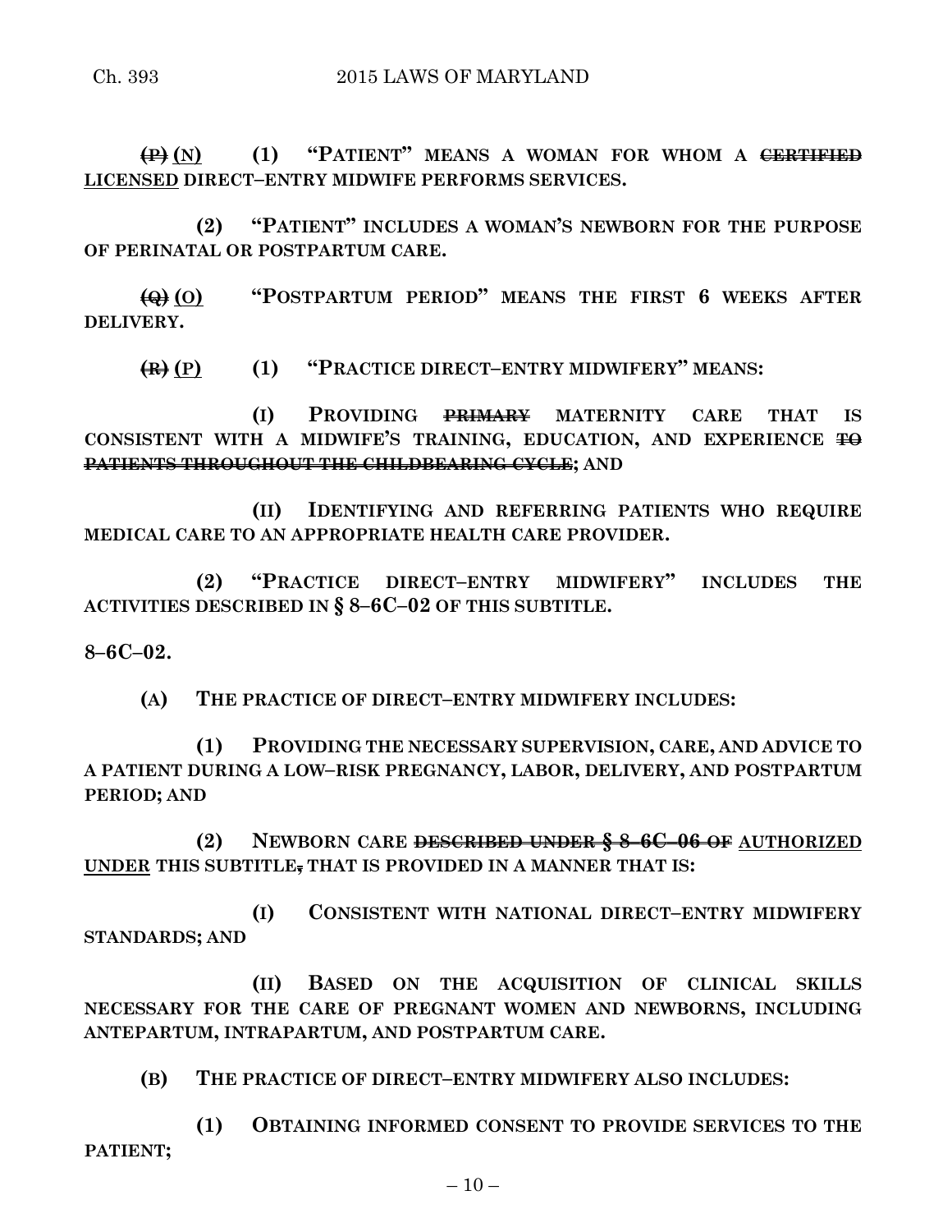~~(P)~~ <u>(N)</u> (1) "PATIENT" MEANS A WOMAN FOR WHOM A ~~CERTIFIED~~ <u>LICENSED</u> DIRECT–ENTRY MIDWIFE PERFORMS SERVICES.

(2) "PATIENT" INCLUDES A WOMAN'S NEWBORN FOR THE PURPOSE OF PERINATAL OR POSTPARTUM CARE.

~~(Q)~~ <u>(O)</u> "POSTPARTUM PERIOD" MEANS THE FIRST 6 WEEKS AFTER DELIVERY.

~~(R)~~ <u>(P)</u> (1) "PRACTICE DIRECT–ENTRY MIDWIFERY" MEANS:

(I) PROVIDING ~~PRIMARY~~ MATERNITY CARE THAT IS CONSISTENT WITH A MIDWIFE'S TRAINING, EDUCATION, AND EXPERIENCE ~~TO PATIENTS THROUGHOUT THE CHILDBEARING CYCLE~~; AND

(II) IDENTIFYING AND REFERRING PATIENTS WHO REQUIRE MEDICAL CARE TO AN APPROPRIATE HEALTH CARE PROVIDER.

(2) "PRACTICE DIRECT–ENTRY MIDWIFERY" INCLUDES THE ACTIVITIES DESCRIBED IN § 8–6C–02 OF THIS SUBTITLE.

**8–6C–02.**

(A) THE PRACTICE OF DIRECT–ENTRY MIDWIFERY INCLUDES:

(1) PROVIDING THE NECESSARY SUPERVISION, CARE, AND ADVICE TO A PATIENT DURING A LOW–RISK PREGNANCY, LABOR, DELIVERY, AND POSTPARTUM PERIOD; AND

(2) NEWBORN CARE ~~DESCRIBED UNDER § 8–6C–06 OF~~ <u>AUTHORIZED UNDER</u> THIS SUBTITLE~~,~~ THAT IS PROVIDED IN A MANNER THAT IS:

(I) CONSISTENT WITH NATIONAL DIRECT–ENTRY MIDWIFERY STANDARDS; AND

(II) BASED ON THE ACQUISITION OF CLINICAL SKILLS NECESSARY FOR THE CARE OF PREGNANT WOMEN AND NEWBORNS, INCLUDING ANTEPARTUM, INTRAPARTUM, AND POSTPARTUM CARE.

(B) THE PRACTICE OF DIRECT–ENTRY MIDWIFERY ALSO INCLUDES:

(1) OBTAINING INFORMED CONSENT TO PROVIDE SERVICES TO THE PATIENT;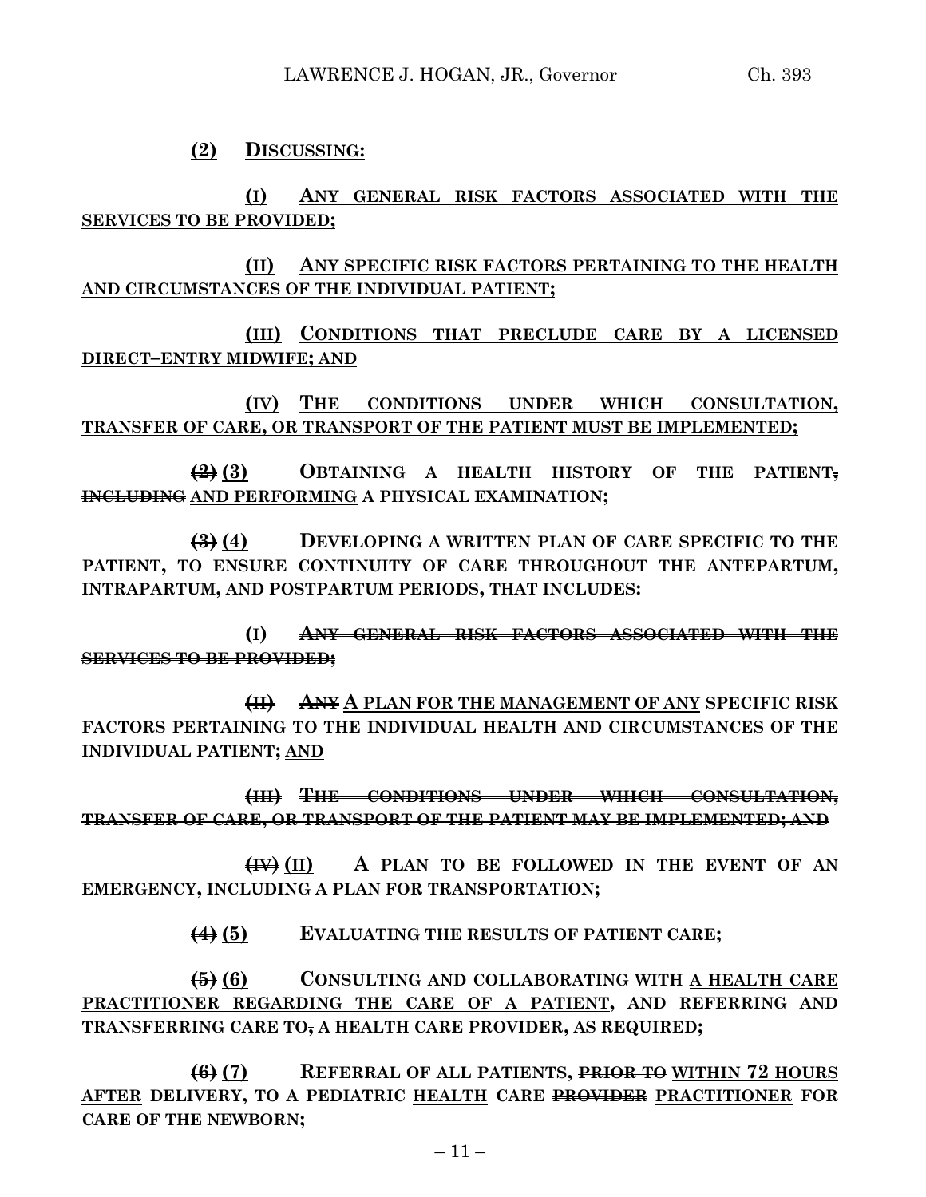**(2) DISCUSSING:**

**(I) ANY GENERAL RISK FACTORS ASSOCIATED WITH THE SERVICES TO BE PROVIDED;**

**(II) ANY SPECIFIC RISK FACTORS PERTAINING TO THE HEALTH AND CIRCUMSTANCES OF THE INDIVIDUAL PATIENT;**

**(III) CONDITIONS THAT PRECLUDE CARE BY A LICENSED DIRECT–ENTRY MIDWIFE; AND**

**(IV) THE CONDITIONS UNDER WHICH CONSULTATION, TRANSFER OF CARE, OR TRANSPORT OF THE PATIENT MUST BE IMPLEMENTED;**

**~~(2)~~ (3) OBTAINING A HEALTH HISTORY OF THE PATIENT~~,~~ ~~INCLUDING~~ AND PERFORMING A PHYSICAL EXAMINATION;**

**~~(3)~~ (4) DEVELOPING A WRITTEN PLAN OF CARE SPECIFIC TO THE PATIENT, TO ENSURE CONTINUITY OF CARE THROUGHOUT THE ANTEPARTUM, INTRAPARTUM, AND POSTPARTUM PERIODS, THAT INCLUDES:**

**(I) ~~ANY GENERAL RISK FACTORS ASSOCIATED WITH THE SERVICES TO BE PROVIDED;~~**

**~~(II)~~ ~~ANY~~ A PLAN FOR THE MANAGEMENT OF ANY SPECIFIC RISK FACTORS PERTAINING TO THE INDIVIDUAL HEALTH AND CIRCUMSTANCES OF THE INDIVIDUAL PATIENT; AND**

**~~(III) THE CONDITIONS UNDER WHICH CONSULTATION, TRANSFER OF CARE, OR TRANSPORT OF THE PATIENT MAY BE IMPLEMENTED; AND~~**

**~~(IV)~~ (II) A PLAN TO BE FOLLOWED IN THE EVENT OF AN EMERGENCY, INCLUDING A PLAN FOR TRANSPORTATION;**

**~~(4)~~ (5) EVALUATING THE RESULTS OF PATIENT CARE;**

**~~(5)~~ (6) CONSULTING AND COLLABORATING WITH A HEALTH CARE PRACTITIONER REGARDING THE CARE OF A PATIENT, AND REFERRING AND TRANSFERRING CARE TO~~,~~ A HEALTH CARE PROVIDER, AS REQUIRED;**

**~~(6)~~ (7) REFERRAL OF ALL PATIENTS, ~~PRIOR TO~~ WITHIN 72 HOURS AFTER DELIVERY, TO A PEDIATRIC HEALTH CARE ~~PROVIDER~~ PRACTITIONER FOR CARE OF THE NEWBORN;**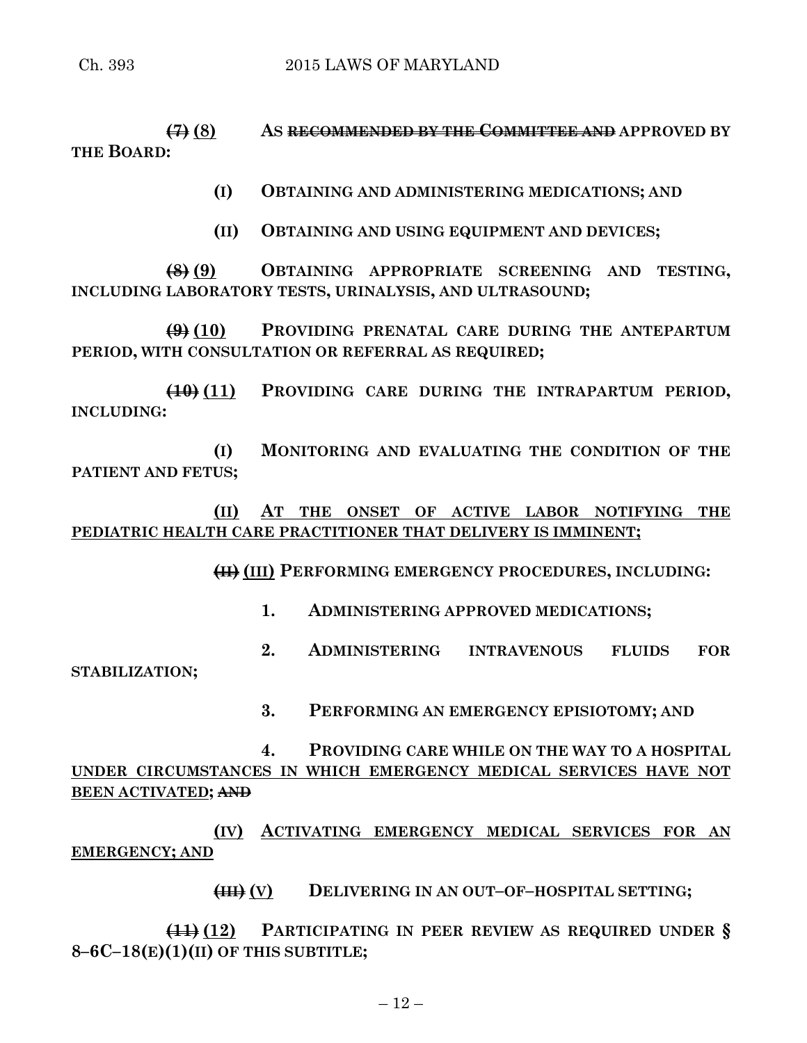~~(7)~~ <u>(8)</u> AS ~~RECOMMENDED BY THE COMMITTEE AND~~ APPROVED BY THE BOARD:

(I) OBTAINING AND ADMINISTERING MEDICATIONS; AND

(II) OBTAINING AND USING EQUIPMENT AND DEVICES;

~~(8)~~ <u>(9)</u> OBTAINING APPROPRIATE SCREENING AND TESTING, INCLUDING LABORATORY TESTS, URINALYSIS, AND ULTRASOUND;

~~(9)~~ <u>(10)</u> PROVIDING PRENATAL CARE DURING THE ANTEPARTUM PERIOD, WITH CONSULTATION OR REFERRAL AS REQUIRED;

~~(10)~~ <u>(11)</u> PROVIDING CARE DURING THE INTRAPARTUM PERIOD, INCLUDING:

(I) MONITORING AND EVALUATING THE CONDITION OF THE PATIENT AND FETUS;

<u>(II) AT THE ONSET OF ACTIVE LABOR NOTIFYING THE PEDIATRIC HEALTH CARE PRACTITIONER THAT DELIVERY IS IMMINENT;</u>

~~(II)~~ <u>(III)</u> PERFORMING EMERGENCY PROCEDURES, INCLUDING:

1. ADMINISTERING APPROVED MEDICATIONS;

2. ADMINISTERING INTRAVENOUS FLUIDS FOR STABILIZATION;

3. PERFORMING AN EMERGENCY EPISIOTOMY; AND

4. PROVIDING CARE WHILE ON THE WAY TO A HOSPITAL <u>UNDER CIRCUMSTANCES IN WHICH EMERGENCY MEDICAL SERVICES HAVE NOT BEEN ACTIVATED;</u> ~~AND~~

<u>(IV) ACTIVATING EMERGENCY MEDICAL SERVICES FOR AN EMERGENCY; AND</u>

~~(III)~~ <u>(V)</u> DELIVERING IN AN OUT–OF–HOSPITAL SETTING;

~~(11)~~ <u>(12)</u> PARTICIPATING IN PEER REVIEW AS REQUIRED UNDER § 8–6C–18(E)(1)(II) OF THIS SUBTITLE;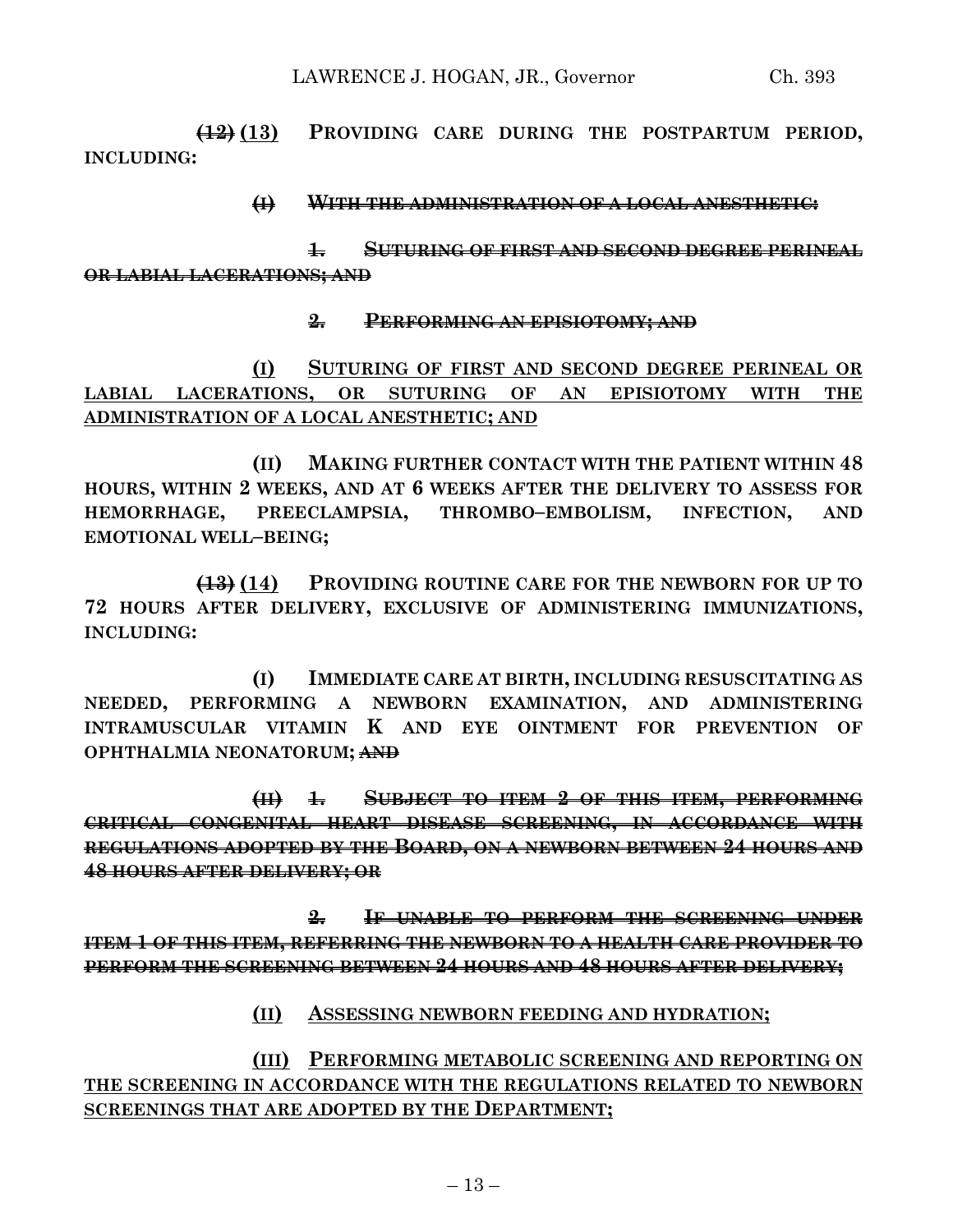~~(12)~~ <u>(13)</u> **PROVIDING CARE DURING THE POSTPARTUM PERIOD, INCLUDING:**

~~**(I) WITH THE ADMINISTRATION OF A LOCAL ANESTHETIC:**~~

~~**1. SUTURING OF FIRST AND SECOND DEGREE PERINEAL OR LABIAL LACERATIONS; AND**~~

~~**2. PERFORMING AN EPISIOTOMY; AND**~~

<u>**(I) SUTURING OF FIRST AND SECOND DEGREE PERINEAL OR LABIAL LACERATIONS, OR SUTURING OF AN EPISIOTOMY WITH THE ADMINISTRATION OF A LOCAL ANESTHETIC; AND**</u>

**(II) MAKING FURTHER CONTACT WITH THE PATIENT WITHIN 48 HOURS, WITHIN 2 WEEKS, AND AT 6 WEEKS AFTER THE DELIVERY TO ASSESS FOR HEMORRHAGE, PREECLAMPSIA, THROMBO–EMBOLISM, INFECTION, AND EMOTIONAL WELL–BEING;**

~~(13)~~ <u>(14)</u> **PROVIDING ROUTINE CARE FOR THE NEWBORN FOR UP TO 72 HOURS AFTER DELIVERY, EXCLUSIVE OF ADMINISTERING IMMUNIZATIONS, INCLUDING:**

**(I) IMMEDIATE CARE AT BIRTH, INCLUDING RESUSCITATING AS NEEDED, PERFORMING A NEWBORN EXAMINATION, AND ADMINISTERING INTRAMUSCULAR VITAMIN K AND EYE OINTMENT FOR PREVENTION OF OPHTHALMIA NEONATORUM;** ~~**AND**~~

~~**(II) 1. SUBJECT TO ITEM 2 OF THIS ITEM, PERFORMING CRITICAL CONGENITAL HEART DISEASE SCREENING, IN ACCORDANCE WITH REGULATIONS ADOPTED BY THE BOARD, ON A NEWBORN BETWEEN 24 HOURS AND 48 HOURS AFTER DELIVERY; OR**~~

~~**2. IF UNABLE TO PERFORM THE SCREENING UNDER ITEM 1 OF THIS ITEM, REFERRING THE NEWBORN TO A HEALTH CARE PROVIDER TO PERFORM THE SCREENING BETWEEN 24 HOURS AND 48 HOURS AFTER DELIVERY;**~~

<u>**(II) ASSESSING NEWBORN FEEDING AND HYDRATION;**</u>

<u>**(III) PERFORMING METABOLIC SCREENING AND REPORTING ON THE SCREENING IN ACCORDANCE WITH THE REGULATIONS RELATED TO NEWBORN SCREENINGS THAT ARE ADOPTED BY THE DEPARTMENT;**</u>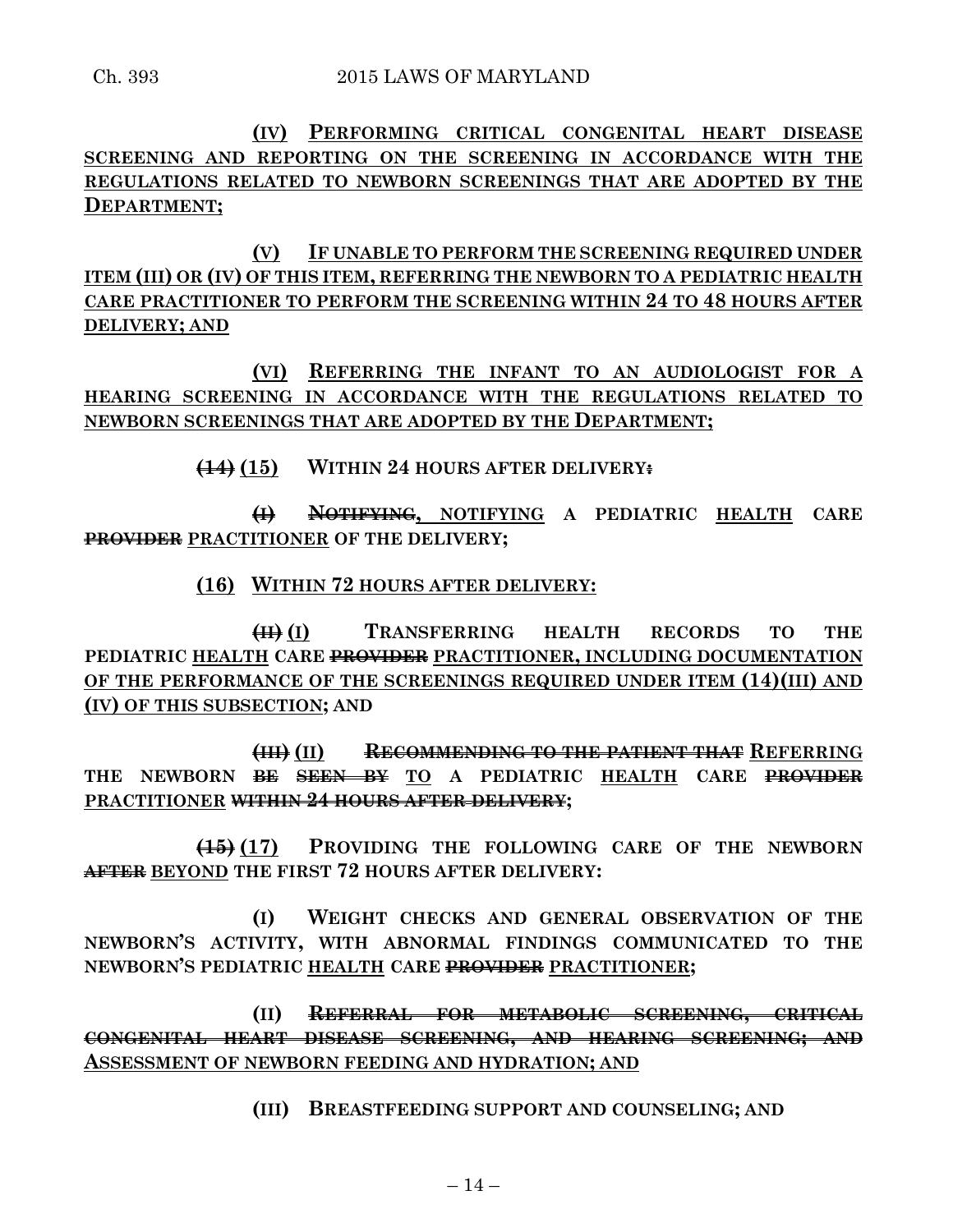**(IV) PERFORMING CRITICAL CONGENITAL HEART DISEASE SCREENING AND REPORTING ON THE SCREENING IN ACCORDANCE WITH THE REGULATIONS RELATED TO NEWBORN SCREENINGS THAT ARE ADOPTED BY THE DEPARTMENT;**

**(V) IF UNABLE TO PERFORM THE SCREENING REQUIRED UNDER ITEM (III) OR (IV) OF THIS ITEM, REFERRING THE NEWBORN TO A PEDIATRIC HEALTH CARE PRACTITIONER TO PERFORM THE SCREENING WITHIN 24 TO 48 HOURS AFTER DELIVERY; AND**

**(VI) REFERRING THE INFANT TO AN AUDIOLOGIST FOR A HEARING SCREENING IN ACCORDANCE WITH THE REGULATIONS RELATED TO NEWBORN SCREENINGS THAT ARE ADOPTED BY THE DEPARTMENT;**

**~~(14)~~ (15) WITHIN 24 HOURS AFTER DELIVERY~~:~~**

**~~(I) NOTIFYING,~~ NOTIFYING A PEDIATRIC HEALTH CARE ~~PROVIDER~~ PRACTITIONER OF THE DELIVERY;**

**(16) WITHIN 72 HOURS AFTER DELIVERY:**

**~~(II)~~ (I) TRANSFERRING HEALTH RECORDS TO THE PEDIATRIC HEALTH CARE ~~PROVIDER~~ PRACTITIONER, INCLUDING DOCUMENTATION OF THE PERFORMANCE OF THE SCREENINGS REQUIRED UNDER ITEM (14)(III) AND (IV) OF THIS SUBSECTION; AND**

**~~(III)~~ (II) ~~RECOMMENDING TO THE PATIENT THAT~~ REFERRING THE NEWBORN ~~BE SEEN BY~~ TO A PEDIATRIC HEALTH CARE ~~PROVIDER~~ PRACTITIONER ~~WITHIN 24 HOURS AFTER DELIVERY~~;**

**~~(15)~~ (17) PROVIDING THE FOLLOWING CARE OF THE NEWBORN ~~AFTER~~ BEYOND THE FIRST 72 HOURS AFTER DELIVERY:**

**(I) WEIGHT CHECKS AND GENERAL OBSERVATION OF THE NEWBORN'S ACTIVITY, WITH ABNORMAL FINDINGS COMMUNICATED TO THE NEWBORN'S PEDIATRIC HEALTH CARE ~~PROVIDER~~ PRACTITIONER;**

**(II) ~~REFERRAL FOR METABOLIC SCREENING, CRITICAL CONGENITAL HEART DISEASE SCREENING, AND HEARING SCREENING; AND~~ ASSESSMENT OF NEWBORN FEEDING AND HYDRATION; AND**

**(III) BREASTFEEDING SUPPORT AND COUNSELING; AND**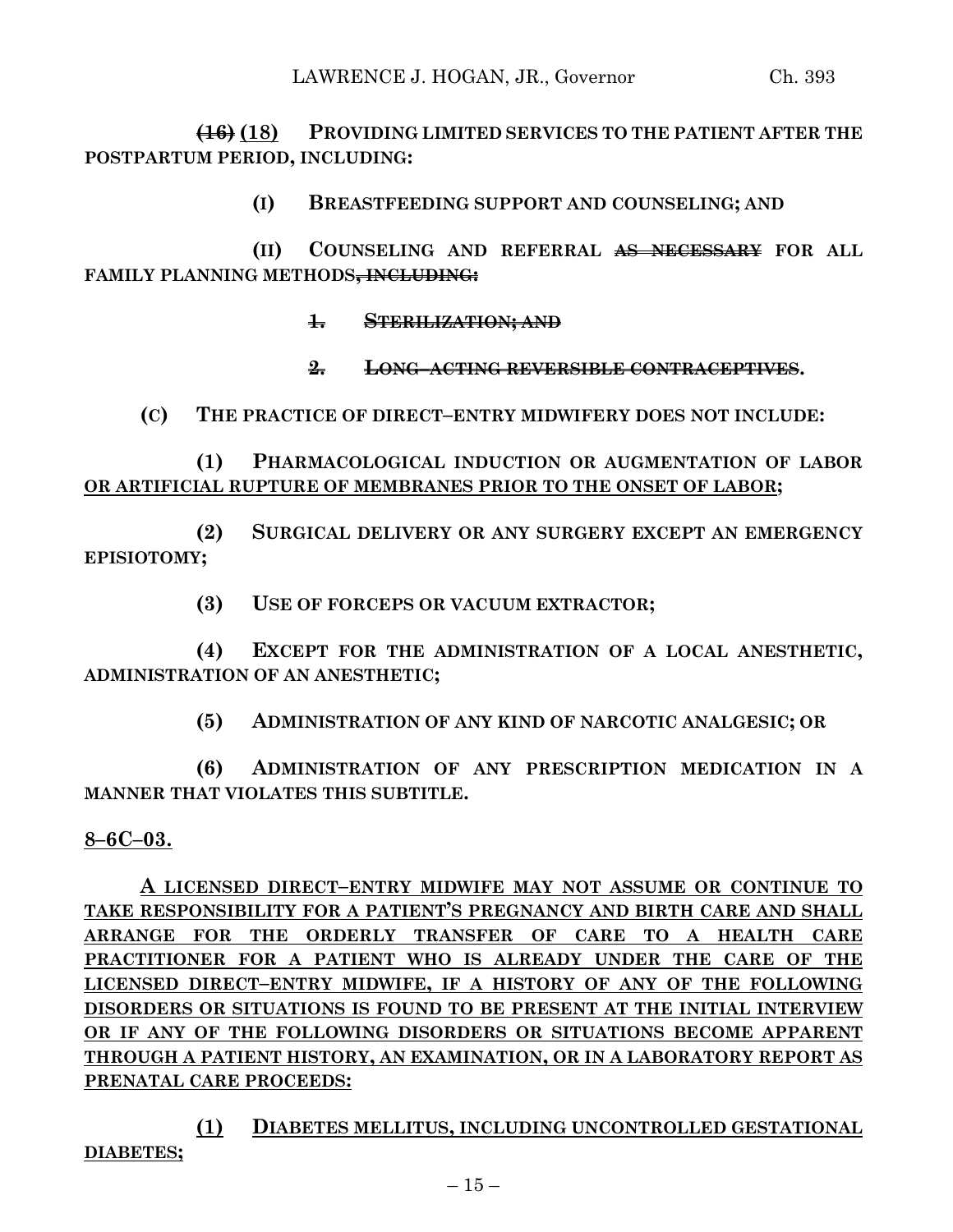~~(16)~~ <u>(18)</u> **PROVIDING LIMITED SERVICES TO THE PATIENT AFTER THE POSTPARTUM PERIOD, INCLUDING:**

**(I) BREASTFEEDING SUPPORT AND COUNSELING; AND**

**(II) COUNSELING AND REFERRAL ~~AS NECESSARY~~ FOR ALL FAMILY PLANNING METHODS~~, INCLUDING:~~**

~~**1. STERILIZATION; AND**~~

~~**2. LONG–ACTING REVERSIBLE CONTRACEPTIVES**~~**.**

**(C) THE PRACTICE OF DIRECT–ENTRY MIDWIFERY DOES NOT INCLUDE:**

**(1) PHARMACOLOGICAL INDUCTION OR AUGMENTATION OF LABOR <u>OR ARTIFICIAL RUPTURE OF MEMBRANES PRIOR TO THE ONSET OF LABOR</u>;**

**(2) SURGICAL DELIVERY OR ANY SURGERY EXCEPT AN EMERGENCY EPISIOTOMY;**

**(3) USE OF FORCEPS OR VACUUM EXTRACTOR;**

**(4) EXCEPT FOR THE ADMINISTRATION OF A LOCAL ANESTHETIC, ADMINISTRATION OF AN ANESTHETIC;**

**(5) ADMINISTRATION OF ANY KIND OF NARCOTIC ANALGESIC; OR**

**(6) ADMINISTRATION OF ANY PRESCRIPTION MEDICATION IN A MANNER THAT VIOLATES THIS SUBTITLE.**

<u>**8–6C–03.**</u>

<u>**A LICENSED DIRECT–ENTRY MIDWIFE MAY NOT ASSUME OR CONTINUE TO TAKE RESPONSIBILITY FOR A PATIENT'S PREGNANCY AND BIRTH CARE AND SHALL ARRANGE FOR THE ORDERLY TRANSFER OF CARE TO A HEALTH CARE PRACTITIONER FOR A PATIENT WHO IS ALREADY UNDER THE CARE OF THE LICENSED DIRECT–ENTRY MIDWIFE, IF A HISTORY OF ANY OF THE FOLLOWING DISORDERS OR SITUATIONS IS FOUND TO BE PRESENT AT THE INITIAL INTERVIEW OR IF ANY OF THE FOLLOWING DISORDERS OR SITUATIONS BECOME APPARENT THROUGH A PATIENT HISTORY, AN EXAMINATION, OR IN A LABORATORY REPORT AS PRENATAL CARE PROCEEDS:**</u>

<u>**(1) DIABETES MELLITUS, INCLUDING UNCONTROLLED GESTATIONAL DIABETES;**</u>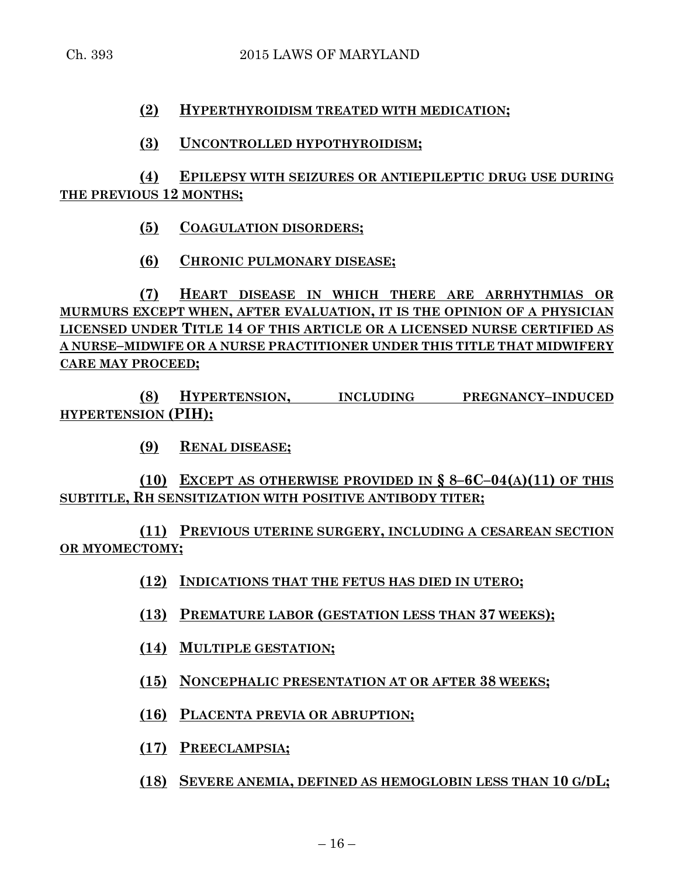**(2) HYPERTHYROIDISM TREATED WITH MEDICATION;**

**(3) UNCONTROLLED HYPOTHYROIDISM;**

**(4) EPILEPSY WITH SEIZURES OR ANTIEPILEPTIC DRUG USE DURING THE PREVIOUS 12 MONTHS;**

**(5) COAGULATION DISORDERS;**

**(6) CHRONIC PULMONARY DISEASE;**

**(7) HEART DISEASE IN WHICH THERE ARE ARRHYTHMIAS OR MURMURS EXCEPT WHEN, AFTER EVALUATION, IT IS THE OPINION OF A PHYSICIAN LICENSED UNDER TITLE 14 OF THIS ARTICLE OR A LICENSED NURSE CERTIFIED AS A NURSE–MIDWIFE OR A NURSE PRACTITIONER UNDER THIS TITLE THAT MIDWIFERY CARE MAY PROCEED;**

**(8) HYPERTENSION, INCLUDING PREGNANCY–INDUCED HYPERTENSION (PIH);**

**(9) RENAL DISEASE;**

**(10) EXCEPT AS OTHERWISE PROVIDED IN § 8–6C–04(A)(11) OF THIS SUBTITLE, RH SENSITIZATION WITH POSITIVE ANTIBODY TITER;**

**(11) PREVIOUS UTERINE SURGERY, INCLUDING A CESAREAN SECTION OR MYOMECTOMY;**

**(12) INDICATIONS THAT THE FETUS HAS DIED IN UTERO;**

**(13) PREMATURE LABOR (GESTATION LESS THAN 37 WEEKS);**

**(14) MULTIPLE GESTATION;**

**(15) NONCEPHALIC PRESENTATION AT OR AFTER 38 WEEKS;**

**(16) PLACENTA PREVIA OR ABRUPTION;**

**(17) PREECLAMPSIA;**

**(18) SEVERE ANEMIA, DEFINED AS HEMOGLOBIN LESS THAN 10 G/DL;**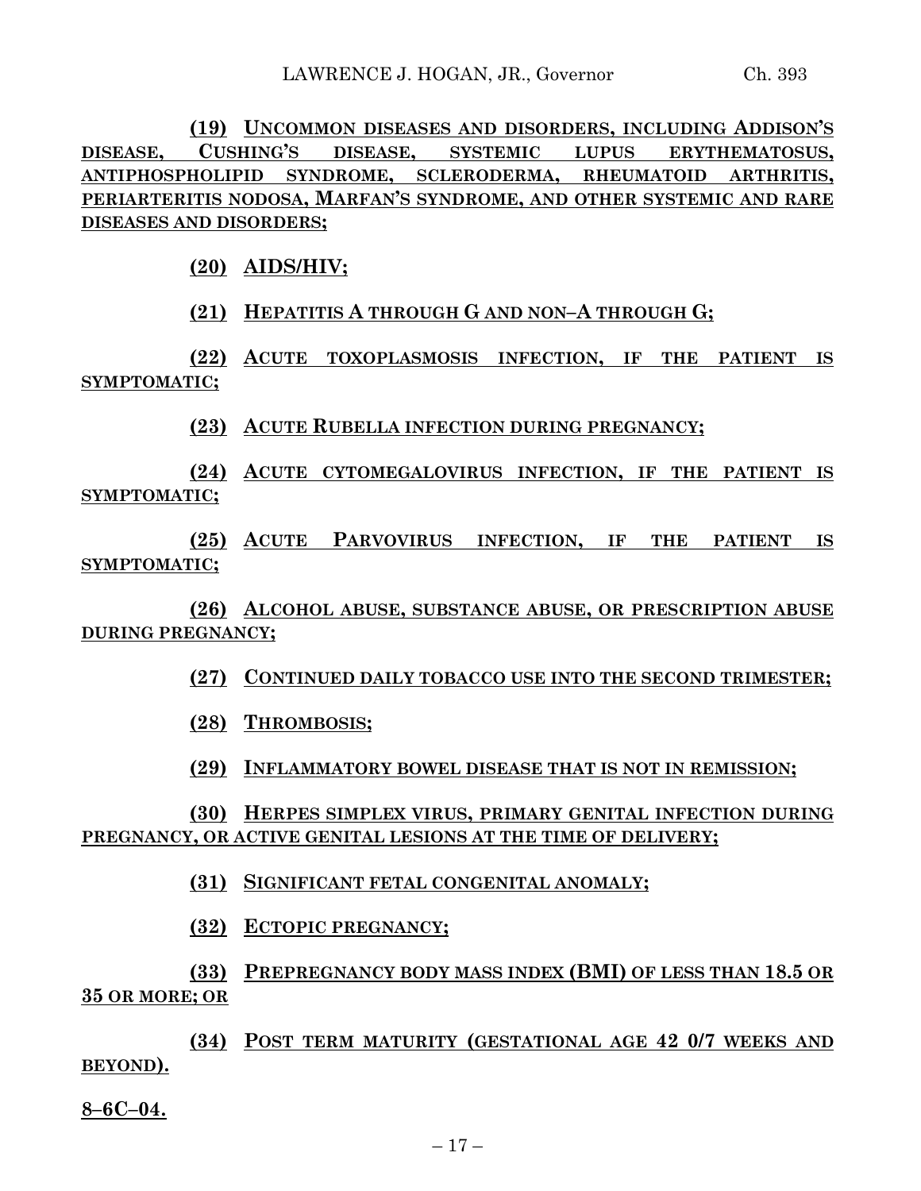**(19) UNCOMMON DISEASES AND DISORDERS, INCLUDING ADDISON'S DISEASE, CUSHING'S DISEASE, SYSTEMIC LUPUS ERYTHEMATOSUS, ANTIPHOSPHOLIPID SYNDROME, SCLERODERMA, RHEUMATOID ARTHRITIS, PERIARTERITIS NODOSA, MARFAN'S SYNDROME, AND OTHER SYSTEMIC AND RARE DISEASES AND DISORDERS;**

**(20) AIDS/HIV;**

**(21) HEPATITIS A THROUGH G AND NON–A THROUGH G;**

**(22) ACUTE TOXOPLASMOSIS INFECTION, IF THE PATIENT IS SYMPTOMATIC;**

**(23) ACUTE RUBELLA INFECTION DURING PREGNANCY;**

**(24) ACUTE CYTOMEGALOVIRUS INFECTION, IF THE PATIENT IS SYMPTOMATIC;**

**(25) ACUTE PARVOVIRUS INFECTION, IF THE PATIENT IS SYMPTOMATIC;**

**(26) ALCOHOL ABUSE, SUBSTANCE ABUSE, OR PRESCRIPTION ABUSE DURING PREGNANCY;**

**(27) CONTINUED DAILY TOBACCO USE INTO THE SECOND TRIMESTER;**

**(28) THROMBOSIS;**

**(29) INFLAMMATORY BOWEL DISEASE THAT IS NOT IN REMISSION;**

**(30) HERPES SIMPLEX VIRUS, PRIMARY GENITAL INFECTION DURING PREGNANCY, OR ACTIVE GENITAL LESIONS AT THE TIME OF DELIVERY;**

**(31) SIGNIFICANT FETAL CONGENITAL ANOMALY;**

**(32) ECTOPIC PREGNANCY;**

**(33) PREPREGNANCY BODY MASS INDEX (BMI) OF LESS THAN 18.5 OR 35 OR MORE; OR**

**(34) POST TERM MATURITY (GESTATIONAL AGE 42 0/7 WEEKS AND BEYOND).**

**8–6C–04.**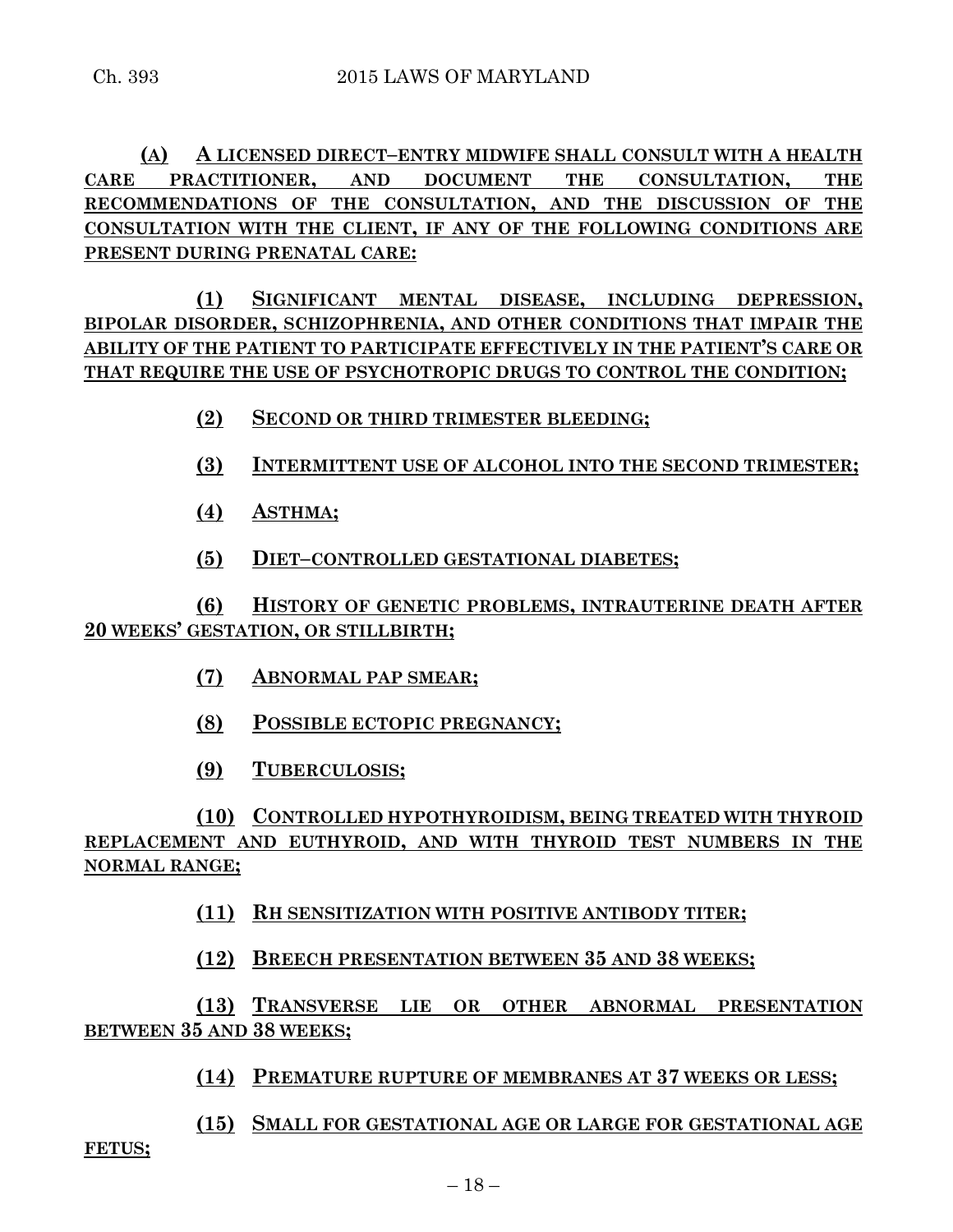**(A) A LICENSED DIRECT–ENTRY MIDWIFE SHALL CONSULT WITH A HEALTH CARE PRACTITIONER, AND DOCUMENT THE CONSULTATION, THE RECOMMENDATIONS OF THE CONSULTATION, AND THE DISCUSSION OF THE CONSULTATION WITH THE CLIENT, IF ANY OF THE FOLLOWING CONDITIONS ARE PRESENT DURING PRENATAL CARE:**

**(1) SIGNIFICANT MENTAL DISEASE, INCLUDING DEPRESSION, BIPOLAR DISORDER, SCHIZOPHRENIA, AND OTHER CONDITIONS THAT IMPAIR THE ABILITY OF THE PATIENT TO PARTICIPATE EFFECTIVELY IN THE PATIENT'S CARE OR THAT REQUIRE THE USE OF PSYCHOTROPIC DRUGS TO CONTROL THE CONDITION;**

**(2) SECOND OR THIRD TRIMESTER BLEEDING;**

**(3) INTERMITTENT USE OF ALCOHOL INTO THE SECOND TRIMESTER;**

**(4) ASTHMA;**

**(5) DIET–CONTROLLED GESTATIONAL DIABETES;**

**(6) HISTORY OF GENETIC PROBLEMS, INTRAUTERINE DEATH AFTER 20 WEEKS' GESTATION, OR STILLBIRTH;**

**(7) ABNORMAL PAP SMEAR;**

**(8) POSSIBLE ECTOPIC PREGNANCY;**

**(9) TUBERCULOSIS;**

**(10) CONTROLLED HYPOTHYROIDISM, BEING TREATED WITH THYROID REPLACEMENT AND EUTHYROID, AND WITH THYROID TEST NUMBERS IN THE NORMAL RANGE;**

**(11) RH SENSITIZATION WITH POSITIVE ANTIBODY TITER;**

**(12) BREECH PRESENTATION BETWEEN 35 AND 38 WEEKS;**

**(13) TRANSVERSE LIE OR OTHER ABNORMAL PRESENTATION BETWEEN 35 AND 38 WEEKS;**

**(14) PREMATURE RUPTURE OF MEMBRANES AT 37 WEEKS OR LESS;**

**(15) SMALL FOR GESTATIONAL AGE OR LARGE FOR GESTATIONAL AGE FETUS;**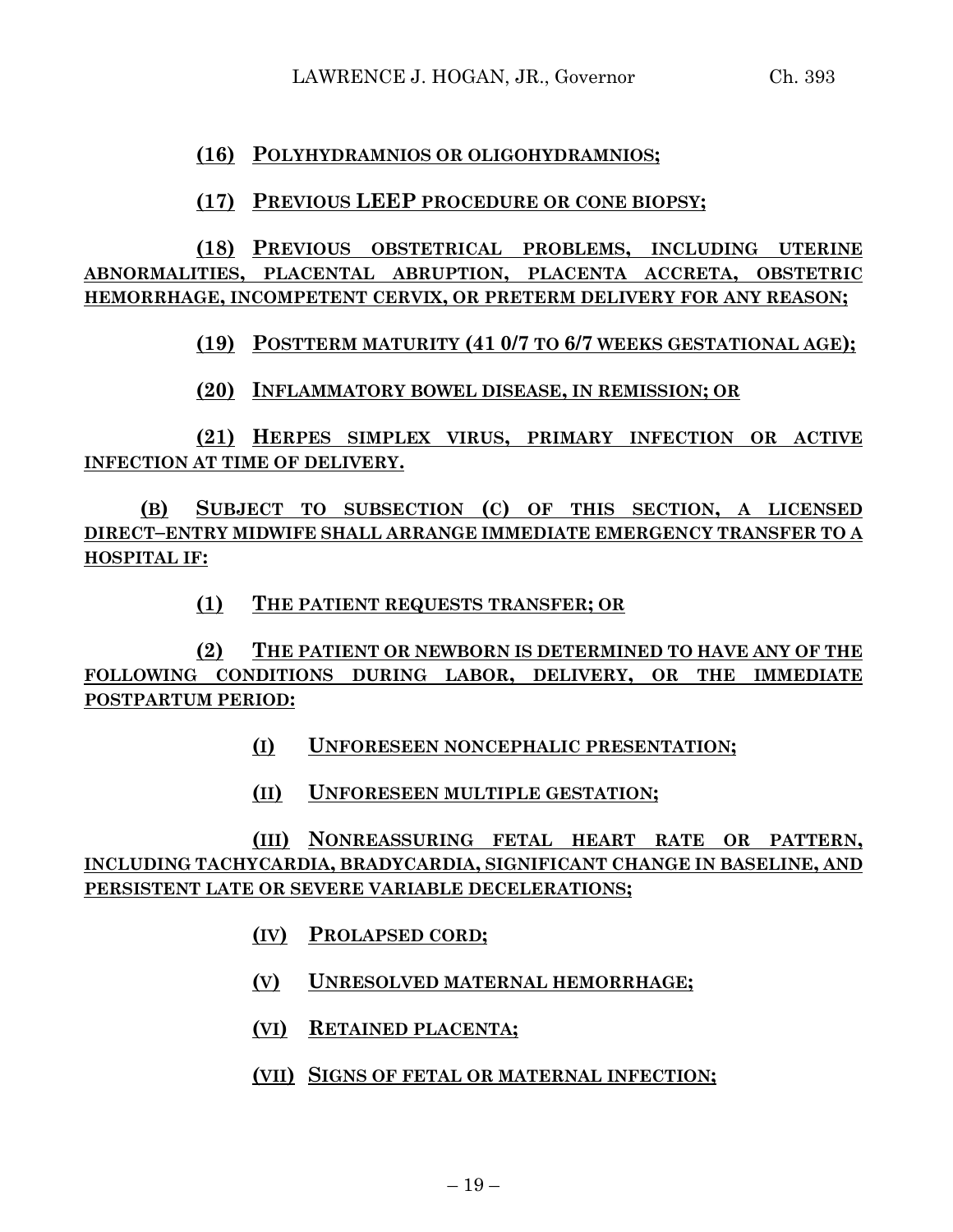**(16) POLYHYDRAMNIOS OR OLIGOHYDRAMNIOS;**

**(17) PREVIOUS LEEP PROCEDURE OR CONE BIOPSY;**

**(18) PREVIOUS OBSTETRICAL PROBLEMS, INCLUDING UTERINE ABNORMALITIES, PLACENTAL ABRUPTION, PLACENTA ACCRETA, OBSTETRIC HEMORRHAGE, INCOMPETENT CERVIX, OR PRETERM DELIVERY FOR ANY REASON;**

**(19) POSTTERM MATURITY (41 0/7 TO 6/7 WEEKS GESTATIONAL AGE);**

**(20) INFLAMMATORY BOWEL DISEASE, IN REMISSION; OR**

**(21) HERPES SIMPLEX VIRUS, PRIMARY INFECTION OR ACTIVE INFECTION AT TIME OF DELIVERY.**

**(B) SUBJECT TO SUBSECTION (C) OF THIS SECTION, A LICENSED DIRECT–ENTRY MIDWIFE SHALL ARRANGE IMMEDIATE EMERGENCY TRANSFER TO A HOSPITAL IF:**

**(1) THE PATIENT REQUESTS TRANSFER; OR**

**(2) THE PATIENT OR NEWBORN IS DETERMINED TO HAVE ANY OF THE FOLLOWING CONDITIONS DURING LABOR, DELIVERY, OR THE IMMEDIATE POSTPARTUM PERIOD:**

**(I) UNFORESEEN NONCEPHALIC PRESENTATION;**

**(II) UNFORESEEN MULTIPLE GESTATION;**

**(III) NONREASSURING FETAL HEART RATE OR PATTERN, INCLUDING TACHYCARDIA, BRADYCARDIA, SIGNIFICANT CHANGE IN BASELINE, AND PERSISTENT LATE OR SEVERE VARIABLE DECELERATIONS;**

**(IV) PROLAPSED CORD;**

**(V) UNRESOLVED MATERNAL HEMORRHAGE;**

**(VI) RETAINED PLACENTA;**

**(VII) SIGNS OF FETAL OR MATERNAL INFECTION;**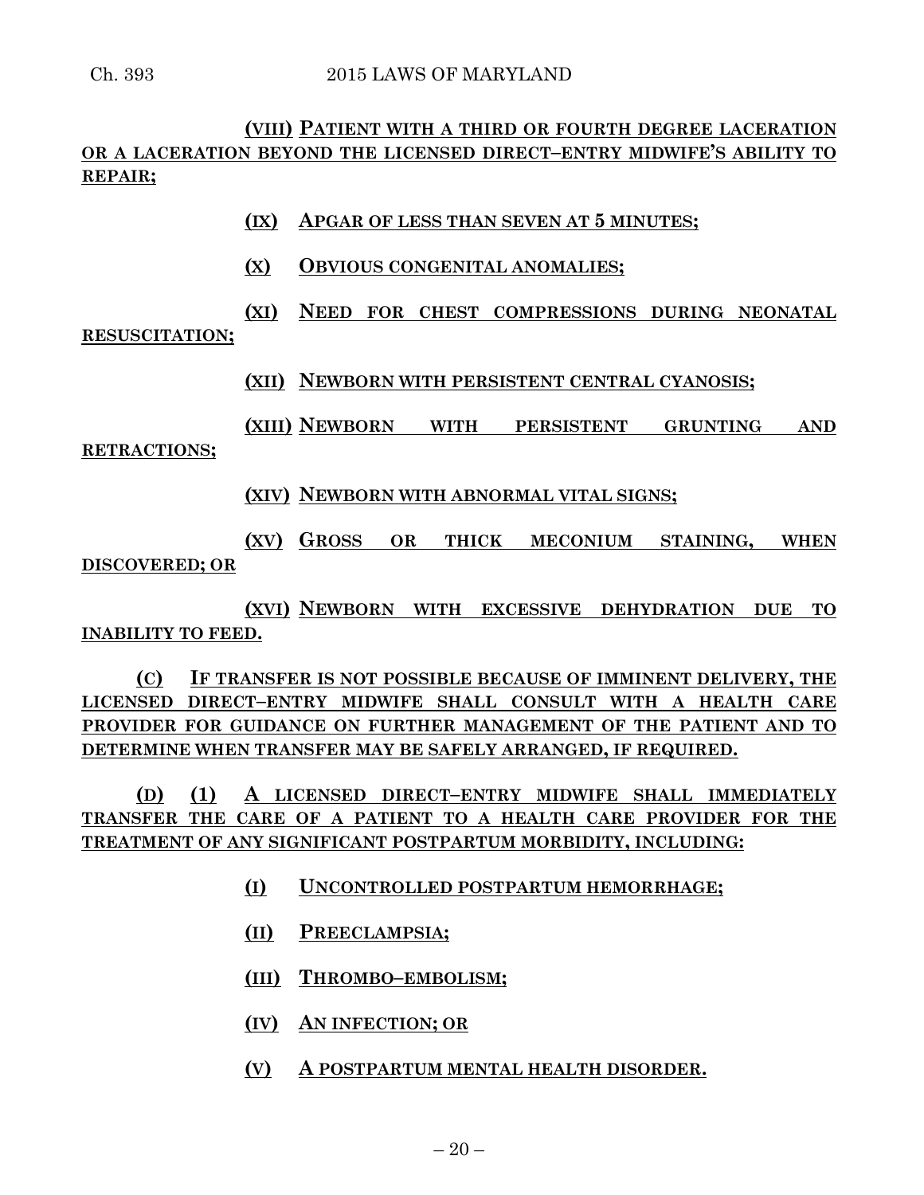(VIII) PATIENT WITH A THIRD OR FOURTH DEGREE LACERATION OR A LACERATION BEYOND THE LICENSED DIRECT–ENTRY MIDWIFE'S ABILITY TO REPAIR;

(IX) APGAR OF LESS THAN SEVEN AT 5 MINUTES;

(X) OBVIOUS CONGENITAL ANOMALIES;

(XI) NEED FOR CHEST COMPRESSIONS DURING NEONATAL RESUSCITATION;

(XII) NEWBORN WITH PERSISTENT CENTRAL CYANOSIS;

(XIII) NEWBORN WITH PERSISTENT GRUNTING AND RETRACTIONS;

(XIV) NEWBORN WITH ABNORMAL VITAL SIGNS;

(XV) GROSS OR THICK MECONIUM STAINING, WHEN DISCOVERED; OR

(XVI) NEWBORN WITH EXCESSIVE DEHYDRATION DUE TO INABILITY TO FEED.

(C) IF TRANSFER IS NOT POSSIBLE BECAUSE OF IMMINENT DELIVERY, THE LICENSED DIRECT–ENTRY MIDWIFE SHALL CONSULT WITH A HEALTH CARE PROVIDER FOR GUIDANCE ON FURTHER MANAGEMENT OF THE PATIENT AND TO DETERMINE WHEN TRANSFER MAY BE SAFELY ARRANGED, IF REQUIRED.

(D) (1) A LICENSED DIRECT–ENTRY MIDWIFE SHALL IMMEDIATELY TRANSFER THE CARE OF A PATIENT TO A HEALTH CARE PROVIDER FOR THE TREATMENT OF ANY SIGNIFICANT POSTPARTUM MORBIDITY, INCLUDING:

(I) UNCONTROLLED POSTPARTUM HEMORRHAGE;

(II) PREECLAMPSIA;

(III) THROMBO–EMBOLISM;

(IV) AN INFECTION; OR

(V) A POSTPARTUM MENTAL HEALTH DISORDER.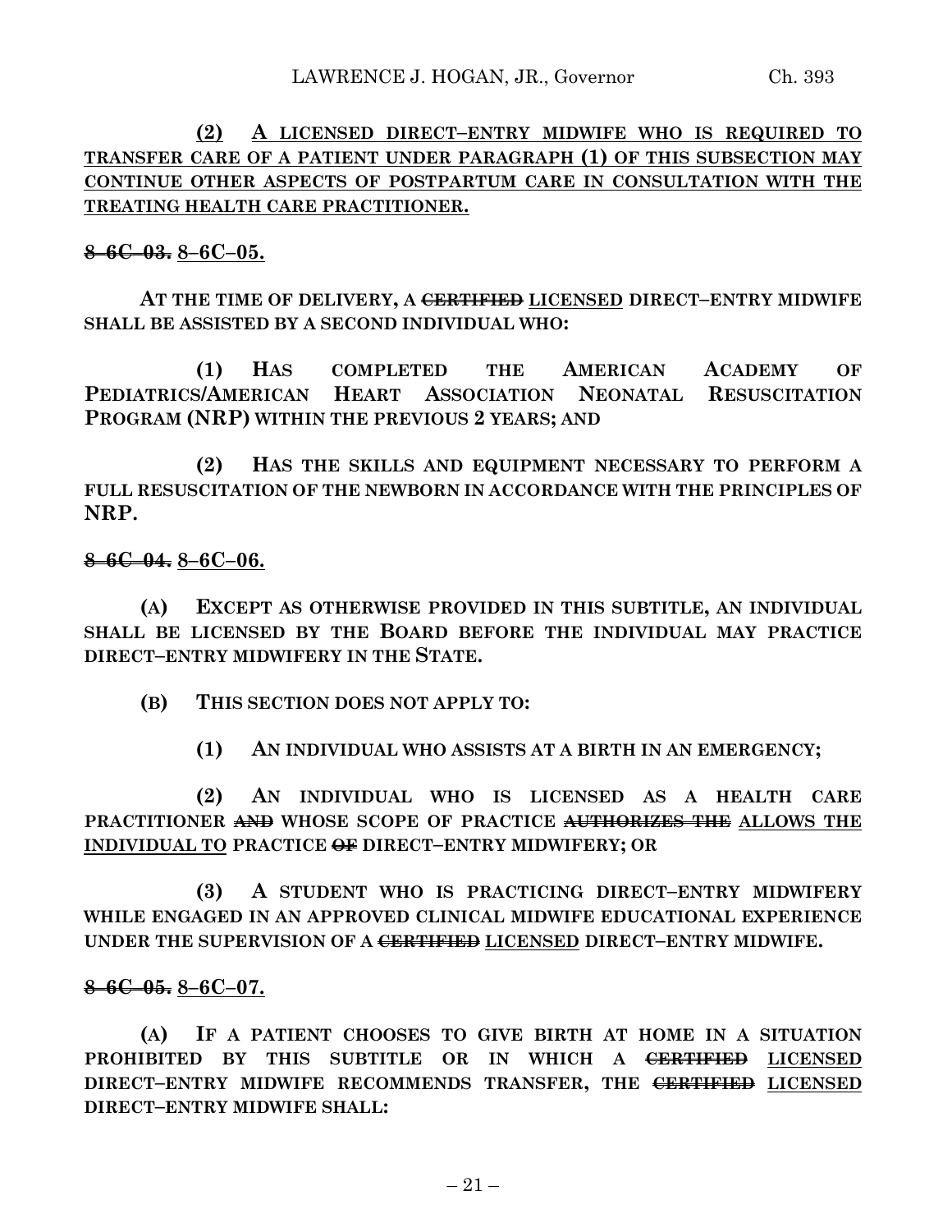**(2) A LICENSED DIRECT–ENTRY MIDWIFE WHO IS REQUIRED TO TRANSFER CARE OF A PATIENT UNDER PARAGRAPH (1) OF THIS SUBSECTION MAY CONTINUE OTHER ASPECTS OF POSTPARTUM CARE IN CONSULTATION WITH THE TREATING HEALTH CARE PRACTITIONER.**

**~~8–6C–03.~~ 8–6C–05.**

**AT THE TIME OF DELIVERY, A ~~CERTIFIED~~ LICENSED DIRECT–ENTRY MIDWIFE SHALL BE ASSISTED BY A SECOND INDIVIDUAL WHO:**

**(1) HAS COMPLETED THE AMERICAN ACADEMY OF PEDIATRICS/AMERICAN HEART ASSOCIATION NEONATAL RESUSCITATION PROGRAM (NRP) WITHIN THE PREVIOUS 2 YEARS; AND**

**(2) HAS THE SKILLS AND EQUIPMENT NECESSARY TO PERFORM A FULL RESUSCITATION OF THE NEWBORN IN ACCORDANCE WITH THE PRINCIPLES OF NRP.**

**~~8–6C–04.~~ 8–6C–06.**

**(A) EXCEPT AS OTHERWISE PROVIDED IN THIS SUBTITLE, AN INDIVIDUAL SHALL BE LICENSED BY THE BOARD BEFORE THE INDIVIDUAL MAY PRACTICE DIRECT–ENTRY MIDWIFERY IN THE STATE.**

**(B) THIS SECTION DOES NOT APPLY TO:**

**(1) AN INDIVIDUAL WHO ASSISTS AT A BIRTH IN AN EMERGENCY;**

**(2) AN INDIVIDUAL WHO IS LICENSED AS A HEALTH CARE PRACTITIONER ~~AND~~ WHOSE SCOPE OF PRACTICE ~~AUTHORIZES THE~~ ALLOWS THE INDIVIDUAL TO PRACTICE ~~OF~~ DIRECT–ENTRY MIDWIFERY; OR**

**(3) A STUDENT WHO IS PRACTICING DIRECT–ENTRY MIDWIFERY WHILE ENGAGED IN AN APPROVED CLINICAL MIDWIFE EDUCATIONAL EXPERIENCE UNDER THE SUPERVISION OF A ~~CERTIFIED~~ LICENSED DIRECT–ENTRY MIDWIFE.**

**~~8–6C–05.~~ 8–6C–07.**

**(A) IF A PATIENT CHOOSES TO GIVE BIRTH AT HOME IN A SITUATION PROHIBITED BY THIS SUBTITLE OR IN WHICH A ~~CERTIFIED~~ LICENSED DIRECT–ENTRY MIDWIFE RECOMMENDS TRANSFER, THE ~~CERTIFIED~~ LICENSED DIRECT–ENTRY MIDWIFE SHALL:**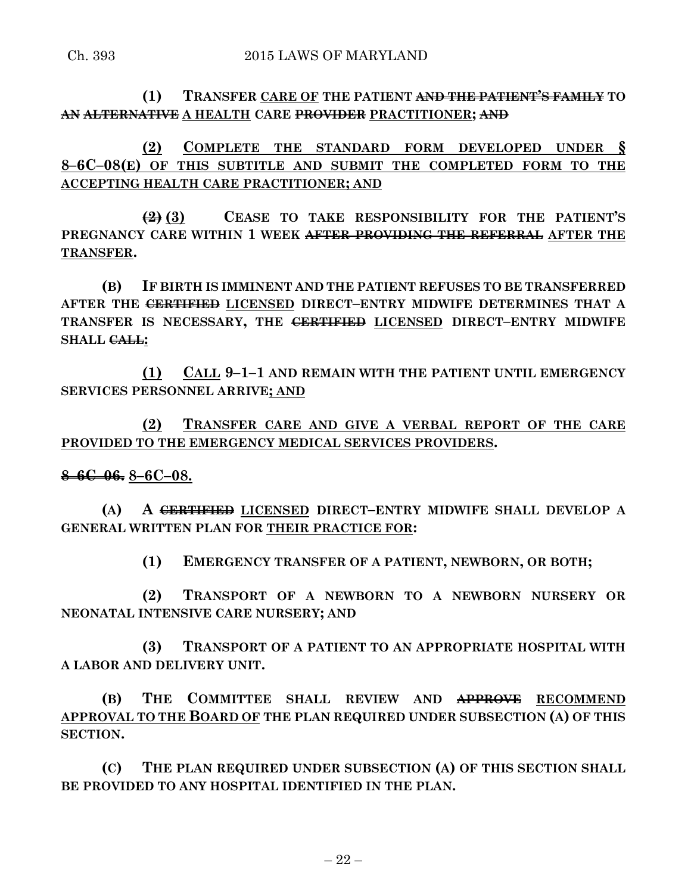**(1) TRANSFER** <u>**CARE OF**</u> **THE PATIENT** ~~**AND THE PATIENT'S FAMILY**~~ **TO** ~~**AN**~~ ~~**ALTERNATIVE**~~ <u>**A HEALTH**</u> **CARE** ~~**PROVIDER**~~ <u>**PRACTITIONER**</u>**;** ~~**AND**~~

<u>**(2) COMPLETE THE STANDARD FORM DEVELOPED UNDER § 8–6C–08(E) OF THIS SUBTITLE AND SUBMIT THE COMPLETED FORM TO THE ACCEPTING HEALTH CARE PRACTITIONER; AND**</u>

~~**(2)**~~ <u>**(3)**</u> **CEASE TO TAKE RESPONSIBILITY FOR THE PATIENT'S PREGNANCY CARE WITHIN 1 WEEK** ~~**AFTER PROVIDING THE REFERRAL**~~ <u>**AFTER THE TRANSFER**</u>**.**

**(B) IF BIRTH IS IMMINENT AND THE PATIENT REFUSES TO BE TRANSFERRED AFTER THE** ~~**CERTIFIED**~~ <u>**LICENSED**</u> **DIRECT–ENTRY MIDWIFE DETERMINES THAT A TRANSFER IS NECESSARY, THE** ~~**CERTIFIED**~~ <u>**LICENSED**</u> **DIRECT–ENTRY MIDWIFE SHALL** ~~**CALL**~~<u>**:**</u>

<u>**(1) CALL**</u> **9–1–1 AND REMAIN WITH THE PATIENT UNTIL EMERGENCY SERVICES PERSONNEL ARRIVE**<u>**; AND**</u>

<u>**(2) TRANSFER CARE AND GIVE A VERBAL REPORT OF THE CARE PROVIDED TO THE EMERGENCY MEDICAL SERVICES PROVIDERS**</u>**.**

~~**8–6C–06.**~~ <u>**8–6C–08.**</u>

**(A) A** ~~**CERTIFIED**~~ <u>**LICENSED**</u> **DIRECT–ENTRY MIDWIFE SHALL DEVELOP A GENERAL WRITTEN PLAN FOR** <u>**THEIR PRACTICE FOR**</u>**:**

**(1) EMERGENCY TRANSFER OF A PATIENT, NEWBORN, OR BOTH;**

**(2) TRANSPORT OF A NEWBORN TO A NEWBORN NURSERY OR NEONATAL INTENSIVE CARE NURSERY; AND**

**(3) TRANSPORT OF A PATIENT TO AN APPROPRIATE HOSPITAL WITH A LABOR AND DELIVERY UNIT.**

**(B) THE COMMITTEE SHALL REVIEW AND** ~~**APPROVE**~~ <u>**RECOMMEND APPROVAL TO THE BOARD OF**</u> **THE PLAN REQUIRED UNDER SUBSECTION (A) OF THIS SECTION.**

**(C) THE PLAN REQUIRED UNDER SUBSECTION (A) OF THIS SECTION SHALL BE PROVIDED TO ANY HOSPITAL IDENTIFIED IN THE PLAN.**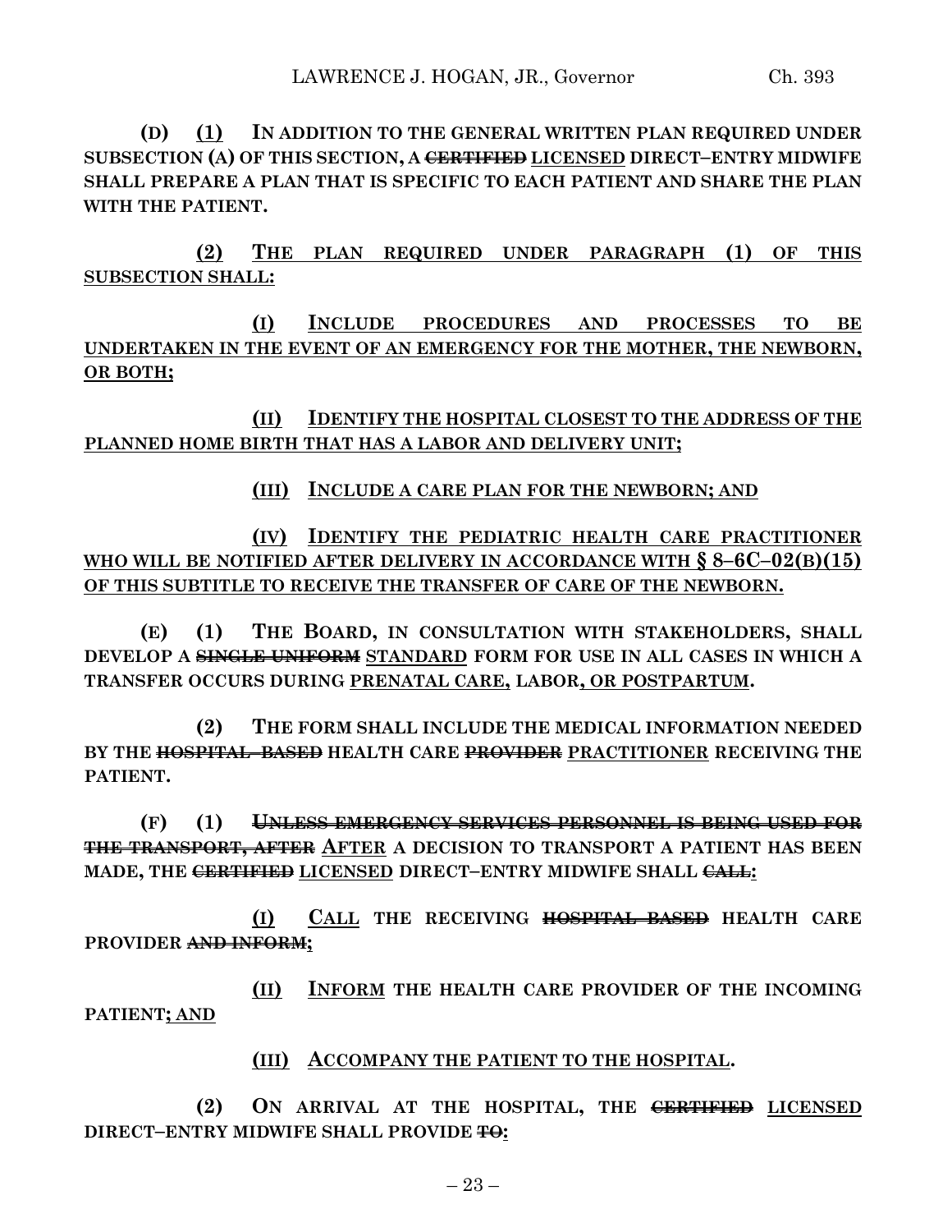**(D) (1) IN ADDITION TO THE GENERAL WRITTEN PLAN REQUIRED UNDER SUBSECTION (A) OF THIS SECTION, A ~~CERTIFIED~~ LICENSED DIRECT–ENTRY MIDWIFE SHALL PREPARE A PLAN THAT IS SPECIFIC TO EACH PATIENT AND SHARE THE PLAN WITH THE PATIENT.**

**(2) THE PLAN REQUIRED UNDER PARAGRAPH (1) OF THIS SUBSECTION SHALL:**

**(I) INCLUDE PROCEDURES AND PROCESSES TO BE UNDERTAKEN IN THE EVENT OF AN EMERGENCY FOR THE MOTHER, THE NEWBORN, OR BOTH;**

**(II) IDENTIFY THE HOSPITAL CLOSEST TO THE ADDRESS OF THE PLANNED HOME BIRTH THAT HAS A LABOR AND DELIVERY UNIT;**

**(III) INCLUDE A CARE PLAN FOR THE NEWBORN; AND**

**(IV) IDENTIFY THE PEDIATRIC HEALTH CARE PRACTITIONER WHO WILL BE NOTIFIED AFTER DELIVERY IN ACCORDANCE WITH § 8–6C–02(B)(15) OF THIS SUBTITLE TO RECEIVE THE TRANSFER OF CARE OF THE NEWBORN.**

**(E) (1) THE BOARD, IN CONSULTATION WITH STAKEHOLDERS, SHALL DEVELOP A ~~SINGLE UNIFORM~~ STANDARD FORM FOR USE IN ALL CASES IN WHICH A TRANSFER OCCURS DURING PRENATAL CARE, LABOR, OR POSTPARTUM.**

**(2) THE FORM SHALL INCLUDE THE MEDICAL INFORMATION NEEDED BY THE ~~HOSPITAL–BASED~~ HEALTH CARE ~~PROVIDER~~ PRACTITIONER RECEIVING THE PATIENT.**

**(F) (1) ~~UNLESS EMERGENCY SERVICES PERSONNEL IS BEING USED FOR THE TRANSPORT, AFTER~~ AFTER A DECISION TO TRANSPORT A PATIENT HAS BEEN MADE, THE ~~CERTIFIED~~ LICENSED DIRECT–ENTRY MIDWIFE SHALL ~~CALL~~:**

**(I) CALL THE RECEIVING ~~HOSPITAL–BASED~~ HEALTH CARE PROVIDER ~~AND INFORM~~;**

**(II) INFORM THE HEALTH CARE PROVIDER OF THE INCOMING PATIENT; AND**

**(III) ACCOMPANY THE PATIENT TO THE HOSPITAL.**

**(2) ON ARRIVAL AT THE HOSPITAL, THE ~~CERTIFIED~~ LICENSED DIRECT–ENTRY MIDWIFE SHALL PROVIDE ~~TO~~:**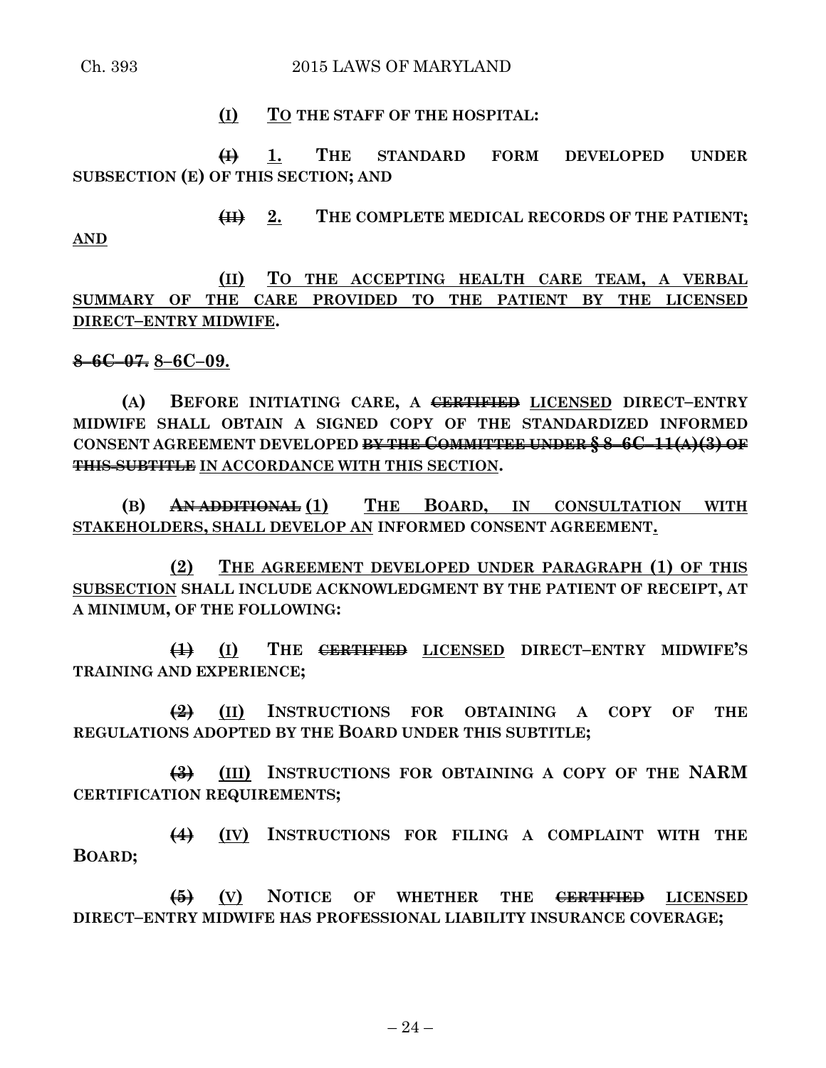(I) TO THE STAFF OF THE HOSPITAL:

~~(I)~~ 1. THE STANDARD FORM DEVELOPED UNDER SUBSECTION (E) OF THIS SECTION; AND

~~(II)~~ 2. THE COMPLETE MEDICAL RECORDS OF THE PATIENT; AND

(II) TO THE ACCEPTING HEALTH CARE TEAM, A VERBAL SUMMARY OF THE CARE PROVIDED TO THE PATIENT BY THE LICENSED DIRECT–ENTRY MIDWIFE.

~~8–6C–07.~~ 8–6C–09.

(A) BEFORE INITIATING CARE, A ~~CERTIFIED~~ LICENSED DIRECT–ENTRY MIDWIFE SHALL OBTAIN A SIGNED COPY OF THE STANDARDIZED INFORMED CONSENT AGREEMENT DEVELOPED ~~BY THE COMMITTEE UNDER § 8–6C–11(A)(3) OF THIS SUBTITLE~~ IN ACCORDANCE WITH THIS SECTION.

(B) ~~AN ADDITIONAL~~ (1) THE BOARD, IN CONSULTATION WITH STAKEHOLDERS, SHALL DEVELOP AN INFORMED CONSENT AGREEMENT.

(2) THE AGREEMENT DEVELOPED UNDER PARAGRAPH (1) OF THIS SUBSECTION SHALL INCLUDE ACKNOWLEDGMENT BY THE PATIENT OF RECEIPT, AT A MINIMUM, OF THE FOLLOWING:

~~(1)~~ (I) THE ~~CERTIFIED~~ LICENSED DIRECT–ENTRY MIDWIFE'S TRAINING AND EXPERIENCE;

~~(2)~~ (II) INSTRUCTIONS FOR OBTAINING A COPY OF THE REGULATIONS ADOPTED BY THE BOARD UNDER THIS SUBTITLE;

~~(3)~~ (III) INSTRUCTIONS FOR OBTAINING A COPY OF THE NARM CERTIFICATION REQUIREMENTS;

~~(4)~~ (IV) INSTRUCTIONS FOR FILING A COMPLAINT WITH THE BOARD;

~~(5)~~ (V) NOTICE OF WHETHER THE ~~CERTIFIED~~ LICENSED DIRECT–ENTRY MIDWIFE HAS PROFESSIONAL LIABILITY INSURANCE COVERAGE;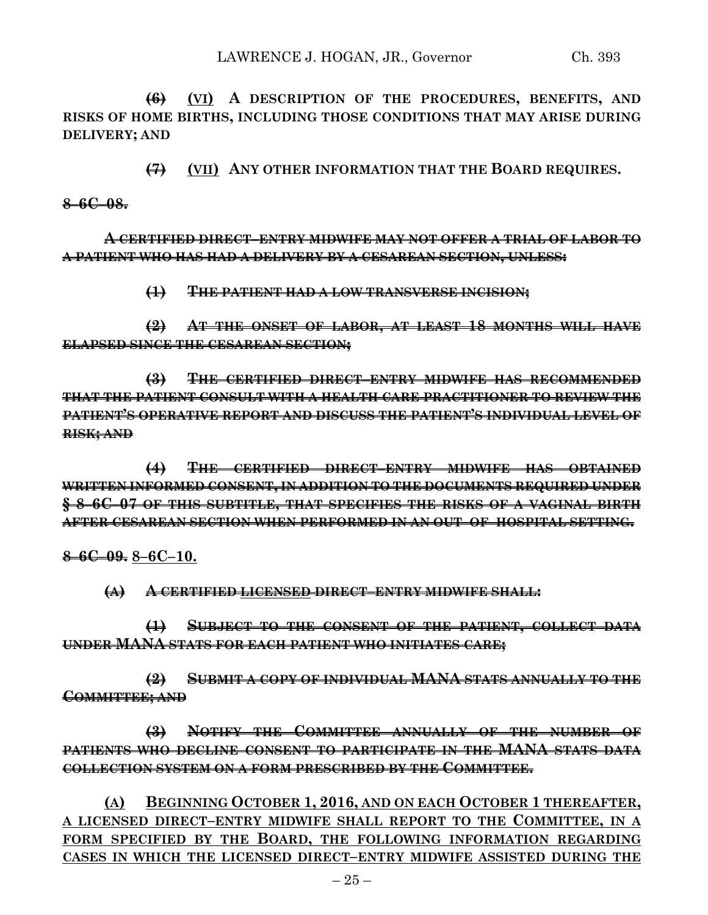~~(6)~~ <u>(VI)</u> **A DESCRIPTION OF THE PROCEDURES, BENEFITS, AND RISKS OF HOME BIRTHS, INCLUDING THOSE CONDITIONS THAT MAY ARISE DURING DELIVERY; AND**

~~(7)~~ <u>(VII)</u> **ANY OTHER INFORMATION THAT THE BOARD REQUIRES.**

~~**8–6C–08.**~~

~~**A CERTIFIED DIRECT–ENTRY MIDWIFE MAY NOT OFFER A TRIAL OF LABOR TO A PATIENT WHO HAS HAD A DELIVERY BY A CESAREAN SECTION, UNLESS:**~~

~~**(1) THE PATIENT HAD A LOW TRANSVERSE INCISION;**~~

~~**(2) AT THE ONSET OF LABOR, AT LEAST 18 MONTHS WILL HAVE ELAPSED SINCE THE CESAREAN SECTION;**~~

~~**(3) THE CERTIFIED DIRECT–ENTRY MIDWIFE HAS RECOMMENDED THAT THE PATIENT CONSULT WITH A HEALTH CARE PRACTITIONER TO REVIEW THE PATIENT'S OPERATIVE REPORT AND DISCUSS THE PATIENT'S INDIVIDUAL LEVEL OF RISK; AND**~~

~~**(4) THE CERTIFIED DIRECT–ENTRY MIDWIFE HAS OBTAINED WRITTEN INFORMED CONSENT, IN ADDITION TO THE DOCUMENTS REQUIRED UNDER § 8–6C–07 OF THIS SUBTITLE, THAT SPECIFIES THE RISKS OF A VAGINAL BIRTH AFTER CESAREAN SECTION WHEN PERFORMED IN AN OUT–OF–HOSPITAL SETTING.**~~

~~**8–6C–09.**~~ <u>**8–6C–10.**</u>

~~**(A) A CERTIFIED**~~ <u>**LICENSED**</u> ~~**DIRECT–ENTRY MIDWIFE SHALL:**~~

~~**(1) SUBJECT TO THE CONSENT OF THE PATIENT, COLLECT DATA UNDER MANA STATS FOR EACH PATIENT WHO INITIATES CARE;**~~

~~**(2) SUBMIT A COPY OF INDIVIDUAL MANA STATS ANNUALLY TO THE COMMITTEE; AND**~~

~~**(3) NOTIFY THE COMMITTEE ANNUALLY OF THE NUMBER OF PATIENTS WHO DECLINE CONSENT TO PARTICIPATE IN THE MANA STATS DATA COLLECTION SYSTEM ON A FORM PRESCRIBED BY THE COMMITTEE.**~~

<u>**(A) BEGINNING OCTOBER 1, 2016, AND ON EACH OCTOBER 1 THEREAFTER, A LICENSED DIRECT–ENTRY MIDWIFE SHALL REPORT TO THE COMMITTEE, IN A FORM SPECIFIED BY THE BOARD, THE FOLLOWING INFORMATION REGARDING CASES IN WHICH THE LICENSED DIRECT–ENTRY MIDWIFE ASSISTED DURING THE**</u>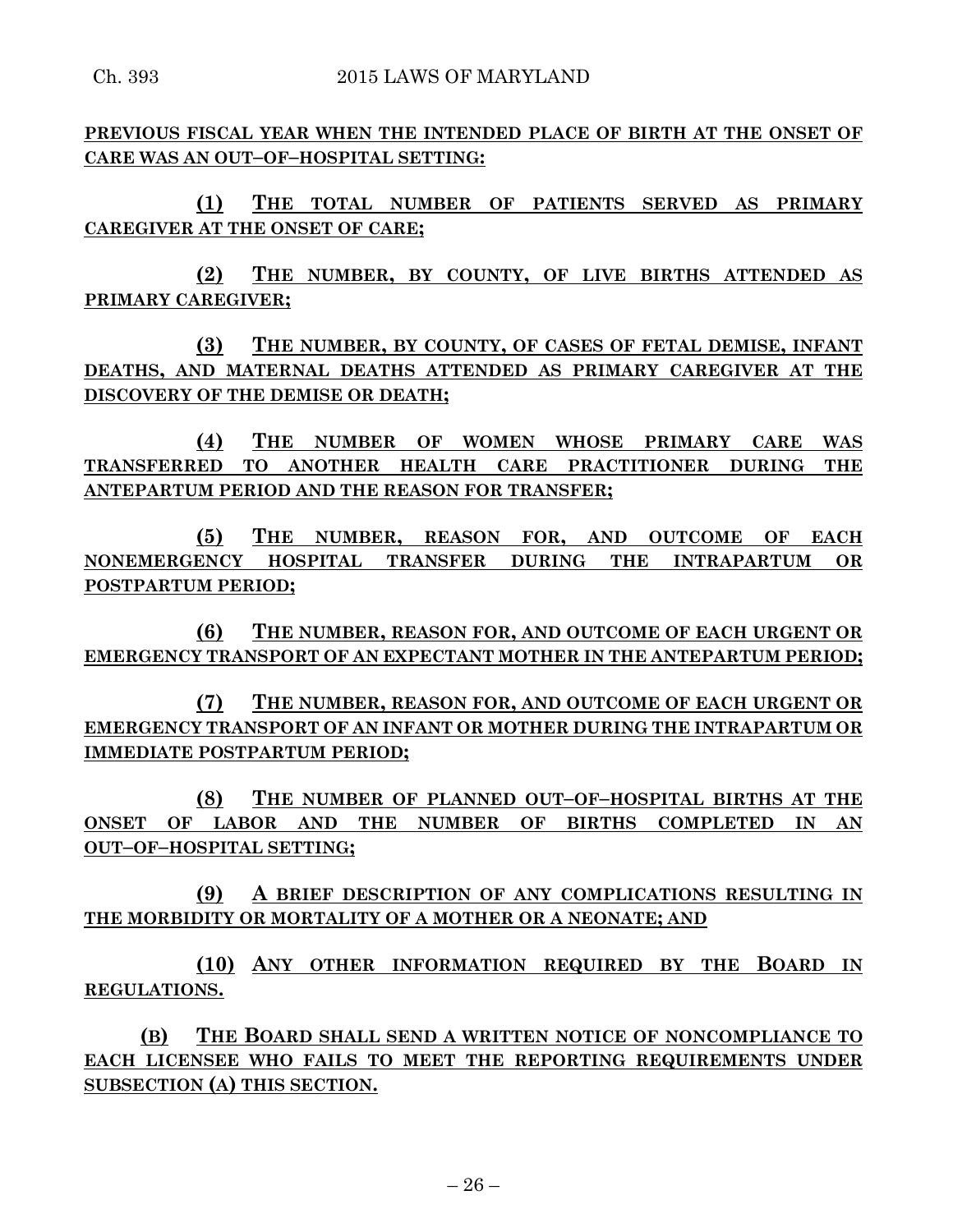**PREVIOUS FISCAL YEAR WHEN THE INTENDED PLACE OF BIRTH AT THE ONSET OF CARE WAS AN OUT–OF–HOSPITAL SETTING:**

**(1) THE TOTAL NUMBER OF PATIENTS SERVED AS PRIMARY CAREGIVER AT THE ONSET OF CARE;**

**(2) THE NUMBER, BY COUNTY, OF LIVE BIRTHS ATTENDED AS PRIMARY CAREGIVER;**

**(3) THE NUMBER, BY COUNTY, OF CASES OF FETAL DEMISE, INFANT DEATHS, AND MATERNAL DEATHS ATTENDED AS PRIMARY CAREGIVER AT THE DISCOVERY OF THE DEMISE OR DEATH;**

**(4) THE NUMBER OF WOMEN WHOSE PRIMARY CARE WAS TRANSFERRED TO ANOTHER HEALTH CARE PRACTITIONER DURING THE ANTEPARTUM PERIOD AND THE REASON FOR TRANSFER;**

**(5) THE NUMBER, REASON FOR, AND OUTCOME OF EACH NONEMERGENCY HOSPITAL TRANSFER DURING THE INTRAPARTUM OR POSTPARTUM PERIOD;**

**(6) THE NUMBER, REASON FOR, AND OUTCOME OF EACH URGENT OR EMERGENCY TRANSPORT OF AN EXPECTANT MOTHER IN THE ANTEPARTUM PERIOD;**

**(7) THE NUMBER, REASON FOR, AND OUTCOME OF EACH URGENT OR EMERGENCY TRANSPORT OF AN INFANT OR MOTHER DURING THE INTRAPARTUM OR IMMEDIATE POSTPARTUM PERIOD;**

**(8) THE NUMBER OF PLANNED OUT–OF–HOSPITAL BIRTHS AT THE ONSET OF LABOR AND THE NUMBER OF BIRTHS COMPLETED IN AN OUT–OF–HOSPITAL SETTING;**

**(9) A BRIEF DESCRIPTION OF ANY COMPLICATIONS RESULTING IN THE MORBIDITY OR MORTALITY OF A MOTHER OR A NEONATE; AND**

**(10) ANY OTHER INFORMATION REQUIRED BY THE BOARD IN REGULATIONS.**

**(B) THE BOARD SHALL SEND A WRITTEN NOTICE OF NONCOMPLIANCE TO EACH LICENSEE WHO FAILS TO MEET THE REPORTING REQUIREMENTS UNDER SUBSECTION (A) THIS SECTION.**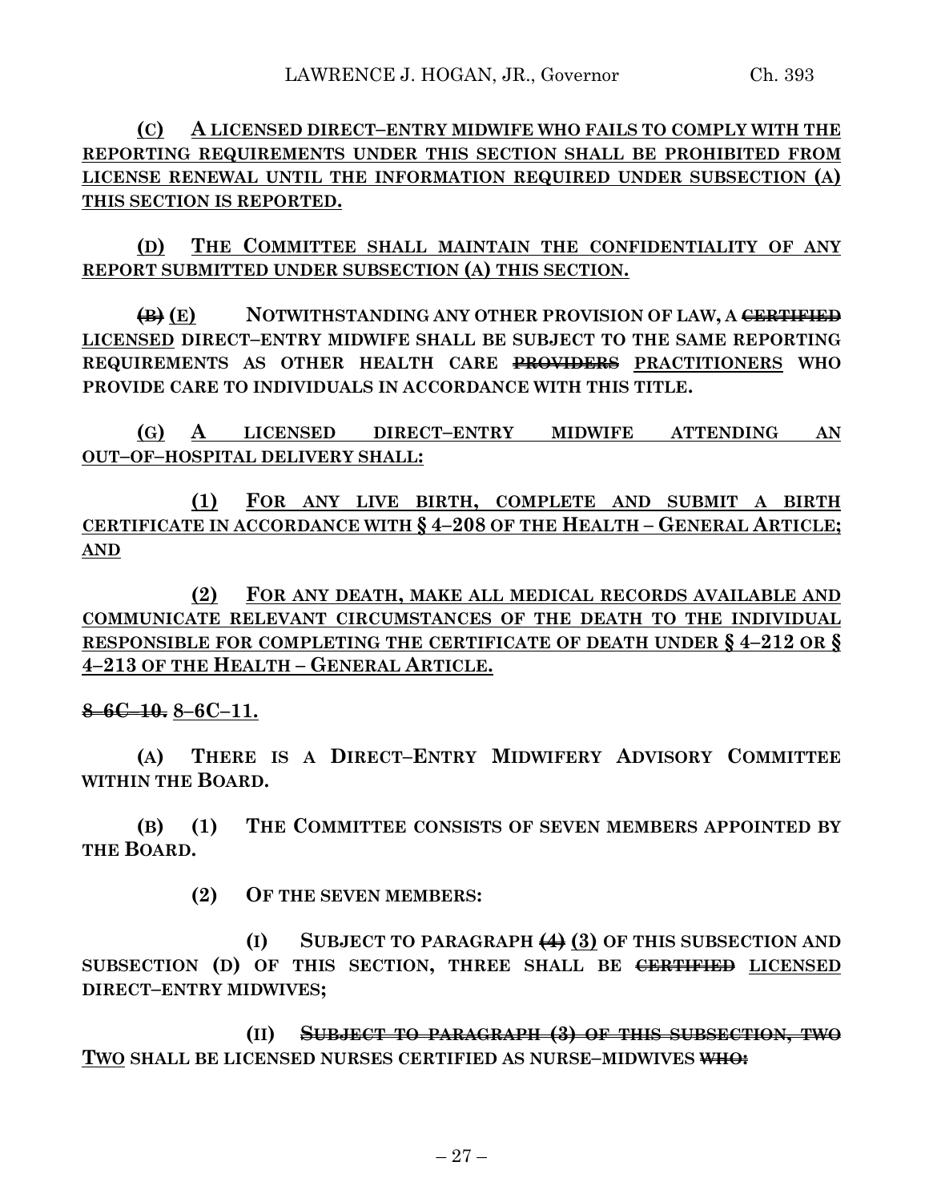**(C) A LICENSED DIRECT–ENTRY MIDWIFE WHO FAILS TO COMPLY WITH THE REPORTING REQUIREMENTS UNDER THIS SECTION SHALL BE PROHIBITED FROM LICENSE RENEWAL UNTIL THE INFORMATION REQUIRED UNDER SUBSECTION (A) THIS SECTION IS REPORTED.**

**(D) THE COMMITTEE SHALL MAINTAIN THE CONFIDENTIALITY OF ANY REPORT SUBMITTED UNDER SUBSECTION (A) THIS SECTION.**

**~~(B)~~ (E) NOTWITHSTANDING ANY OTHER PROVISION OF LAW, A ~~CERTIFIED~~ LICENSED DIRECT–ENTRY MIDWIFE SHALL BE SUBJECT TO THE SAME REPORTING REQUIREMENTS AS OTHER HEALTH CARE ~~PROVIDERS~~ PRACTITIONERS WHO PROVIDE CARE TO INDIVIDUALS IN ACCORDANCE WITH THIS TITLE.**

**(G) A LICENSED DIRECT–ENTRY MIDWIFE ATTENDING AN OUT–OF–HOSPITAL DELIVERY SHALL:**

**(1) FOR ANY LIVE BIRTH, COMPLETE AND SUBMIT A BIRTH CERTIFICATE IN ACCORDANCE WITH § 4–208 OF THE HEALTH – GENERAL ARTICLE; AND**

**(2) FOR ANY DEATH, MAKE ALL MEDICAL RECORDS AVAILABLE AND COMMUNICATE RELEVANT CIRCUMSTANCES OF THE DEATH TO THE INDIVIDUAL RESPONSIBLE FOR COMPLETING THE CERTIFICATE OF DEATH UNDER § 4–212 OR § 4–213 OF THE HEALTH – GENERAL ARTICLE.**

**~~8–6C–10.~~ 8–6C–11.**

**(A) THERE IS A DIRECT–ENTRY MIDWIFERY ADVISORY COMMITTEE WITHIN THE BOARD.**

**(B) (1) THE COMMITTEE CONSISTS OF SEVEN MEMBERS APPOINTED BY THE BOARD.**

**(2) OF THE SEVEN MEMBERS:**

**(I) SUBJECT TO PARAGRAPH ~~(4)~~ (3) OF THIS SUBSECTION AND SUBSECTION (D) OF THIS SECTION, THREE SHALL BE ~~CERTIFIED~~ LICENSED DIRECT–ENTRY MIDWIVES;**

**(II) ~~SUBJECT TO PARAGRAPH (3) OF THIS SUBSECTION, TWO~~ TWO SHALL BE LICENSED NURSES CERTIFIED AS NURSE–MIDWIVES ~~WHO:~~**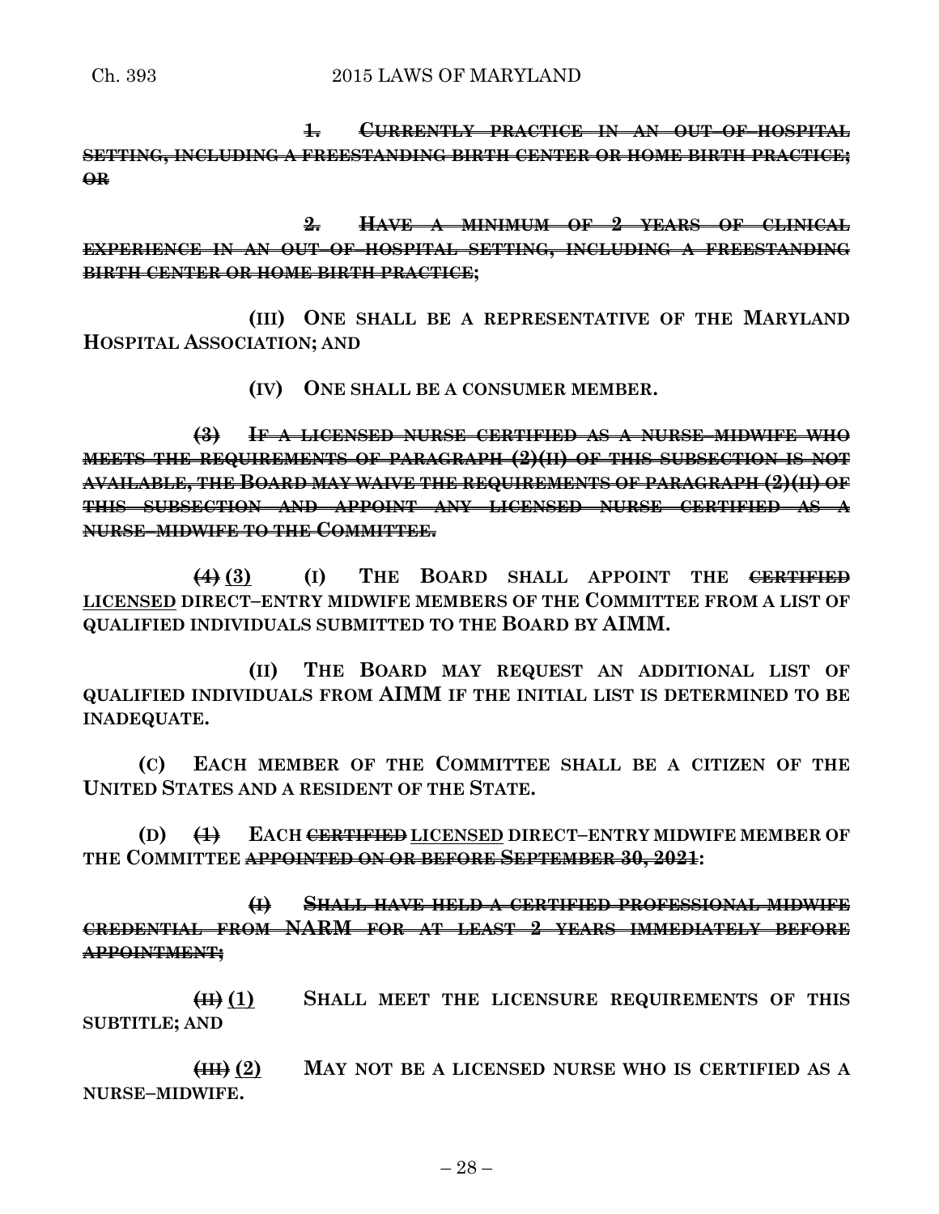~~1. CURRENTLY PRACTICE IN AN OUT–OF–HOSPITAL SETTING, INCLUDING A FREESTANDING BIRTH CENTER OR HOME BIRTH PRACTICE; OR~~

~~2. HAVE A MINIMUM OF 2 YEARS OF CLINICAL EXPERIENCE IN AN OUT–OF–HOSPITAL SETTING, INCLUDING A FREESTANDING BIRTH CENTER OR HOME BIRTH PRACTICE~~;

**(III) ONE SHALL BE A REPRESENTATIVE OF THE MARYLAND HOSPITAL ASSOCIATION; AND**

**(IV) ONE SHALL BE A CONSUMER MEMBER.**

~~(3) IF A LICENSED NURSE CERTIFIED AS A NURSE–MIDWIFE WHO MEETS THE REQUIREMENTS OF PARAGRAPH (2)(II) OF THIS SUBSECTION IS NOT AVAILABLE, THE BOARD MAY WAIVE THE REQUIREMENTS OF PARAGRAPH (2)(II) OF THIS SUBSECTION AND APPOINT ANY LICENSED NURSE CERTIFIED AS A NURSE–MIDWIFE TO THE COMMITTEE.~~

~~(4)~~ <u>(3)</u> **(I) THE BOARD SHALL APPOINT THE** ~~CERTIFIED~~ <u>LICENSED</u> **DIRECT–ENTRY MIDWIFE MEMBERS OF THE COMMITTEE FROM A LIST OF QUALIFIED INDIVIDUALS SUBMITTED TO THE BOARD BY AIMM.**

**(II) THE BOARD MAY REQUEST AN ADDITIONAL LIST OF QUALIFIED INDIVIDUALS FROM AIMM IF THE INITIAL LIST IS DETERMINED TO BE INADEQUATE.**

**(C) EACH MEMBER OF THE COMMITTEE SHALL BE A CITIZEN OF THE UNITED STATES AND A RESIDENT OF THE STATE.**

**(D)** ~~(1)~~ **EACH** ~~CERTIFIED~~ <u>LICENSED</u> **DIRECT–ENTRY MIDWIFE MEMBER OF THE COMMITTEE** ~~APPOINTED ON OR BEFORE SEPTEMBER 30, 2021~~**:**

~~(I) SHALL HAVE HELD A CERTIFIED PROFESSIONAL MIDWIFE CREDENTIAL FROM NARM FOR AT LEAST 2 YEARS IMMEDIATELY BEFORE APPOINTMENT;~~

~~(II)~~ <u>(1)</u> **SHALL MEET THE LICENSURE REQUIREMENTS OF THIS SUBTITLE; AND**

~~(III)~~ <u>(2)</u> **MAY NOT BE A LICENSED NURSE WHO IS CERTIFIED AS A NURSE–MIDWIFE.**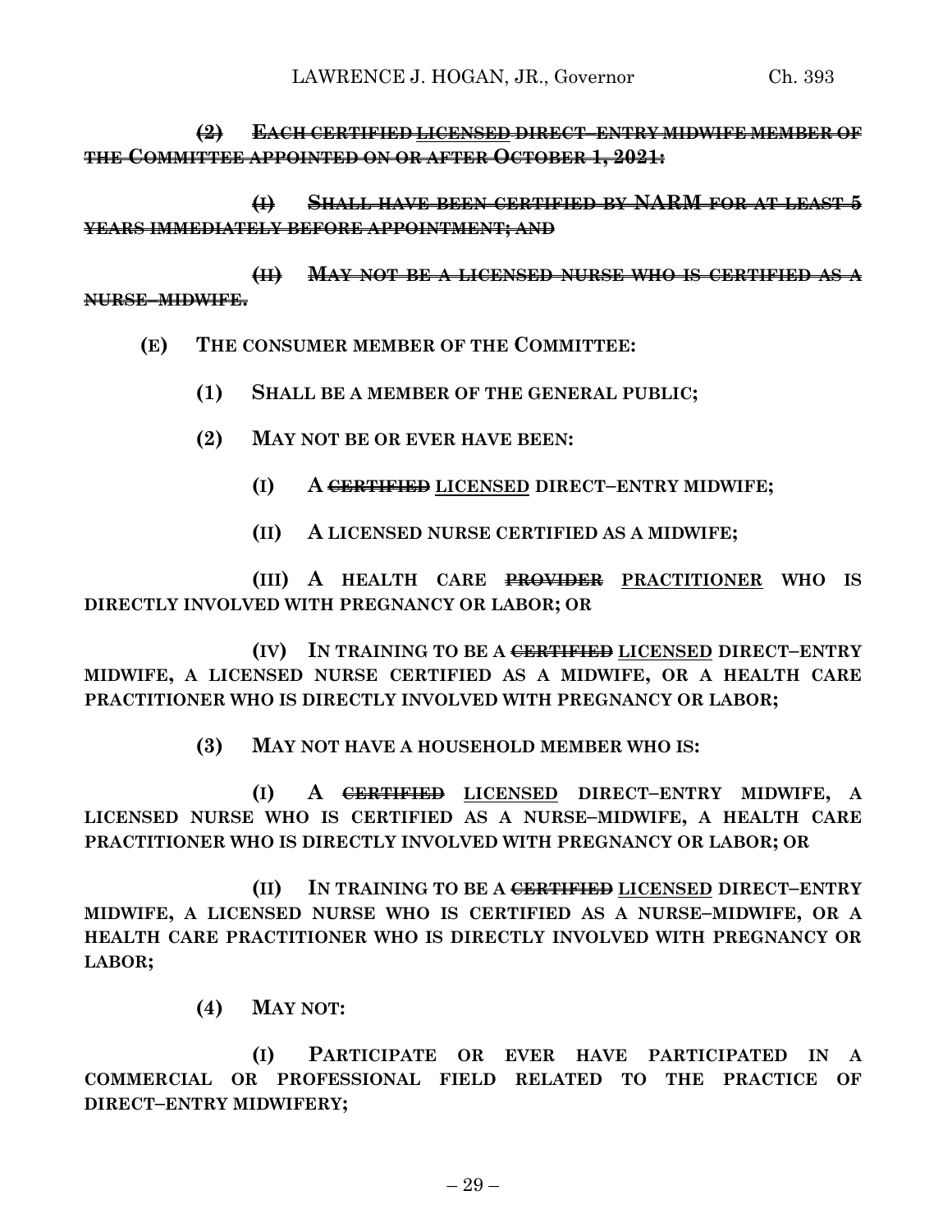~~**(2) EACH CERTIFIED LICENSED DIRECT–ENTRY MIDWIFE MEMBER OF THE COMMITTEE APPOINTED ON OR AFTER OCTOBER 1, 2021:**~~

~~**(I) SHALL HAVE BEEN CERTIFIED BY NARM FOR AT LEAST 5 YEARS IMMEDIATELY BEFORE APPOINTMENT; AND**~~

~~**(II) MAY NOT BE A LICENSED NURSE WHO IS CERTIFIED AS A NURSE–MIDWIFE.**~~

**(E) THE CONSUMER MEMBER OF THE COMMITTEE:**

**(1) SHALL BE A MEMBER OF THE GENERAL PUBLIC;**

**(2) MAY NOT BE OR EVER HAVE BEEN:**

**(I) A ~~CERTIFIED~~ LICENSED DIRECT–ENTRY MIDWIFE;**

**(II) A LICENSED NURSE CERTIFIED AS A MIDWIFE;**

**(III) A HEALTH CARE ~~PROVIDER~~ PRACTITIONER WHO IS DIRECTLY INVOLVED WITH PREGNANCY OR LABOR; OR**

**(IV) IN TRAINING TO BE A ~~CERTIFIED~~ LICENSED DIRECT–ENTRY MIDWIFE, A LICENSED NURSE CERTIFIED AS A MIDWIFE, OR A HEALTH CARE PRACTITIONER WHO IS DIRECTLY INVOLVED WITH PREGNANCY OR LABOR;**

**(3) MAY NOT HAVE A HOUSEHOLD MEMBER WHO IS:**

**(I) A ~~CERTIFIED~~ LICENSED DIRECT–ENTRY MIDWIFE, A LICENSED NURSE WHO IS CERTIFIED AS A NURSE–MIDWIFE, A HEALTH CARE PRACTITIONER WHO IS DIRECTLY INVOLVED WITH PREGNANCY OR LABOR; OR**

**(II) IN TRAINING TO BE A ~~CERTIFIED~~ LICENSED DIRECT–ENTRY MIDWIFE, A LICENSED NURSE WHO IS CERTIFIED AS A NURSE–MIDWIFE, OR A HEALTH CARE PRACTITIONER WHO IS DIRECTLY INVOLVED WITH PREGNANCY OR LABOR;**

**(4) MAY NOT:**

**(I) PARTICIPATE OR EVER HAVE PARTICIPATED IN A COMMERCIAL OR PROFESSIONAL FIELD RELATED TO THE PRACTICE OF DIRECT–ENTRY MIDWIFERY;**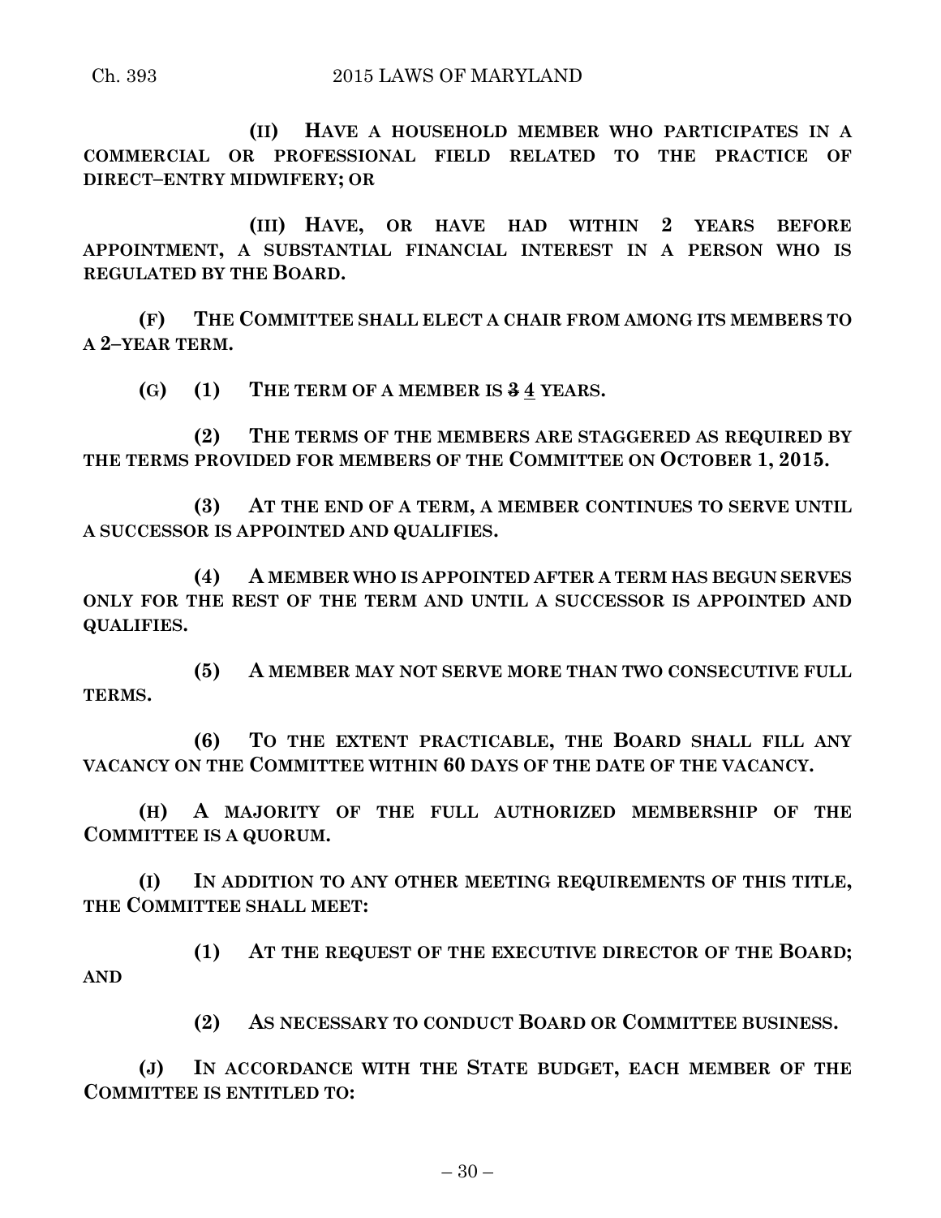**(II) HAVE A HOUSEHOLD MEMBER WHO PARTICIPATES IN A COMMERCIAL OR PROFESSIONAL FIELD RELATED TO THE PRACTICE OF DIRECT–ENTRY MIDWIFERY; OR**

**(III) HAVE, OR HAVE HAD WITHIN 2 YEARS BEFORE APPOINTMENT, A SUBSTANTIAL FINANCIAL INTEREST IN A PERSON WHO IS REGULATED BY THE BOARD.**

**(F) THE COMMITTEE SHALL ELECT A CHAIR FROM AMONG ITS MEMBERS TO A 2–YEAR TERM.**

**(G) (1) THE TERM OF A MEMBER IS ~~3~~ <u>4</u> YEARS.**

**(2) THE TERMS OF THE MEMBERS ARE STAGGERED AS REQUIRED BY THE TERMS PROVIDED FOR MEMBERS OF THE COMMITTEE ON OCTOBER 1, 2015.**

**(3) AT THE END OF A TERM, A MEMBER CONTINUES TO SERVE UNTIL A SUCCESSOR IS APPOINTED AND QUALIFIES.**

**(4) A MEMBER WHO IS APPOINTED AFTER A TERM HAS BEGUN SERVES ONLY FOR THE REST OF THE TERM AND UNTIL A SUCCESSOR IS APPOINTED AND QUALIFIES.**

**(5) A MEMBER MAY NOT SERVE MORE THAN TWO CONSECUTIVE FULL TERMS.**

**(6) TO THE EXTENT PRACTICABLE, THE BOARD SHALL FILL ANY VACANCY ON THE COMMITTEE WITHIN 60 DAYS OF THE DATE OF THE VACANCY.**

**(H) A MAJORITY OF THE FULL AUTHORIZED MEMBERSHIP OF THE COMMITTEE IS A QUORUM.**

**(I) IN ADDITION TO ANY OTHER MEETING REQUIREMENTS OF THIS TITLE, THE COMMITTEE SHALL MEET:**

**(1) AT THE REQUEST OF THE EXECUTIVE DIRECTOR OF THE BOARD; AND**

**(2) AS NECESSARY TO CONDUCT BOARD OR COMMITTEE BUSINESS.**

**(J) IN ACCORDANCE WITH THE STATE BUDGET, EACH MEMBER OF THE COMMITTEE IS ENTITLED TO:**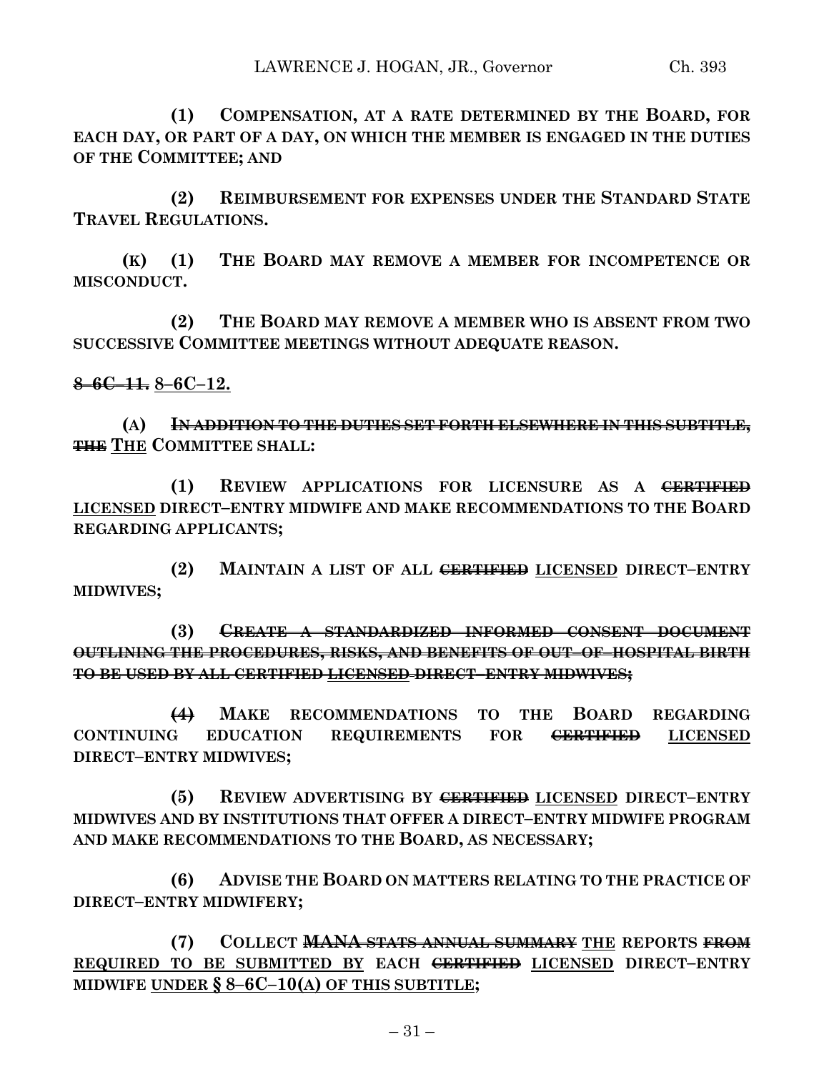**(1) COMPENSATION, AT A RATE DETERMINED BY THE BOARD, FOR EACH DAY, OR PART OF A DAY, ON WHICH THE MEMBER IS ENGAGED IN THE DUTIES OF THE COMMITTEE; AND**

**(2) REIMBURSEMENT FOR EXPENSES UNDER THE STANDARD STATE TRAVEL REGULATIONS.**

**(K) (1) THE BOARD MAY REMOVE A MEMBER FOR INCOMPETENCE OR MISCONDUCT.**

**(2) THE BOARD MAY REMOVE A MEMBER WHO IS ABSENT FROM TWO SUCCESSIVE COMMITTEE MEETINGS WITHOUT ADEQUATE REASON.**

**~~8–6C–11.~~ <u>8–6C–12.</u>**

**(A) ~~IN ADDITION TO THE DUTIES SET FORTH ELSEWHERE IN THIS SUBTITLE, THE~~ <u>THE</u> COMMITTEE SHALL:**

**(1) REVIEW APPLICATIONS FOR LICENSURE AS A ~~CERTIFIED~~ <u>LICENSED</u> DIRECT–ENTRY MIDWIFE AND MAKE RECOMMENDATIONS TO THE BOARD REGARDING APPLICANTS;**

**(2) MAINTAIN A LIST OF ALL ~~CERTIFIED~~ <u>LICENSED</u> DIRECT–ENTRY MIDWIVES;**

**(3) ~~CREATE A STANDARDIZED INFORMED CONSENT DOCUMENT OUTLINING THE PROCEDURES, RISKS, AND BENEFITS OF OUT–OF–HOSPITAL BIRTH TO BE USED BY ALL CERTIFIED LICENSED DIRECT–ENTRY MIDWIVES;~~**

**~~(4)~~ MAKE RECOMMENDATIONS TO THE BOARD REGARDING CONTINUING EDUCATION REQUIREMENTS FOR ~~CERTIFIED~~ <u>LICENSED</u> DIRECT–ENTRY MIDWIVES;**

**(5) REVIEW ADVERTISING BY ~~CERTIFIED~~ <u>LICENSED</u> DIRECT–ENTRY MIDWIVES AND BY INSTITUTIONS THAT OFFER A DIRECT–ENTRY MIDWIFE PROGRAM AND MAKE RECOMMENDATIONS TO THE BOARD, AS NECESSARY;**

**(6) ADVISE THE BOARD ON MATTERS RELATING TO THE PRACTICE OF DIRECT–ENTRY MIDWIFERY;**

**(7) COLLECT ~~MANA STATS ANNUAL SUMMARY~~ <u>THE</u> REPORTS ~~FROM~~ <u>REQUIRED TO BE SUBMITTED BY</u> EACH ~~CERTIFIED~~ <u>LICENSED</u> DIRECT–ENTRY MIDWIFE <u>UNDER § 8–6C–10(A) OF THIS SUBTITLE</u>;**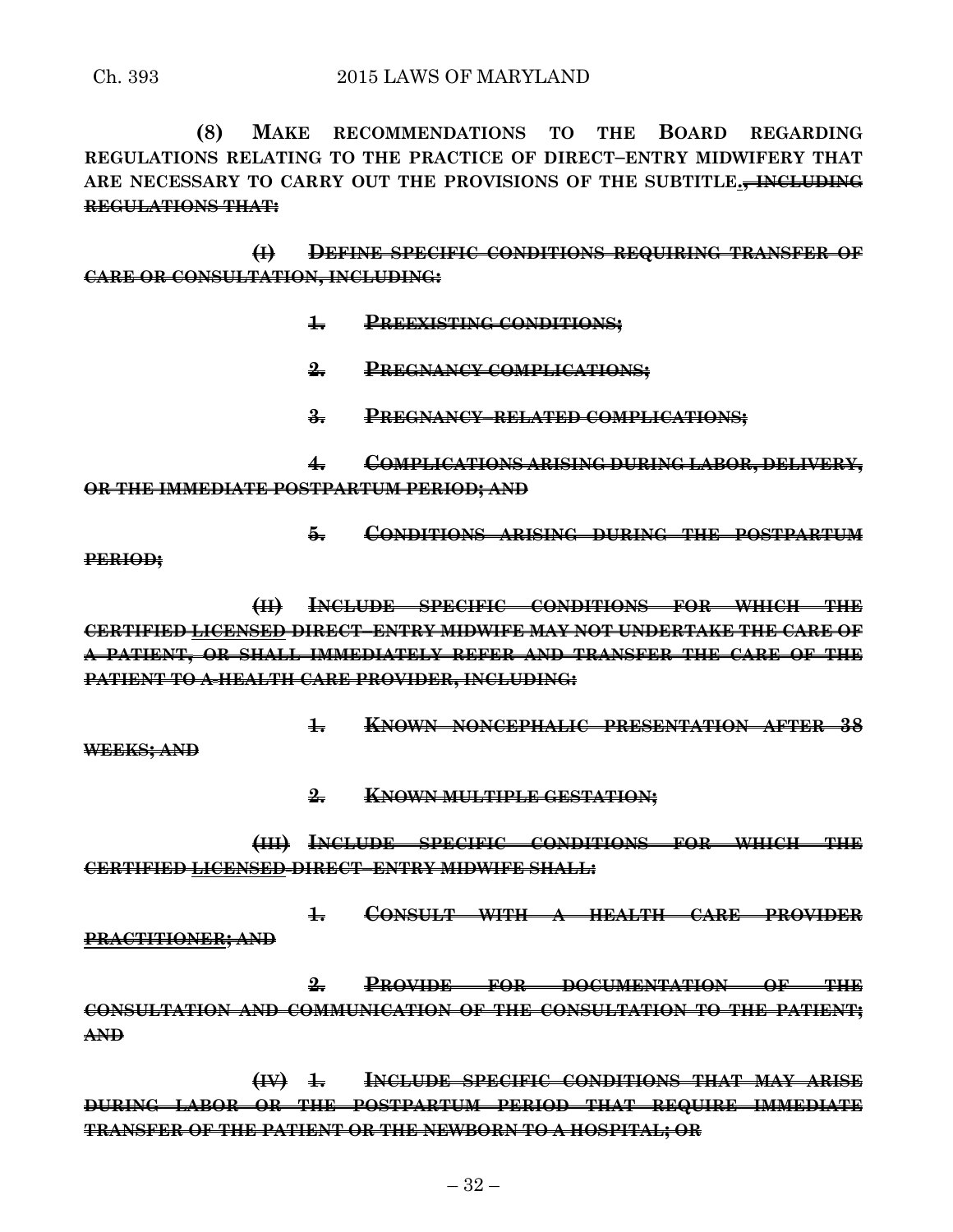**(8) MAKE RECOMMENDATIONS TO THE BOARD REGARDING REGULATIONS RELATING TO THE PRACTICE OF DIRECT–ENTRY MIDWIFERY THAT ARE NECESSARY TO CARRY OUT THE PROVISIONS OF THE SUBTITLE<u>.</u>~~, INCLUDING REGULATIONS THAT:~~**

~~**(I) DEFINE SPECIFIC CONDITIONS REQUIRING TRANSFER OF CARE OR CONSULTATION, INCLUDING:**~~

~~**1. PREEXISTING CONDITIONS;**~~

~~**2. PREGNANCY COMPLICATIONS;**~~

~~**3. PREGNANCY–RELATED COMPLICATIONS;**~~

~~**4. COMPLICATIONS ARISING DURING LABOR, DELIVERY, OR THE IMMEDIATE POSTPARTUM PERIOD; AND**~~

~~**5. CONDITIONS ARISING DURING THE POSTPARTUM PERIOD;**~~

~~**(II) INCLUDE SPECIFIC CONDITIONS FOR WHICH THE CERTIFIED <u>LICENSED</u> DIRECT–ENTRY MIDWIFE MAY NOT UNDERTAKE THE CARE OF A PATIENT, OR SHALL IMMEDIATELY REFER AND TRANSFER THE CARE OF THE PATIENT TO A HEALTH CARE PROVIDER, INCLUDING:**~~

~~**1. KNOWN NONCEPHALIC PRESENTATION AFTER 38 WEEKS; AND**~~

~~**2. KNOWN MULTIPLE GESTATION;**~~

~~**(III) INCLUDE SPECIFIC CONDITIONS FOR WHICH THE CERTIFIED <u>LICENSED</u> DIRECT–ENTRY MIDWIFE SHALL:**~~

~~**1. CONSULT WITH A HEALTH CARE PROVIDER <u>PRACTITIONER</u>; AND**~~

~~**2. PROVIDE FOR DOCUMENTATION OF THE CONSULTATION AND COMMUNICATION OF THE CONSULTATION TO THE PATIENT; AND**~~

~~**(IV) 1. INCLUDE SPECIFIC CONDITIONS THAT MAY ARISE DURING LABOR OR THE POSTPARTUM PERIOD THAT REQUIRE IMMEDIATE TRANSFER OF THE PATIENT OR THE NEWBORN TO A HOSPITAL; OR**~~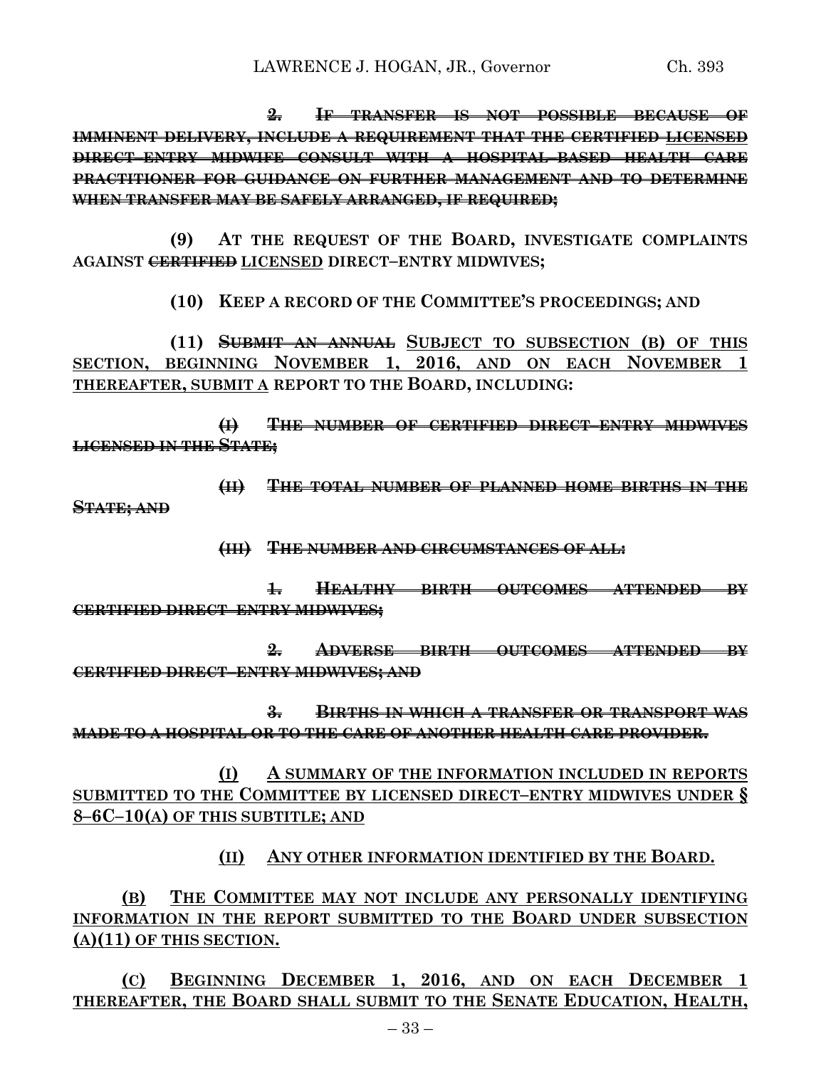2. ~~IF TRANSFER IS NOT POSSIBLE BECAUSE OF IMMINENT DELIVERY, INCLUDE A REQUIREMENT THAT THE CERTIFIED LICENSED DIRECT–ENTRY MIDWIFE CONSULT WITH A HOSPITAL–BASED HEALTH CARE PRACTITIONER FOR GUIDANCE ON FURTHER MANAGEMENT AND TO DETERMINE WHEN TRANSFER MAY BE SAFELY ARRANGED, IF REQUIRED;~~

**(9) AT THE REQUEST OF THE BOARD, INVESTIGATE COMPLAINTS AGAINST ~~CERTIFIED~~ LICENSED DIRECT–ENTRY MIDWIVES;**

**(10) KEEP A RECORD OF THE COMMITTEE'S PROCEEDINGS; AND**

**(11) ~~SUBMIT AN ANNUAL~~ SUBJECT TO SUBSECTION (B) OF THIS SECTION, BEGINNING NOVEMBER 1, 2016, AND ON EACH NOVEMBER 1 THEREAFTER, SUBMIT A REPORT TO THE BOARD, INCLUDING:**

~~(I) THE NUMBER OF CERTIFIED DIRECT–ENTRY MIDWIVES LICENSED IN THE STATE;~~

~~(II) THE TOTAL NUMBER OF PLANNED HOME BIRTHS IN THE STATE; AND~~

~~(III) THE NUMBER AND CIRCUMSTANCES OF ALL:~~

~~1. HEALTHY BIRTH OUTCOMES ATTENDED BY CERTIFIED DIRECT–ENTRY MIDWIVES;~~

~~2. ADVERSE BIRTH OUTCOMES ATTENDED BY CERTIFIED DIRECT–ENTRY MIDWIVES; AND~~

~~3. BIRTHS IN WHICH A TRANSFER OR TRANSPORT WAS MADE TO A HOSPITAL OR TO THE CARE OF ANOTHER HEALTH CARE PROVIDER.~~

**(I) A SUMMARY OF THE INFORMATION INCLUDED IN REPORTS SUBMITTED TO THE COMMITTEE BY LICENSED DIRECT–ENTRY MIDWIVES UNDER § 8–6C–10(A) OF THIS SUBTITLE; AND**

**(II) ANY OTHER INFORMATION IDENTIFIED BY THE BOARD.**

**(B) THE COMMITTEE MAY NOT INCLUDE ANY PERSONALLY IDENTIFYING INFORMATION IN THE REPORT SUBMITTED TO THE BOARD UNDER SUBSECTION (A)(11) OF THIS SECTION.**

**(C) BEGINNING DECEMBER 1, 2016, AND ON EACH DECEMBER 1 THEREAFTER, THE BOARD SHALL SUBMIT TO THE SENATE EDUCATION, HEALTH,**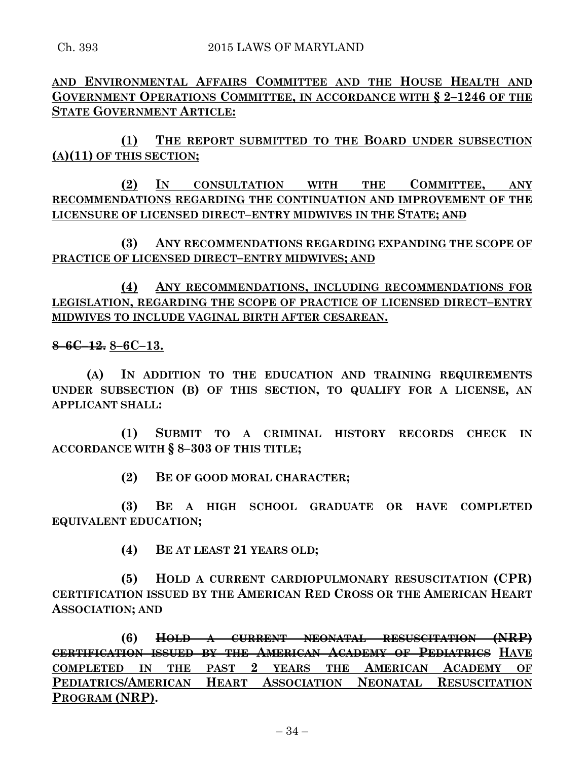AND ENVIRONMENTAL AFFAIRS COMMITTEE AND THE HOUSE HEALTH AND GOVERNMENT OPERATIONS COMMITTEE, IN ACCORDANCE WITH § 2–1246 OF THE STATE GOVERNMENT ARTICLE:

(1) THE REPORT SUBMITTED TO THE BOARD UNDER SUBSECTION (A)(11) OF THIS SECTION;

(2) IN CONSULTATION WITH THE COMMITTEE, ANY RECOMMENDATIONS REGARDING THE CONTINUATION AND IMPROVEMENT OF THE LICENSURE OF LICENSED DIRECT–ENTRY MIDWIVES IN THE STATE; ~~AND~~

(3) ANY RECOMMENDATIONS REGARDING EXPANDING THE SCOPE OF PRACTICE OF LICENSED DIRECT–ENTRY MIDWIVES; AND

(4) ANY RECOMMENDATIONS, INCLUDING RECOMMENDATIONS FOR LEGISLATION, REGARDING THE SCOPE OF PRACTICE OF LICENSED DIRECT–ENTRY MIDWIVES TO INCLUDE VAGINAL BIRTH AFTER CESAREAN.

~~8–6C–12.~~ 8–6C–13.

(A) IN ADDITION TO THE EDUCATION AND TRAINING REQUIREMENTS UNDER SUBSECTION (B) OF THIS SECTION, TO QUALIFY FOR A LICENSE, AN APPLICANT SHALL:

(1) SUBMIT TO A CRIMINAL HISTORY RECORDS CHECK IN ACCORDANCE WITH § 8–303 OF THIS TITLE;

(2) BE OF GOOD MORAL CHARACTER;

(3) BE A HIGH SCHOOL GRADUATE OR HAVE COMPLETED EQUIVALENT EDUCATION;

(4) BE AT LEAST 21 YEARS OLD;

(5) HOLD A CURRENT CARDIOPULMONARY RESUSCITATION (CPR) CERTIFICATION ISSUED BY THE AMERICAN RED CROSS OR THE AMERICAN HEART ASSOCIATION; AND

(6) ~~HOLD A CURRENT NEONATAL RESUSCITATION (NRP) CERTIFICATION ISSUED BY THE AMERICAN ACADEMY OF PEDIATRICS~~ HAVE COMPLETED IN THE PAST 2 YEARS THE AMERICAN ACADEMY OF PEDIATRICS/AMERICAN HEART ASSOCIATION NEONATAL RESUSCITATION PROGRAM (NRP).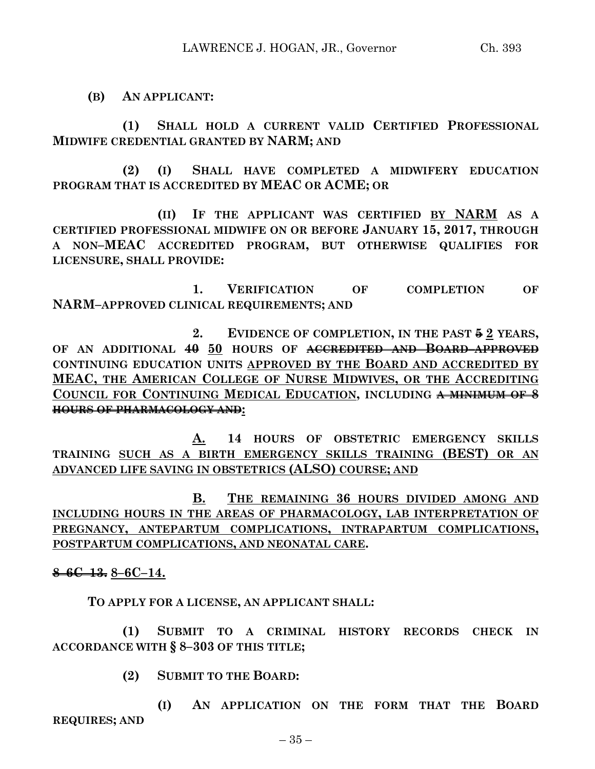**(B) AN APPLICANT:**

**(1) SHALL HOLD A CURRENT VALID CERTIFIED PROFESSIONAL MIDWIFE CREDENTIAL GRANTED BY NARM; AND**

**(2) (I) SHALL HAVE COMPLETED A MIDWIFERY EDUCATION PROGRAM THAT IS ACCREDITED BY MEAC OR ACME; OR**

**(II) IF THE APPLICANT WAS CERTIFIED <u>BY NARM</u> AS A CERTIFIED PROFESSIONAL MIDWIFE ON OR BEFORE JANUARY 15, 2017, THROUGH A NON–MEAC ACCREDITED PROGRAM, BUT OTHERWISE QUALIFIES FOR LICENSURE, SHALL PROVIDE:**

**1. VERIFICATION OF COMPLETION OF NARM–APPROVED CLINICAL REQUIREMENTS; AND**

**2. EVIDENCE OF COMPLETION, IN THE PAST ~~5~~ <u>2</u> YEARS, OF AN ADDITIONAL ~~40~~ <u>50</u> HOURS OF ~~ACCREDITED AND BOARD APPROVED~~ CONTINUING EDUCATION UNITS <u>APPROVED BY THE BOARD AND ACCREDITED BY MEAC, THE AMERICAN COLLEGE OF NURSE MIDWIVES, OR THE ACCREDITING COUNCIL FOR CONTINUING MEDICAL EDUCATION</u>, INCLUDING ~~A MINIMUM OF 8 HOURS OF PHARMACOLOGY AND~~<u>:</u>**

**<u>A.</u> 14 HOURS OF OBSTETRIC EMERGENCY SKILLS TRAINING <u>SUCH AS A BIRTH EMERGENCY SKILLS TRAINING (BEST) OR AN ADVANCED LIFE SAVING IN OBSTETRICS (ALSO) COURSE; AND</u>**

**<u>B.</u> <u>THE REMAINING 36 HOURS DIVIDED AMONG AND INCLUDING HOURS IN THE AREAS OF PHARMACOLOGY, LAB INTERPRETATION OF PREGNANCY, ANTEPARTUM COMPLICATIONS, INTRAPARTUM COMPLICATIONS, POSTPARTUM COMPLICATIONS, AND NEONATAL CARE</u>.**

**~~8–6C–13.~~ <u>8–6C–14.</u>**

**TO APPLY FOR A LICENSE, AN APPLICANT SHALL:**

**(1) SUBMIT TO A CRIMINAL HISTORY RECORDS CHECK IN ACCORDANCE WITH § 8–303 OF THIS TITLE;**

**(2) SUBMIT TO THE BOARD:**

**(I) AN APPLICATION ON THE FORM THAT THE BOARD REQUIRES; AND**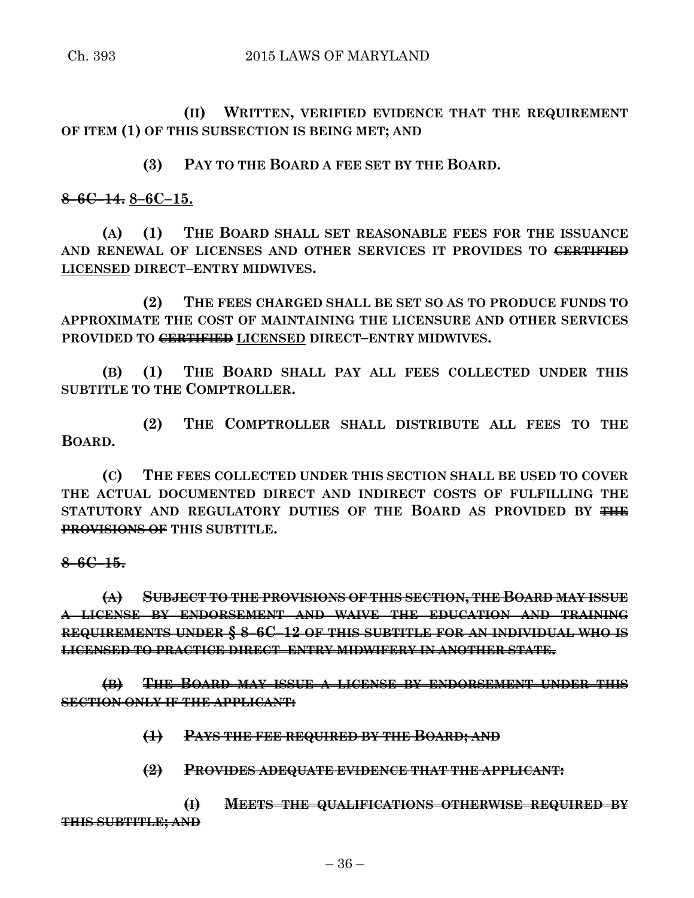(II) WRITTEN, VERIFIED EVIDENCE THAT THE REQUIREMENT OF ITEM (1) OF THIS SUBSECTION IS BEING MET; AND

(3) PAY TO THE BOARD A FEE SET BY THE BOARD.

~~8–6C–14.~~ 8–6C–15.

(A) (1) THE BOARD SHALL SET REASONABLE FEES FOR THE ISSUANCE AND RENEWAL OF LICENSES AND OTHER SERVICES IT PROVIDES TO ~~CERTIFIED~~ LICENSED DIRECT–ENTRY MIDWIVES.

(2) THE FEES CHARGED SHALL BE SET SO AS TO PRODUCE FUNDS TO APPROXIMATE THE COST OF MAINTAINING THE LICENSURE AND OTHER SERVICES PROVIDED TO ~~CERTIFIED~~ LICENSED DIRECT–ENTRY MIDWIVES.

(B) (1) THE BOARD SHALL PAY ALL FEES COLLECTED UNDER THIS SUBTITLE TO THE COMPTROLLER.

(2) THE COMPTROLLER SHALL DISTRIBUTE ALL FEES TO THE BOARD.

(C) THE FEES COLLECTED UNDER THIS SECTION SHALL BE USED TO COVER THE ACTUAL DOCUMENTED DIRECT AND INDIRECT COSTS OF FULFILLING THE STATUTORY AND REGULATORY DUTIES OF THE BOARD AS PROVIDED BY ~~THE PROVISIONS OF~~ THIS SUBTITLE.

~~8–6C–15.~~

~~(A) SUBJECT TO THE PROVISIONS OF THIS SECTION, THE BOARD MAY ISSUE A LICENSE BY ENDORSEMENT AND WAIVE THE EDUCATION AND TRAINING REQUIREMENTS UNDER § 8–6C–12 OF THIS SUBTITLE FOR AN INDIVIDUAL WHO IS LICENSED TO PRACTICE DIRECT–ENTRY MIDWIFERY IN ANOTHER STATE.~~

~~(B) THE BOARD MAY ISSUE A LICENSE BY ENDORSEMENT UNDER THIS SECTION ONLY IF THE APPLICANT:~~

~~(1) PAYS THE FEE REQUIRED BY THE BOARD; AND~~

~~(2) PROVIDES ADEQUATE EVIDENCE THAT THE APPLICANT:~~

~~(I) MEETS THE QUALIFICATIONS OTHERWISE REQUIRED BY THIS SUBTITLE; AND~~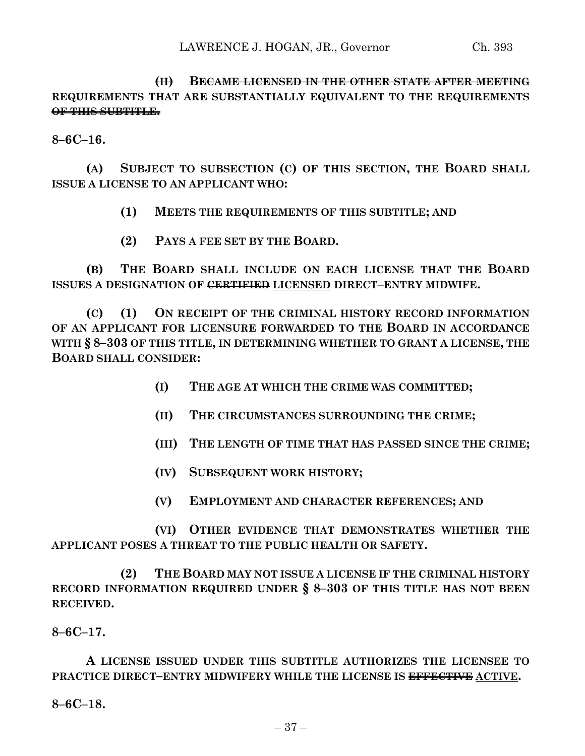~~**(II) BECAME LICENSED IN THE OTHER STATE AFTER MEETING REQUIREMENTS THAT ARE SUBSTANTIALLY EQUIVALENT TO THE REQUIREMENTS OF THIS SUBTITLE.**~~

**8–6C–16.**

**(A) SUBJECT TO SUBSECTION (C) OF THIS SECTION, THE BOARD SHALL ISSUE A LICENSE TO AN APPLICANT WHO:**

**(1) MEETS THE REQUIREMENTS OF THIS SUBTITLE; AND**

**(2) PAYS A FEE SET BY THE BOARD.**

**(B) THE BOARD SHALL INCLUDE ON EACH LICENSE THAT THE BOARD ISSUES A DESIGNATION OF ~~CERTIFIED~~ <u>LICENSED</u> DIRECT–ENTRY MIDWIFE.**

**(C) (1) ON RECEIPT OF THE CRIMINAL HISTORY RECORD INFORMATION OF AN APPLICANT FOR LICENSURE FORWARDED TO THE BOARD IN ACCORDANCE WITH § 8–303 OF THIS TITLE, IN DETERMINING WHETHER TO GRANT A LICENSE, THE BOARD SHALL CONSIDER:**

**(I) THE AGE AT WHICH THE CRIME WAS COMMITTED;**

**(II) THE CIRCUMSTANCES SURROUNDING THE CRIME;**

**(III) THE LENGTH OF TIME THAT HAS PASSED SINCE THE CRIME;**

**(IV) SUBSEQUENT WORK HISTORY;**

**(V) EMPLOYMENT AND CHARACTER REFERENCES; AND**

**(VI) OTHER EVIDENCE THAT DEMONSTRATES WHETHER THE APPLICANT POSES A THREAT TO THE PUBLIC HEALTH OR SAFETY.**

**(2) THE BOARD MAY NOT ISSUE A LICENSE IF THE CRIMINAL HISTORY RECORD INFORMATION REQUIRED UNDER § 8–303 OF THIS TITLE HAS NOT BEEN RECEIVED.**

**8–6C–17.**

**A LICENSE ISSUED UNDER THIS SUBTITLE AUTHORIZES THE LICENSEE TO PRACTICE DIRECT–ENTRY MIDWIFERY WHILE THE LICENSE IS ~~EFFECTIVE~~ <u>ACTIVE</u>.**

**8–6C–18.**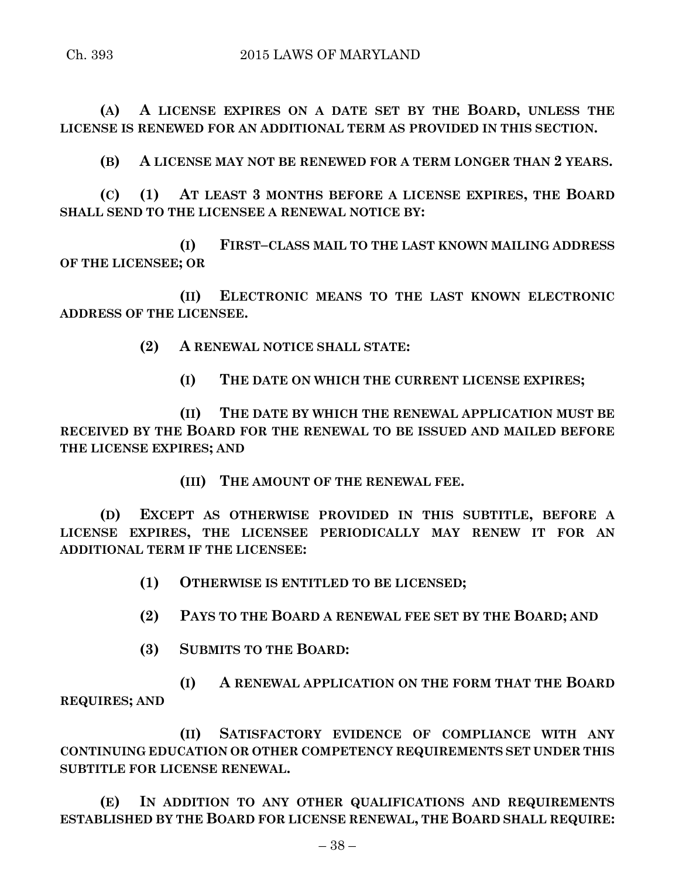**(A) A LICENSE EXPIRES ON A DATE SET BY THE BOARD, UNLESS THE LICENSE IS RENEWED FOR AN ADDITIONAL TERM AS PROVIDED IN THIS SECTION.**

**(B) A LICENSE MAY NOT BE RENEWED FOR A TERM LONGER THAN 2 YEARS.**

**(C) (1) AT LEAST 3 MONTHS BEFORE A LICENSE EXPIRES, THE BOARD SHALL SEND TO THE LICENSEE A RENEWAL NOTICE BY:**

**(I) FIRST–CLASS MAIL TO THE LAST KNOWN MAILING ADDRESS OF THE LICENSEE; OR**

**(II) ELECTRONIC MEANS TO THE LAST KNOWN ELECTRONIC ADDRESS OF THE LICENSEE.**

**(2) A RENEWAL NOTICE SHALL STATE:**

**(I) THE DATE ON WHICH THE CURRENT LICENSE EXPIRES;**

**(II) THE DATE BY WHICH THE RENEWAL APPLICATION MUST BE RECEIVED BY THE BOARD FOR THE RENEWAL TO BE ISSUED AND MAILED BEFORE THE LICENSE EXPIRES; AND**

**(III) THE AMOUNT OF THE RENEWAL FEE.**

**(D) EXCEPT AS OTHERWISE PROVIDED IN THIS SUBTITLE, BEFORE A LICENSE EXPIRES, THE LICENSEE PERIODICALLY MAY RENEW IT FOR AN ADDITIONAL TERM IF THE LICENSEE:**

**(1) OTHERWISE IS ENTITLED TO BE LICENSED;**

**(2) PAYS TO THE BOARD A RENEWAL FEE SET BY THE BOARD; AND**

**(3) SUBMITS TO THE BOARD:**

**(I) A RENEWAL APPLICATION ON THE FORM THAT THE BOARD REQUIRES; AND**

**(II) SATISFACTORY EVIDENCE OF COMPLIANCE WITH ANY CONTINUING EDUCATION OR OTHER COMPETENCY REQUIREMENTS SET UNDER THIS SUBTITLE FOR LICENSE RENEWAL.**

**(E) IN ADDITION TO ANY OTHER QUALIFICATIONS AND REQUIREMENTS ESTABLISHED BY THE BOARD FOR LICENSE RENEWAL, THE BOARD SHALL REQUIRE:**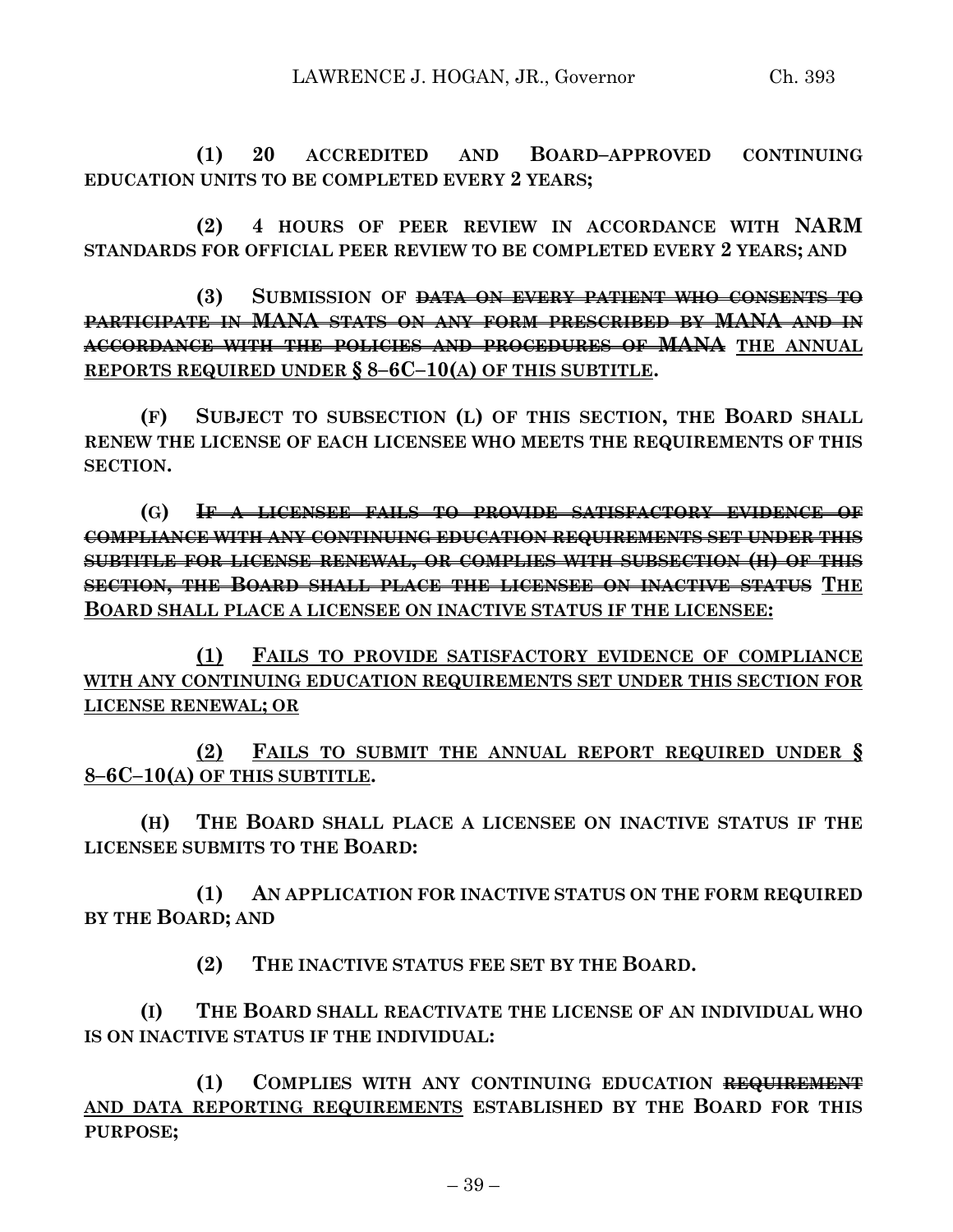**(1) 20 ACCREDITED AND BOARD–APPROVED CONTINUING EDUCATION UNITS TO BE COMPLETED EVERY 2 YEARS;**

**(2) 4 HOURS OF PEER REVIEW IN ACCORDANCE WITH NARM STANDARDS FOR OFFICIAL PEER REVIEW TO BE COMPLETED EVERY 2 YEARS; AND**

**(3) SUBMISSION OF ~~DATA ON EVERY PATIENT WHO CONSENTS TO PARTICIPATE IN MANA STATS ON ANY FORM PRESCRIBED BY MANA AND IN ACCORDANCE WITH THE POLICIES AND PROCEDURES OF MANA~~ <u>THE ANNUAL REPORTS REQUIRED UNDER § 8–6C–10(A) OF THIS SUBTITLE</u>.**

**(F) SUBJECT TO SUBSECTION (L) OF THIS SECTION, THE BOARD SHALL RENEW THE LICENSE OF EACH LICENSEE WHO MEETS THE REQUIREMENTS OF THIS SECTION.**

**(G) ~~IF A LICENSEE FAILS TO PROVIDE SATISFACTORY EVIDENCE OF COMPLIANCE WITH ANY CONTINUING EDUCATION REQUIREMENTS SET UNDER THIS SUBTITLE FOR LICENSE RENEWAL, OR COMPLIES WITH SUBSECTION (H) OF THIS SECTION, THE BOARD SHALL PLACE THE LICENSEE ON INACTIVE STATUS~~ <u>THE BOARD SHALL PLACE A LICENSEE ON INACTIVE STATUS IF THE LICENSEE:</u>**

**<u>(1) FAILS TO PROVIDE SATISFACTORY EVIDENCE OF COMPLIANCE WITH ANY CONTINUING EDUCATION REQUIREMENTS SET UNDER THIS SECTION FOR LICENSE RENEWAL; OR</u>**

**<u>(2) FAILS TO SUBMIT THE ANNUAL REPORT REQUIRED UNDER § 8–6C–10(A) OF THIS SUBTITLE</u>.**

**(H) THE BOARD SHALL PLACE A LICENSEE ON INACTIVE STATUS IF THE LICENSEE SUBMITS TO THE BOARD:**

**(1) AN APPLICATION FOR INACTIVE STATUS ON THE FORM REQUIRED BY THE BOARD; AND**

**(2) THE INACTIVE STATUS FEE SET BY THE BOARD.**

**(I) THE BOARD SHALL REACTIVATE THE LICENSE OF AN INDIVIDUAL WHO IS ON INACTIVE STATUS IF THE INDIVIDUAL:**

**(1) COMPLIES WITH ANY CONTINUING EDUCATION ~~REQUIREMENT~~ <u>AND DATA REPORTING REQUIREMENTS</u> ESTABLISHED BY THE BOARD FOR THIS PURPOSE;**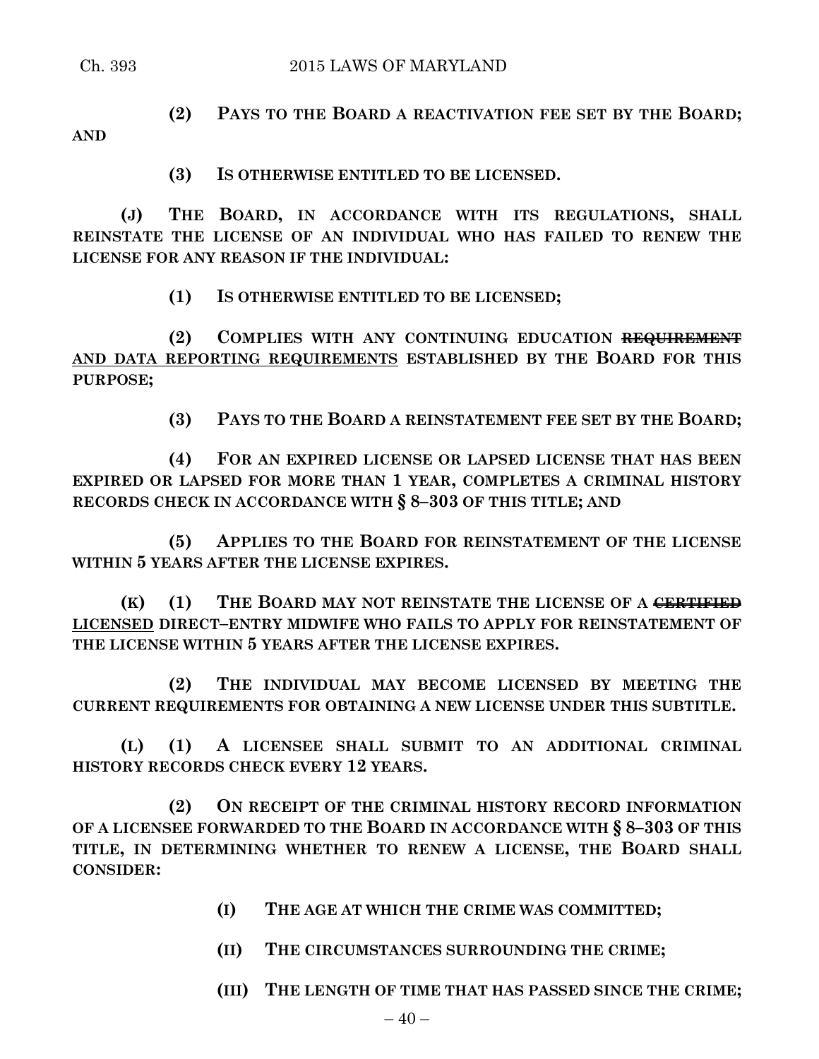**(2) PAYS TO THE BOARD A REACTIVATION FEE SET BY THE BOARD; AND**

**(3) IS OTHERWISE ENTITLED TO BE LICENSED.**

**(J) THE BOARD, IN ACCORDANCE WITH ITS REGULATIONS, SHALL REINSTATE THE LICENSE OF AN INDIVIDUAL WHO HAS FAILED TO RENEW THE LICENSE FOR ANY REASON IF THE INDIVIDUAL:**

**(1) IS OTHERWISE ENTITLED TO BE LICENSED;**

**(2) COMPLIES WITH ANY CONTINUING EDUCATION ~~REQUIREMENT~~ AND DATA REPORTING REQUIREMENTS ESTABLISHED BY THE BOARD FOR THIS PURPOSE;**

**(3) PAYS TO THE BOARD A REINSTATEMENT FEE SET BY THE BOARD;**

**(4) FOR AN EXPIRED LICENSE OR LAPSED LICENSE THAT HAS BEEN EXPIRED OR LAPSED FOR MORE THAN 1 YEAR, COMPLETES A CRIMINAL HISTORY RECORDS CHECK IN ACCORDANCE WITH § 8–303 OF THIS TITLE; AND**

**(5) APPLIES TO THE BOARD FOR REINSTATEMENT OF THE LICENSE WITHIN 5 YEARS AFTER THE LICENSE EXPIRES.**

**(K) (1) THE BOARD MAY NOT REINSTATE THE LICENSE OF A ~~CERTIFIED~~ LICENSED DIRECT–ENTRY MIDWIFE WHO FAILS TO APPLY FOR REINSTATEMENT OF THE LICENSE WITHIN 5 YEARS AFTER THE LICENSE EXPIRES.**

**(2) THE INDIVIDUAL MAY BECOME LICENSED BY MEETING THE CURRENT REQUIREMENTS FOR OBTAINING A NEW LICENSE UNDER THIS SUBTITLE.**

**(L) (1) A LICENSEE SHALL SUBMIT TO AN ADDITIONAL CRIMINAL HISTORY RECORDS CHECK EVERY 12 YEARS.**

**(2) ON RECEIPT OF THE CRIMINAL HISTORY RECORD INFORMATION OF A LICENSEE FORWARDED TO THE BOARD IN ACCORDANCE WITH § 8–303 OF THIS TITLE, IN DETERMINING WHETHER TO RENEW A LICENSE, THE BOARD SHALL CONSIDER:**

**(I) THE AGE AT WHICH THE CRIME WAS COMMITTED;**

**(II) THE CIRCUMSTANCES SURROUNDING THE CRIME;**

**(III) THE LENGTH OF TIME THAT HAS PASSED SINCE THE CRIME;**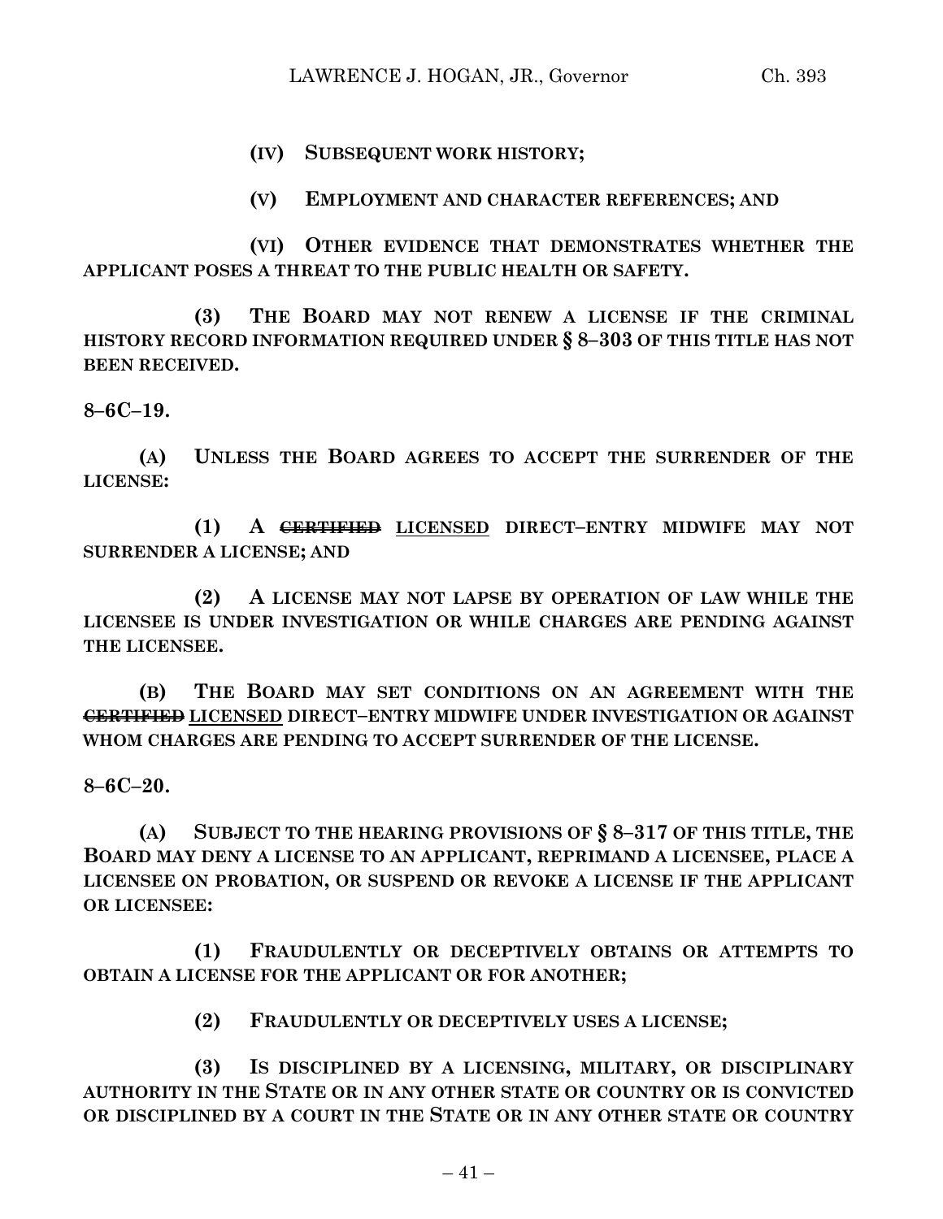**(IV) SUBSEQUENT WORK HISTORY;**

**(V) EMPLOYMENT AND CHARACTER REFERENCES; AND**

**(VI) OTHER EVIDENCE THAT DEMONSTRATES WHETHER THE APPLICANT POSES A THREAT TO THE PUBLIC HEALTH OR SAFETY.**

**(3) THE BOARD MAY NOT RENEW A LICENSE IF THE CRIMINAL HISTORY RECORD INFORMATION REQUIRED UNDER § 8–303 OF THIS TITLE HAS NOT BEEN RECEIVED.**

**8–6C–19.**

**(A) UNLESS THE BOARD AGREES TO ACCEPT THE SURRENDER OF THE LICENSE:**

**(1) A ~~CERTIFIED~~ <u>LICENSED</u> DIRECT–ENTRY MIDWIFE MAY NOT SURRENDER A LICENSE; AND**

**(2) A LICENSE MAY NOT LAPSE BY OPERATION OF LAW WHILE THE LICENSEE IS UNDER INVESTIGATION OR WHILE CHARGES ARE PENDING AGAINST THE LICENSEE.**

**(B) THE BOARD MAY SET CONDITIONS ON AN AGREEMENT WITH THE ~~CERTIFIED~~ <u>LICENSED</u> DIRECT–ENTRY MIDWIFE UNDER INVESTIGATION OR AGAINST WHOM CHARGES ARE PENDING TO ACCEPT SURRENDER OF THE LICENSE.**

**8–6C–20.**

**(A) SUBJECT TO THE HEARING PROVISIONS OF § 8–317 OF THIS TITLE, THE BOARD MAY DENY A LICENSE TO AN APPLICANT, REPRIMAND A LICENSEE, PLACE A LICENSEE ON PROBATION, OR SUSPEND OR REVOKE A LICENSE IF THE APPLICANT OR LICENSEE:**

**(1) FRAUDULENTLY OR DECEPTIVELY OBTAINS OR ATTEMPTS TO OBTAIN A LICENSE FOR THE APPLICANT OR FOR ANOTHER;**

**(2) FRAUDULENTLY OR DECEPTIVELY USES A LICENSE;**

**(3) IS DISCIPLINED BY A LICENSING, MILITARY, OR DISCIPLINARY AUTHORITY IN THE STATE OR IN ANY OTHER STATE OR COUNTRY OR IS CONVICTED OR DISCIPLINED BY A COURT IN THE STATE OR IN ANY OTHER STATE OR COUNTRY**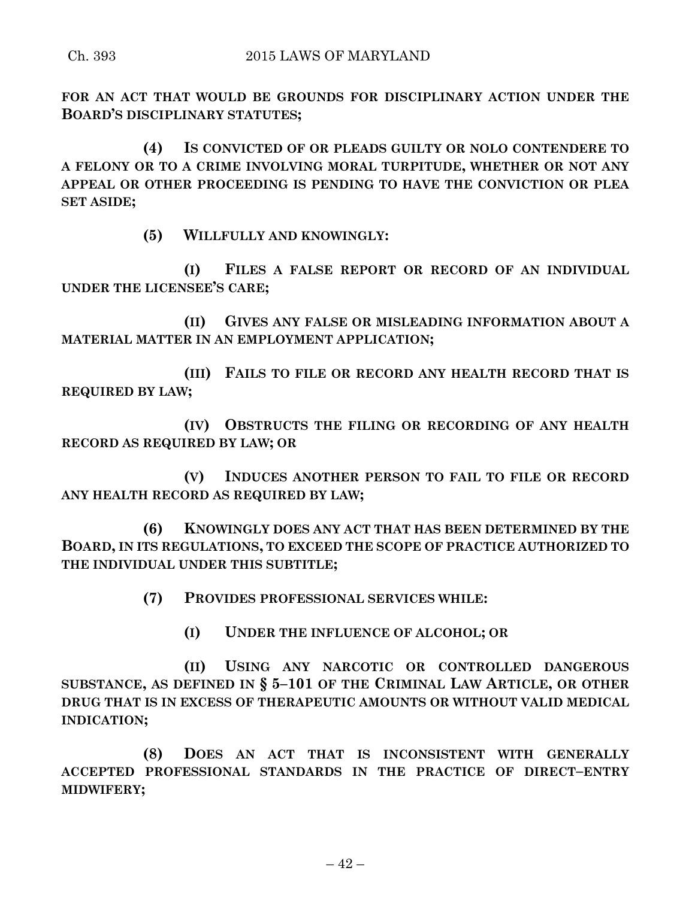**FOR AN ACT THAT WOULD BE GROUNDS FOR DISCIPLINARY ACTION UNDER THE BOARD'S DISCIPLINARY STATUTES;**

**(4) IS CONVICTED OF OR PLEADS GUILTY OR NOLO CONTENDERE TO A FELONY OR TO A CRIME INVOLVING MORAL TURPITUDE, WHETHER OR NOT ANY APPEAL OR OTHER PROCEEDING IS PENDING TO HAVE THE CONVICTION OR PLEA SET ASIDE;**

**(5) WILLFULLY AND KNOWINGLY:**

**(I) FILES A FALSE REPORT OR RECORD OF AN INDIVIDUAL UNDER THE LICENSEE'S CARE;**

**(II) GIVES ANY FALSE OR MISLEADING INFORMATION ABOUT A MATERIAL MATTER IN AN EMPLOYMENT APPLICATION;**

**(III) FAILS TO FILE OR RECORD ANY HEALTH RECORD THAT IS REQUIRED BY LAW;**

**(IV) OBSTRUCTS THE FILING OR RECORDING OF ANY HEALTH RECORD AS REQUIRED BY LAW; OR**

**(V) INDUCES ANOTHER PERSON TO FAIL TO FILE OR RECORD ANY HEALTH RECORD AS REQUIRED BY LAW;**

**(6) KNOWINGLY DOES ANY ACT THAT HAS BEEN DETERMINED BY THE BOARD, IN ITS REGULATIONS, TO EXCEED THE SCOPE OF PRACTICE AUTHORIZED TO THE INDIVIDUAL UNDER THIS SUBTITLE;**

**(7) PROVIDES PROFESSIONAL SERVICES WHILE:**

**(I) UNDER THE INFLUENCE OF ALCOHOL; OR**

**(II) USING ANY NARCOTIC OR CONTROLLED DANGEROUS SUBSTANCE, AS DEFINED IN § 5–101 OF THE CRIMINAL LAW ARTICLE, OR OTHER DRUG THAT IS IN EXCESS OF THERAPEUTIC AMOUNTS OR WITHOUT VALID MEDICAL INDICATION;**

**(8) DOES AN ACT THAT IS INCONSISTENT WITH GENERALLY ACCEPTED PROFESSIONAL STANDARDS IN THE PRACTICE OF DIRECT–ENTRY MIDWIFERY;**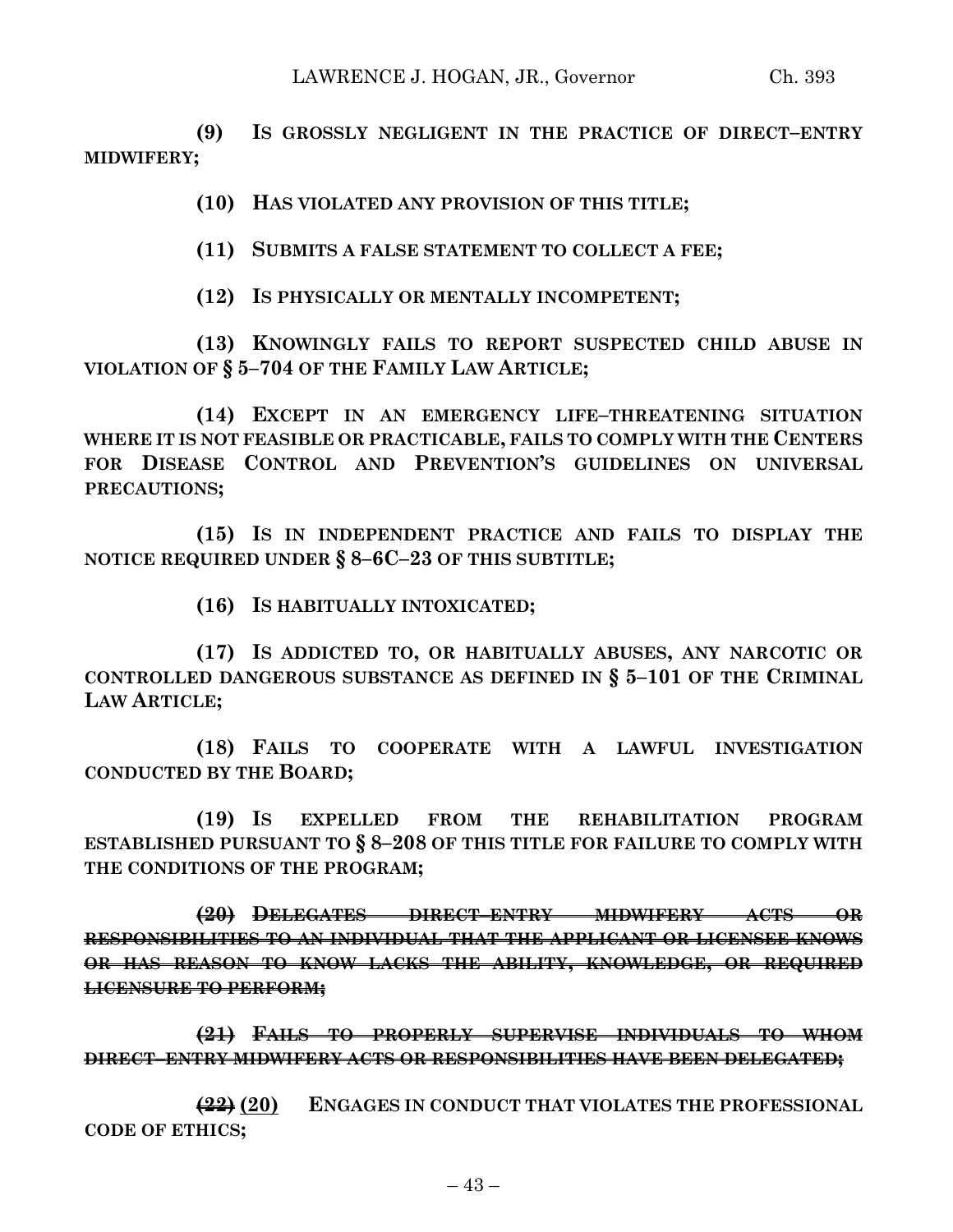**(9) IS GROSSLY NEGLIGENT IN THE PRACTICE OF DIRECT–ENTRY MIDWIFERY;**

**(10) HAS VIOLATED ANY PROVISION OF THIS TITLE;**

**(11) SUBMITS A FALSE STATEMENT TO COLLECT A FEE;**

**(12) IS PHYSICALLY OR MENTALLY INCOMPETENT;**

**(13) KNOWINGLY FAILS TO REPORT SUSPECTED CHILD ABUSE IN VIOLATION OF § 5–704 OF THE FAMILY LAW ARTICLE;**

**(14) EXCEPT IN AN EMERGENCY LIFE–THREATENING SITUATION WHERE IT IS NOT FEASIBLE OR PRACTICABLE, FAILS TO COMPLY WITH THE CENTERS FOR DISEASE CONTROL AND PREVENTION'S GUIDELINES ON UNIVERSAL PRECAUTIONS;**

**(15) IS IN INDEPENDENT PRACTICE AND FAILS TO DISPLAY THE NOTICE REQUIRED UNDER § 8–6C–23 OF THIS SUBTITLE;**

**(16) IS HABITUALLY INTOXICATED;**

**(17) IS ADDICTED TO, OR HABITUALLY ABUSES, ANY NARCOTIC OR CONTROLLED DANGEROUS SUBSTANCE AS DEFINED IN § 5–101 OF THE CRIMINAL LAW ARTICLE;**

**(18) FAILS TO COOPERATE WITH A LAWFUL INVESTIGATION CONDUCTED BY THE BOARD;**

**(19) IS EXPELLED FROM THE REHABILITATION PROGRAM ESTABLISHED PURSUANT TO § 8–208 OF THIS TITLE FOR FAILURE TO COMPLY WITH THE CONDITIONS OF THE PROGRAM;**

~~**(20) DELEGATES DIRECT–ENTRY MIDWIFERY ACTS OR RESPONSIBILITIES TO AN INDIVIDUAL THAT THE APPLICANT OR LICENSEE KNOWS OR HAS REASON TO KNOW LACKS THE ABILITY, KNOWLEDGE, OR REQUIRED LICENSURE TO PERFORM;**~~

~~**(21) FAILS TO PROPERLY SUPERVISE INDIVIDUALS TO WHOM DIRECT–ENTRY MIDWIFERY ACTS OR RESPONSIBILITIES HAVE BEEN DELEGATED;**~~

~~**(22)**~~ <u>**(20)**</u> **ENGAGES IN CONDUCT THAT VIOLATES THE PROFESSIONAL CODE OF ETHICS;**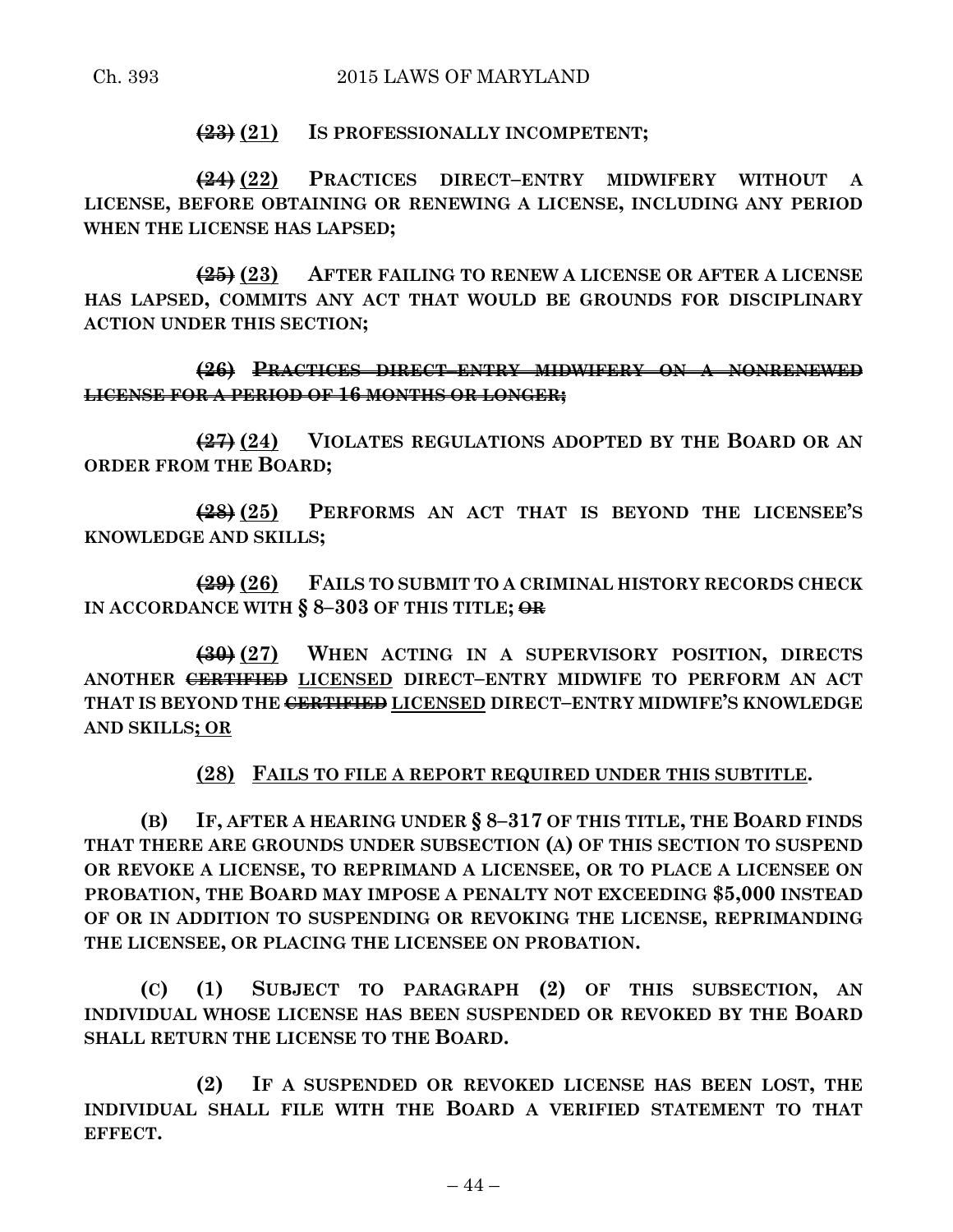~~(23)~~ <u>(21)</u> **IS PROFESSIONALLY INCOMPETENT;**

~~(24)~~ <u>(22)</u> **PRACTICES DIRECT–ENTRY MIDWIFERY WITHOUT A LICENSE, BEFORE OBTAINING OR RENEWING A LICENSE, INCLUDING ANY PERIOD WHEN THE LICENSE HAS LAPSED;**

~~(25)~~ <u>(23)</u> **AFTER FAILING TO RENEW A LICENSE OR AFTER A LICENSE HAS LAPSED, COMMITS ANY ACT THAT WOULD BE GROUNDS FOR DISCIPLINARY ACTION UNDER THIS SECTION;**

~~**(26) PRACTICES DIRECT–ENTRY MIDWIFERY ON A NONRENEWED LICENSE FOR A PERIOD OF 16 MONTHS OR LONGER;**~~

~~(27)~~ <u>(24)</u> **VIOLATES REGULATIONS ADOPTED BY THE BOARD OR AN ORDER FROM THE BOARD;**

~~(28)~~ <u>(25)</u> **PERFORMS AN ACT THAT IS BEYOND THE LICENSEE'S KNOWLEDGE AND SKILLS;**

~~(29)~~ <u>(26)</u> **FAILS TO SUBMIT TO A CRIMINAL HISTORY RECORDS CHECK IN ACCORDANCE WITH § 8–303 OF THIS TITLE;** ~~**OR**~~

~~(30)~~ <u>(27)</u> **WHEN ACTING IN A SUPERVISORY POSITION, DIRECTS ANOTHER** ~~**CERTIFIED**~~ <u>**LICENSED**</u> **DIRECT–ENTRY MIDWIFE TO PERFORM AN ACT THAT IS BEYOND THE** ~~**CERTIFIED**~~ <u>**LICENSED**</u> **DIRECT–ENTRY MIDWIFE'S KNOWLEDGE AND SKILLS**<u>**; OR**</u>

<u>**(28) FAILS TO FILE A REPORT REQUIRED UNDER THIS SUBTITLE**</u>**.**

**(B) IF, AFTER A HEARING UNDER § 8–317 OF THIS TITLE, THE BOARD FINDS THAT THERE ARE GROUNDS UNDER SUBSECTION (A) OF THIS SECTION TO SUSPEND OR REVOKE A LICENSE, TO REPRIMAND A LICENSEE, OR TO PLACE A LICENSEE ON PROBATION, THE BOARD MAY IMPOSE A PENALTY NOT EXCEEDING $5,000 INSTEAD OF OR IN ADDITION TO SUSPENDING OR REVOKING THE LICENSE, REPRIMANDING THE LICENSEE, OR PLACING THE LICENSEE ON PROBATION.**

**(C) (1) SUBJECT TO PARAGRAPH (2) OF THIS SUBSECTION, AN INDIVIDUAL WHOSE LICENSE HAS BEEN SUSPENDED OR REVOKED BY THE BOARD SHALL RETURN THE LICENSE TO THE BOARD.**

**(2) IF A SUSPENDED OR REVOKED LICENSE HAS BEEN LOST, THE INDIVIDUAL SHALL FILE WITH THE BOARD A VERIFIED STATEMENT TO THAT EFFECT.**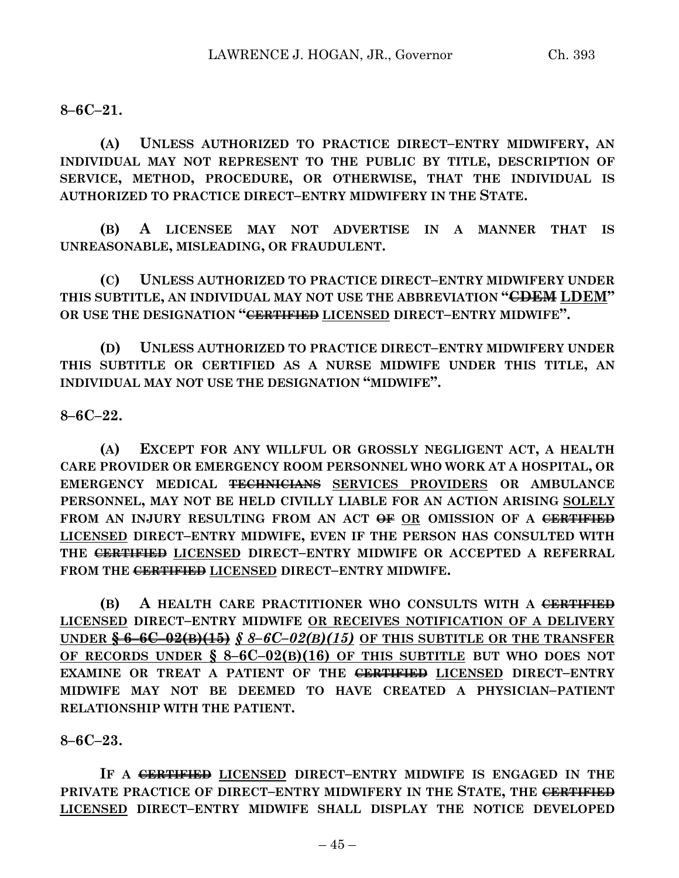**8–6C–21.**

**(A) UNLESS AUTHORIZED TO PRACTICE DIRECT–ENTRY MIDWIFERY, AN INDIVIDUAL MAY NOT REPRESENT TO THE PUBLIC BY TITLE, DESCRIPTION OF SERVICE, METHOD, PROCEDURE, OR OTHERWISE, THAT THE INDIVIDUAL IS AUTHORIZED TO PRACTICE DIRECT–ENTRY MIDWIFERY IN THE STATE.**

**(B) A LICENSEE MAY NOT ADVERTISE IN A MANNER THAT IS UNREASONABLE, MISLEADING, OR FRAUDULENT.**

**(C) UNLESS AUTHORIZED TO PRACTICE DIRECT–ENTRY MIDWIFERY UNDER THIS SUBTITLE, AN INDIVIDUAL MAY NOT USE THE ABBREVIATION "~~CDEM~~ <u>LDEM</u>" OR USE THE DESIGNATION "~~CERTIFIED~~ <u>LICENSED</u> DIRECT–ENTRY MIDWIFE".**

**(D) UNLESS AUTHORIZED TO PRACTICE DIRECT–ENTRY MIDWIFERY UNDER THIS SUBTITLE OR CERTIFIED AS A NURSE MIDWIFE UNDER THIS TITLE, AN INDIVIDUAL MAY NOT USE THE DESIGNATION "MIDWIFE".**

**8–6C–22.**

**(A) EXCEPT FOR ANY WILLFUL OR GROSSLY NEGLIGENT ACT, A HEALTH CARE PROVIDER OR EMERGENCY ROOM PERSONNEL WHO WORK AT A HOSPITAL, OR EMERGENCY MEDICAL ~~TECHNICIANS~~ <u>SERVICES PROVIDERS</u> OR AMBULANCE PERSONNEL, MAY NOT BE HELD CIVILLY LIABLE FOR AN ACTION ARISING <u>SOLELY</u> FROM AN INJURY RESULTING FROM AN ACT ~~OF~~ <u>OR</u> OMISSION OF A ~~CERTIFIED~~ <u>LICENSED</u> DIRECT–ENTRY MIDWIFE, EVEN IF THE PERSON HAS CONSULTED WITH THE ~~CERTIFIED~~ <u>LICENSED</u> DIRECT–ENTRY MIDWIFE OR ACCEPTED A REFERRAL FROM THE ~~CERTIFIED~~ <u>LICENSED</u> DIRECT–ENTRY MIDWIFE.**

**(B) A HEALTH CARE PRACTITIONER WHO CONSULTS WITH A ~~CERTIFIED~~ <u>LICENSED</u> DIRECT–ENTRY MIDWIFE <u>OR RECEIVES NOTIFICATION OF A DELIVERY UNDER ~~§ 6–6C–02(B)(15)~~</u> *§ 8–6C–02(B)(15)* <u>OF THIS SUBTITLE OR THE TRANSFER OF RECORDS UNDER § 8–6C–02(B)(16) OF THIS SUBTITLE</u> BUT WHO DOES NOT EXAMINE OR TREAT A PATIENT OF THE ~~CERTIFIED~~ <u>LICENSED</u> DIRECT–ENTRY MIDWIFE MAY NOT BE DEEMED TO HAVE CREATED A PHYSICIAN–PATIENT RELATIONSHIP WITH THE PATIENT.**

**8–6C–23.**

**IF A ~~CERTIFIED~~ <u>LICENSED</u> DIRECT–ENTRY MIDWIFE IS ENGAGED IN THE PRIVATE PRACTICE OF DIRECT–ENTRY MIDWIFERY IN THE STATE, THE ~~CERTIFIED~~ <u>LICENSED</u> DIRECT–ENTRY MIDWIFE SHALL DISPLAY THE NOTICE DEVELOPED**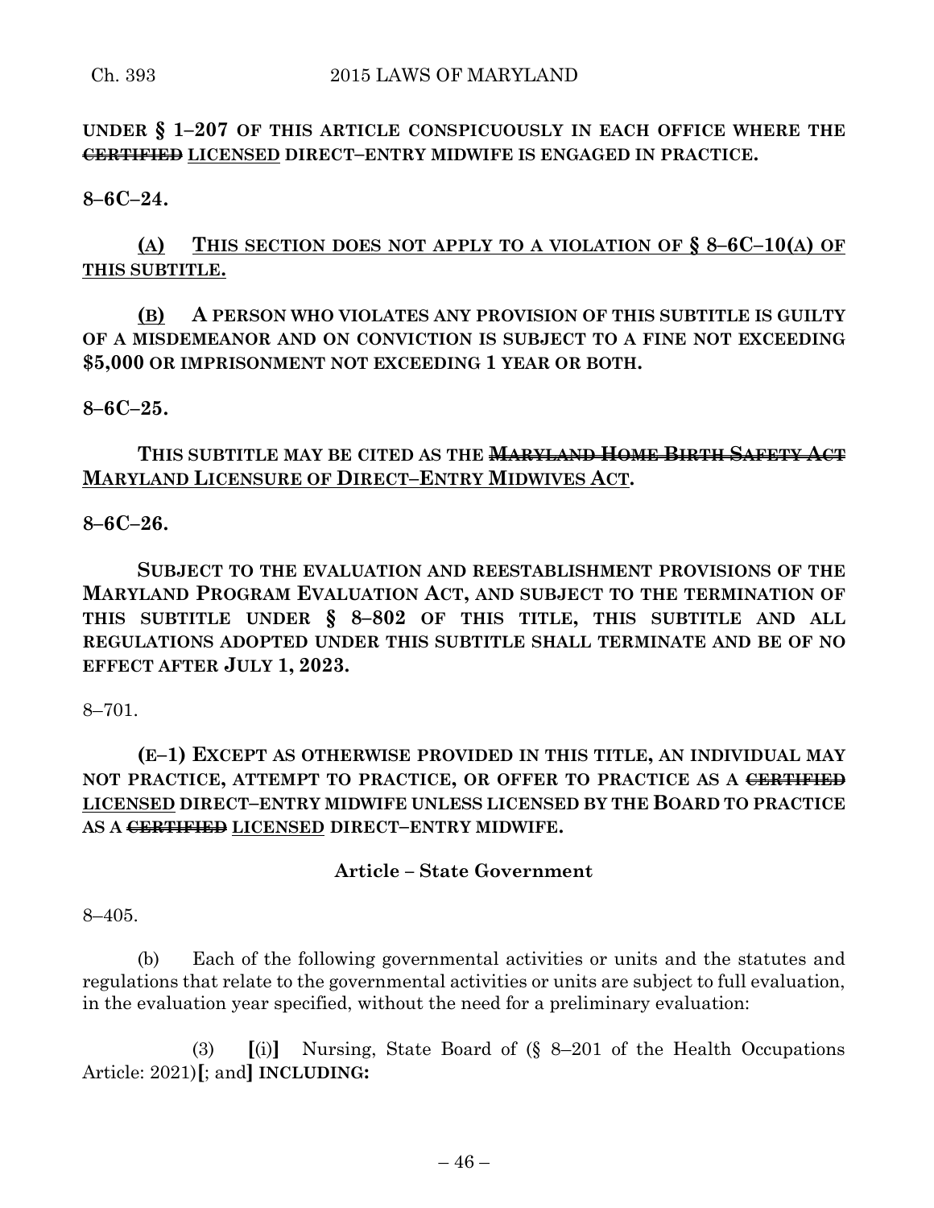**UNDER § 1–207 OF THIS ARTICLE CONSPICUOUSLY IN EACH OFFICE WHERE THE ~~CERTIFIED~~ LICENSED DIRECT–ENTRY MIDWIFE IS ENGAGED IN PRACTICE.**

**8–6C–24.**

**(A) THIS SECTION DOES NOT APPLY TO A VIOLATION OF § 8–6C–10(A) OF THIS SUBTITLE.**

**(B) A PERSON WHO VIOLATES ANY PROVISION OF THIS SUBTITLE IS GUILTY OF A MISDEMEANOR AND ON CONVICTION IS SUBJECT TO A FINE NOT EXCEEDING $5,000 OR IMPRISONMENT NOT EXCEEDING 1 YEAR OR BOTH.**

**8–6C–25.**

**THIS SUBTITLE MAY BE CITED AS THE ~~MARYLAND HOME BIRTH SAFETY ACT~~ MARYLAND LICENSURE OF DIRECT–ENTRY MIDWIVES ACT.**

**8–6C–26.**

**SUBJECT TO THE EVALUATION AND REESTABLISHMENT PROVISIONS OF THE MARYLAND PROGRAM EVALUATION ACT, AND SUBJECT TO THE TERMINATION OF THIS SUBTITLE UNDER § 8–802 OF THIS TITLE, THIS SUBTITLE AND ALL REGULATIONS ADOPTED UNDER THIS SUBTITLE SHALL TERMINATE AND BE OF NO EFFECT AFTER JULY 1, 2023.**

8–701.

**(E–1) EXCEPT AS OTHERWISE PROVIDED IN THIS TITLE, AN INDIVIDUAL MAY NOT PRACTICE, ATTEMPT TO PRACTICE, OR OFFER TO PRACTICE AS A ~~CERTIFIED~~ LICENSED DIRECT–ENTRY MIDWIFE UNLESS LICENSED BY THE BOARD TO PRACTICE AS A ~~CERTIFIED~~ LICENSED DIRECT–ENTRY MIDWIFE.**

## Article – State Government

8–405.

(b) Each of the following governmental activities or units and the statutes and regulations that relate to the governmental activities or units are subject to full evaluation, in the evaluation year specified, without the need for a preliminary evaluation:

(3) **[**(i)**]** Nursing, State Board of (§ 8–201 of the Health Occupations Article: 2021)**[**; and**]** **INCLUDING:**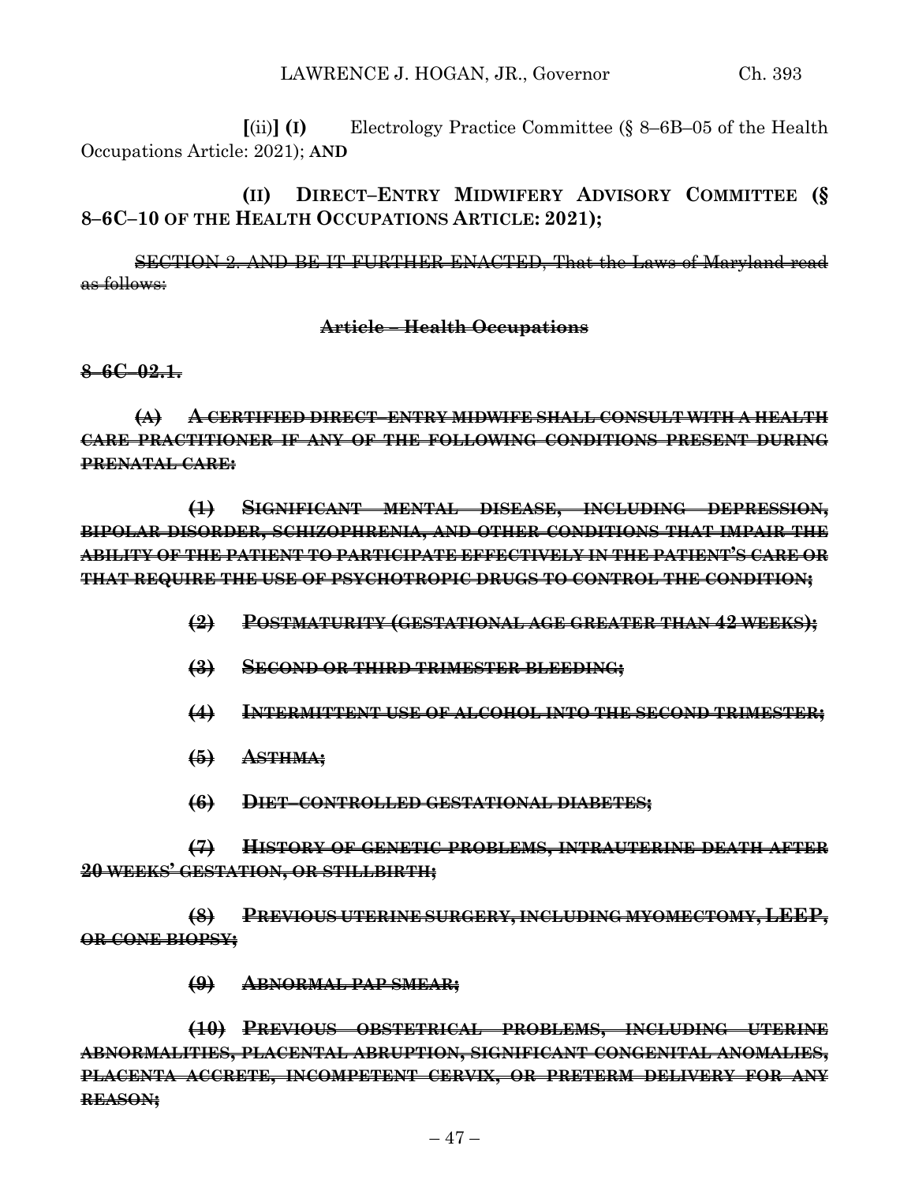**[**(ii)**] (I)** Electrology Practice Committee (§ 8–6B–05 of the Health Occupations Article: 2021); **AND**

**(II) DIRECT–ENTRY MIDWIFERY ADVISORY COMMITTEE (§ 8–6C–10 OF THE HEALTH OCCUPATIONS ARTICLE: 2021);**

~~SECTION 2. AND BE IT FURTHER ENACTED, That the Laws of Maryland read as follows:~~

**~~Article – Health Occupations~~**

**~~8–6C–02.1.~~**

**~~(A) A CERTIFIED DIRECT–ENTRY MIDWIFE SHALL CONSULT WITH A HEALTH CARE PRACTITIONER IF ANY OF THE FOLLOWING CONDITIONS PRESENT DURING PRENATAL CARE:~~**

**~~(1) SIGNIFICANT MENTAL DISEASE, INCLUDING DEPRESSION, BIPOLAR DISORDER, SCHIZOPHRENIA, AND OTHER CONDITIONS THAT IMPAIR THE ABILITY OF THE PATIENT TO PARTICIPATE EFFECTIVELY IN THE PATIENT'S CARE OR THAT REQUIRE THE USE OF PSYCHOTROPIC DRUGS TO CONTROL THE CONDITION;~~**

**~~(2) POSTMATURITY (GESTATIONAL AGE GREATER THAN 42 WEEKS);~~**

**~~(3) SECOND OR THIRD TRIMESTER BLEEDING;~~**

**~~(4) INTERMITTENT USE OF ALCOHOL INTO THE SECOND TRIMESTER;~~**

**~~(5) ASTHMA;~~**

**~~(6) DIET–CONTROLLED GESTATIONAL DIABETES;~~**

**~~(7) HISTORY OF GENETIC PROBLEMS, INTRAUTERINE DEATH AFTER 20 WEEKS' GESTATION, OR STILLBIRTH;~~**

**~~(8) PREVIOUS UTERINE SURGERY, INCLUDING MYOMECTOMY, LEEP, OR CONE BIOPSY;~~**

**~~(9) ABNORMAL PAP SMEAR;~~**

**~~(10) PREVIOUS OBSTETRICAL PROBLEMS, INCLUDING UTERINE ABNORMALITIES, PLACENTAL ABRUPTION, SIGNIFICANT CONGENITAL ANOMALIES, PLACENTA ACCRETE, INCOMPETENT CERVIX, OR PRETERM DELIVERY FOR ANY REASON;~~**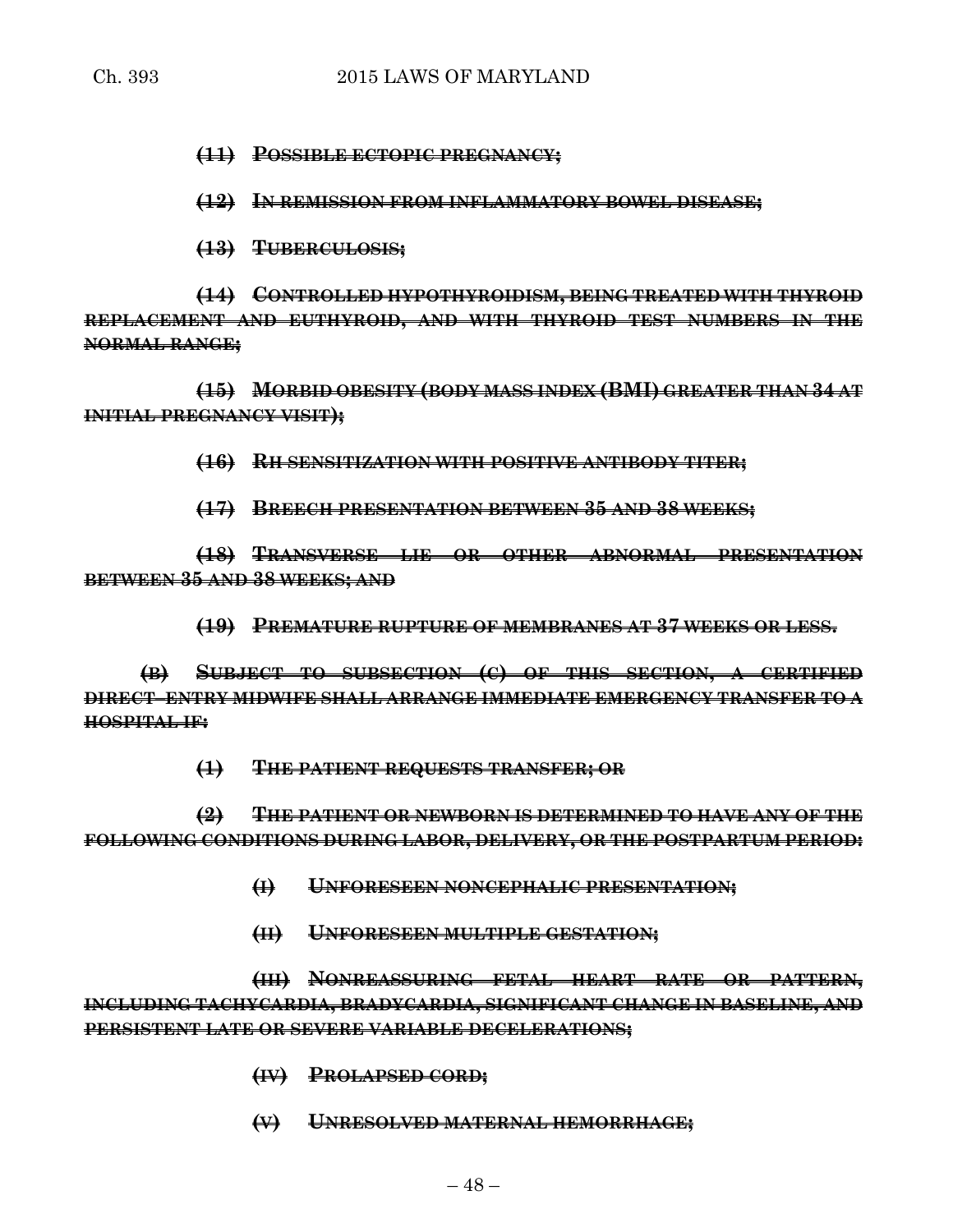~~**(11) POSSIBLE ECTOPIC PREGNANCY;**~~

~~**(12) IN REMISSION FROM INFLAMMATORY BOWEL DISEASE;**~~

~~**(13) TUBERCULOSIS;**~~

~~**(14) CONTROLLED HYPOTHYROIDISM, BEING TREATED WITH THYROID REPLACEMENT AND EUTHYROID, AND WITH THYROID TEST NUMBERS IN THE NORMAL RANGE;**~~

~~**(15) MORBID OBESITY (BODY MASS INDEX (BMI) GREATER THAN 34 AT INITIAL PREGNANCY VISIT);**~~

~~**(16) RH SENSITIZATION WITH POSITIVE ANTIBODY TITER;**~~

~~**(17) BREECH PRESENTATION BETWEEN 35 AND 38 WEEKS;**~~

~~**(18) TRANSVERSE LIE OR OTHER ABNORMAL PRESENTATION BETWEEN 35 AND 38 WEEKS; AND**~~

~~**(19) PREMATURE RUPTURE OF MEMBRANES AT 37 WEEKS OR LESS.**~~

~~**(B) SUBJECT TO SUBSECTION (C) OF THIS SECTION, A CERTIFIED DIRECT–ENTRY MIDWIFE SHALL ARRANGE IMMEDIATE EMERGENCY TRANSFER TO A HOSPITAL IF:**~~

~~**(1) THE PATIENT REQUESTS TRANSFER; OR**~~

~~**(2) THE PATIENT OR NEWBORN IS DETERMINED TO HAVE ANY OF THE FOLLOWING CONDITIONS DURING LABOR, DELIVERY, OR THE POSTPARTUM PERIOD:**~~

~~**(I) UNFORESEEN NONCEPHALIC PRESENTATION;**~~

~~**(II) UNFORESEEN MULTIPLE GESTATION;**~~

~~**(III) NONREASSURING FETAL HEART RATE OR PATTERN, INCLUDING TACHYCARDIA, BRADYCARDIA, SIGNIFICANT CHANGE IN BASELINE, AND PERSISTENT LATE OR SEVERE VARIABLE DECELERATIONS;**~~

~~**(IV) PROLAPSED CORD;**~~

~~**(V) UNRESOLVED MATERNAL HEMORRHAGE;**~~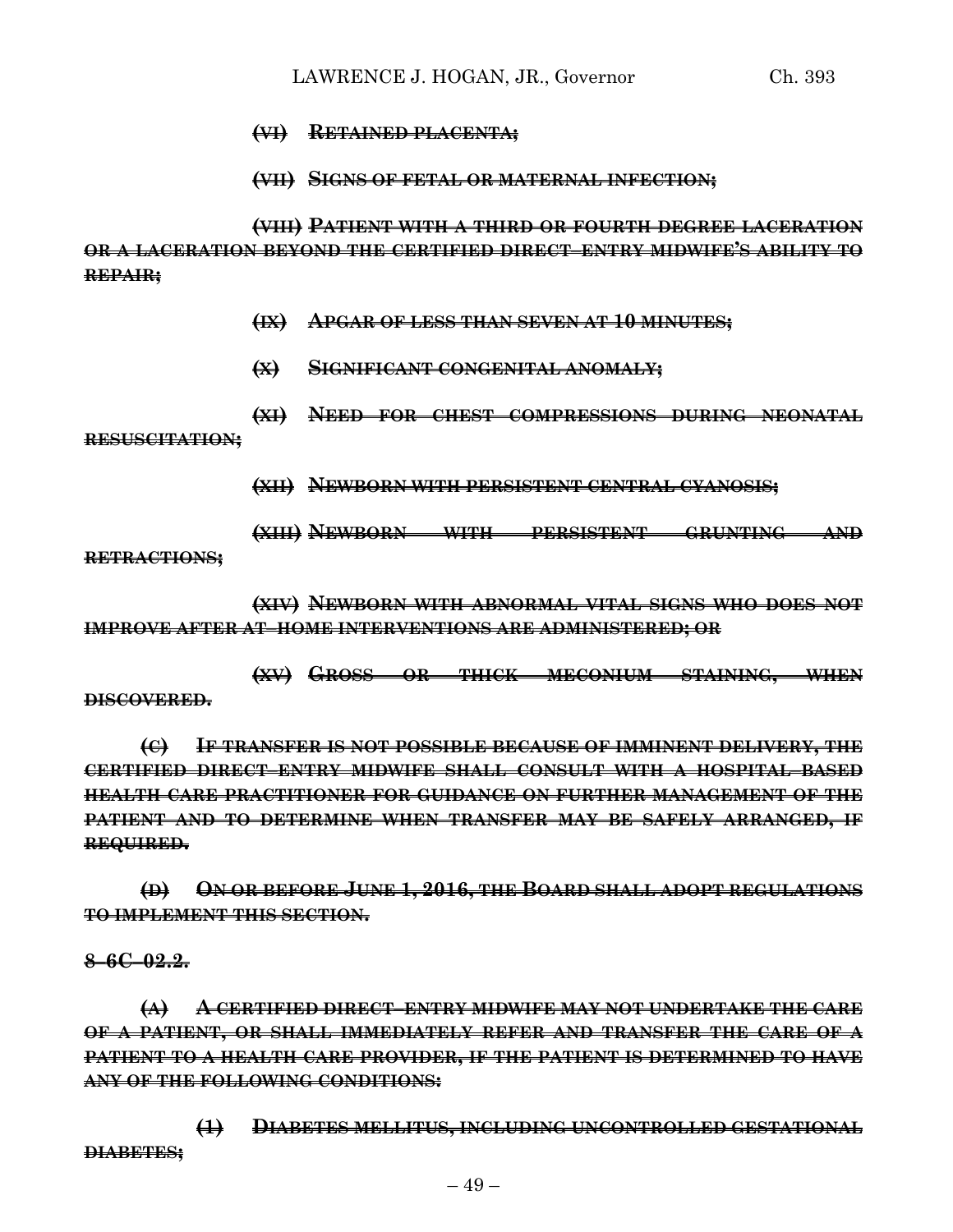~~**(VI) RETAINED PLACENTA;**~~

~~**(VII) SIGNS OF FETAL OR MATERNAL INFECTION;**~~

~~**(VIII) PATIENT WITH A THIRD OR FOURTH DEGREE LACERATION OR A LACERATION BEYOND THE CERTIFIED DIRECT–ENTRY MIDWIFE'S ABILITY TO REPAIR;**~~

~~**(IX) APGAR OF LESS THAN SEVEN AT 10 MINUTES;**~~

~~**(X) SIGNIFICANT CONGENITAL ANOMALY;**~~

~~**(XI) NEED FOR CHEST COMPRESSIONS DURING NEONATAL RESUSCITATION;**~~

~~**(XII) NEWBORN WITH PERSISTENT CENTRAL CYANOSIS;**~~

~~**(XIII) NEWBORN WITH PERSISTENT GRUNTING AND RETRACTIONS;**~~

~~**(XIV) NEWBORN WITH ABNORMAL VITAL SIGNS WHO DOES NOT IMPROVE AFTER AT–HOME INTERVENTIONS ARE ADMINISTERED; OR**~~

~~**(XV) GROSS OR THICK MECONIUM STAINING, WHEN DISCOVERED.**~~

~~**(C) IF TRANSFER IS NOT POSSIBLE BECAUSE OF IMMINENT DELIVERY, THE CERTIFIED DIRECT–ENTRY MIDWIFE SHALL CONSULT WITH A HOSPITAL–BASED HEALTH CARE PRACTITIONER FOR GUIDANCE ON FURTHER MANAGEMENT OF THE PATIENT AND TO DETERMINE WHEN TRANSFER MAY BE SAFELY ARRANGED, IF REQUIRED.**~~

~~**(D) ON OR BEFORE JUNE 1, 2016, THE BOARD SHALL ADOPT REGULATIONS TO IMPLEMENT THIS SECTION.**~~

~~**8–6C–02.2.**~~

~~**(A) A CERTIFIED DIRECT–ENTRY MIDWIFE MAY NOT UNDERTAKE THE CARE OF A PATIENT, OR SHALL IMMEDIATELY REFER AND TRANSFER THE CARE OF A PATIENT TO A HEALTH CARE PROVIDER, IF THE PATIENT IS DETERMINED TO HAVE ANY OF THE FOLLOWING CONDITIONS:**~~

~~**(1) DIABETES MELLITUS, INCLUDING UNCONTROLLED GESTATIONAL DIABETES;**~~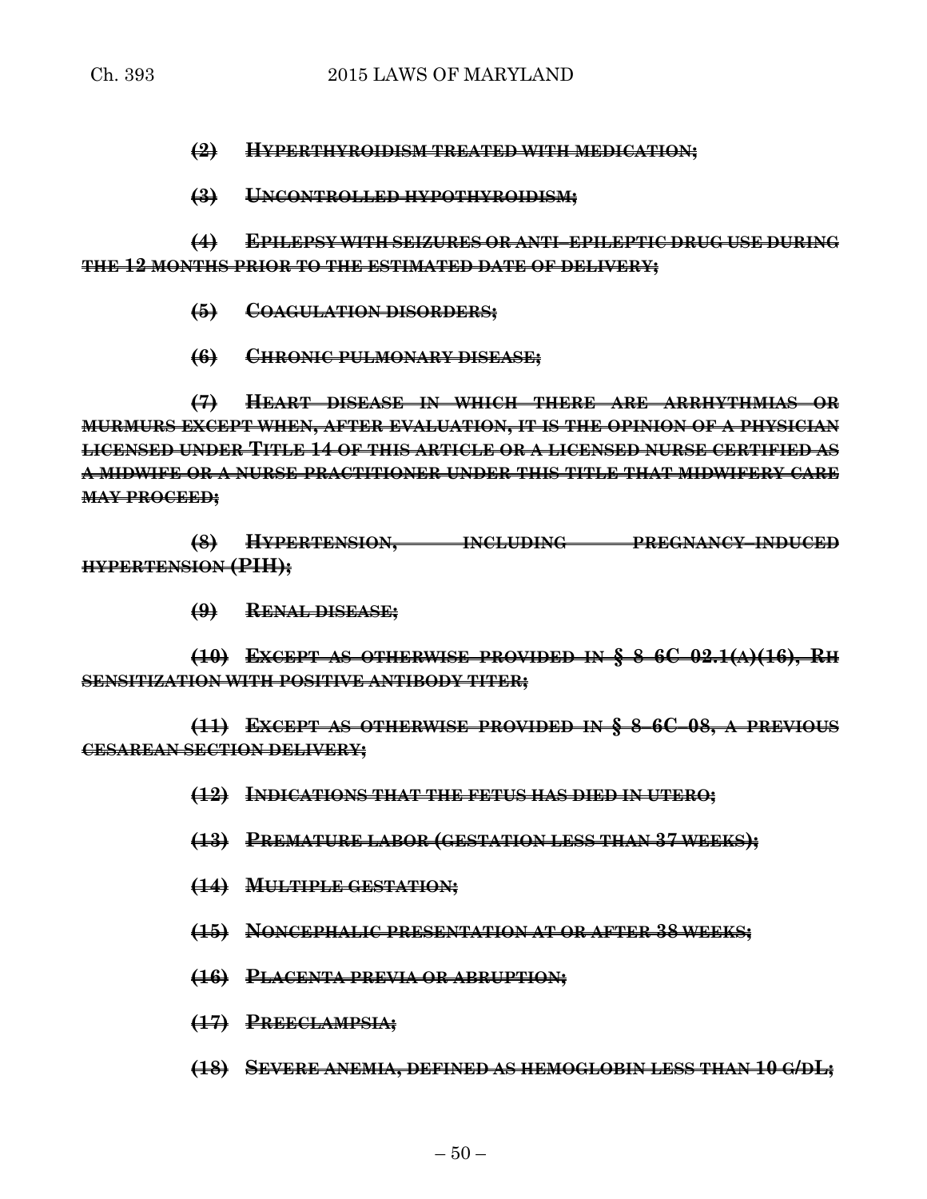~~**(2) HYPERTHYROIDISM TREATED WITH MEDICATION;**~~

~~**(3) UNCONTROLLED HYPOTHYROIDISM;**~~

~~**(4) EPILEPSY WITH SEIZURES OR ANTI–EPILEPTIC DRUG USE DURING THE 12 MONTHS PRIOR TO THE ESTIMATED DATE OF DELIVERY;**~~

~~**(5) COAGULATION DISORDERS;**~~

~~**(6) CHRONIC PULMONARY DISEASE;**~~

~~**(7) HEART DISEASE IN WHICH THERE ARE ARRHYTHMIAS OR MURMURS EXCEPT WHEN, AFTER EVALUATION, IT IS THE OPINION OF A PHYSICIAN LICENSED UNDER TITLE 14 OF THIS ARTICLE OR A LICENSED NURSE CERTIFIED AS A MIDWIFE OR A NURSE PRACTITIONER UNDER THIS TITLE THAT MIDWIFERY CARE MAY PROCEED;**~~

~~**(8) HYPERTENSION, INCLUDING PREGNANCY–INDUCED HYPERTENSION (PIH);**~~

~~**(9) RENAL DISEASE;**~~

~~**(10) EXCEPT AS OTHERWISE PROVIDED IN § 8–6C–02.1(A)(16), RH SENSITIZATION WITH POSITIVE ANTIBODY TITER;**~~

~~**(11) EXCEPT AS OTHERWISE PROVIDED IN § 8–6C–08, A PREVIOUS CESAREAN SECTION DELIVERY;**~~

~~**(12) INDICATIONS THAT THE FETUS HAS DIED IN UTERO;**~~

~~**(13) PREMATURE LABOR (GESTATION LESS THAN 37 WEEKS);**~~

~~**(14) MULTIPLE GESTATION;**~~

~~**(15) NONCEPHALIC PRESENTATION AT OR AFTER 38 WEEKS;**~~

~~**(16) PLACENTA PREVIA OR ABRUPTION;**~~

~~**(17) PREECLAMPSIA;**~~

~~**(18) SEVERE ANEMIA, DEFINED AS HEMOGLOBIN LESS THAN 10 G/DL;**~~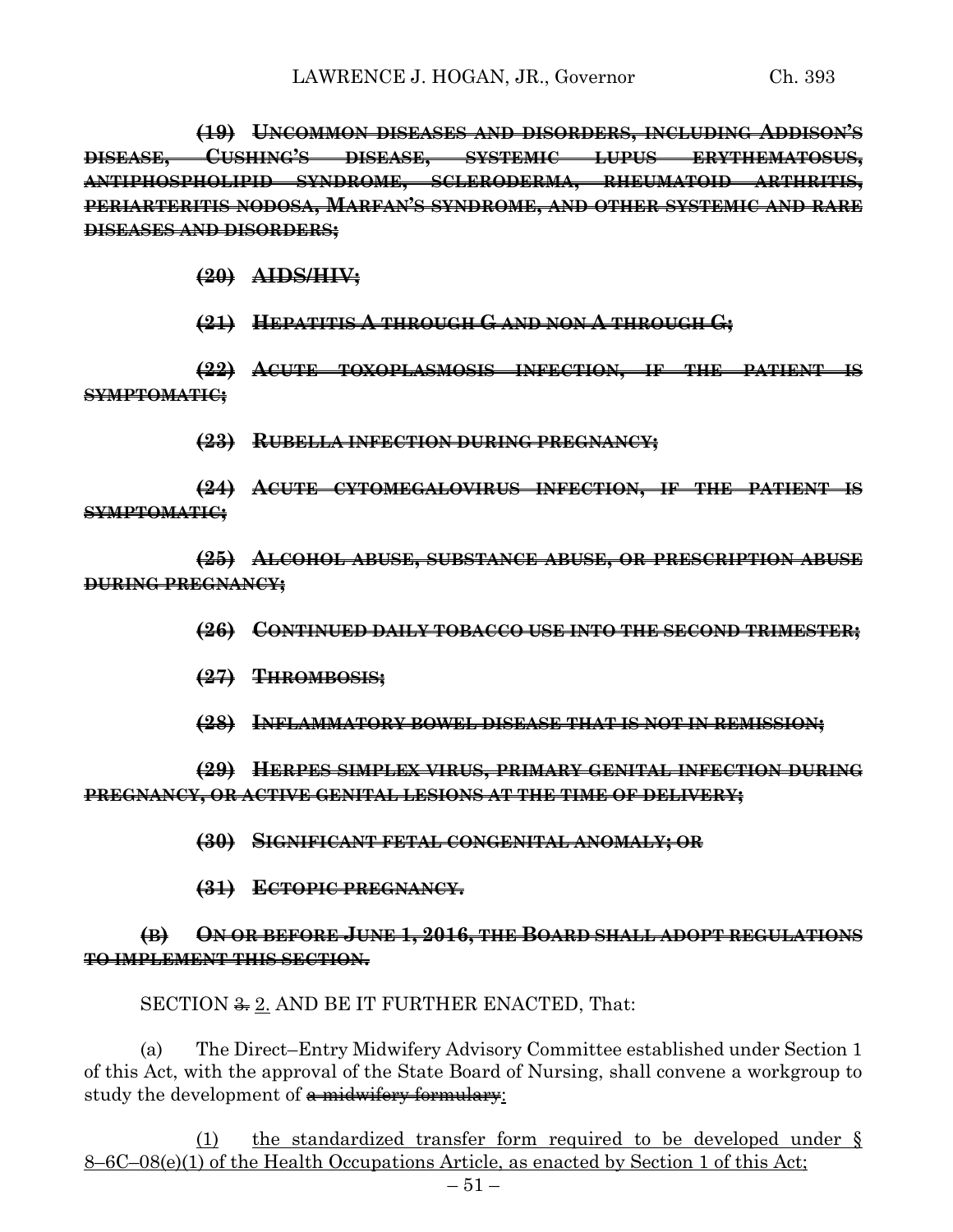~~**(19) UNCOMMON DISEASES AND DISORDERS, INCLUDING ADDISON'S DISEASE, CUSHING'S DISEASE, SYSTEMIC LUPUS ERYTHEMATOSUS, ANTIPHOSPHOLIPID SYNDROME, SCLERODERMA, RHEUMATOID ARTHRITIS, PERIARTERITIS NODOSA, MARFAN'S SYNDROME, AND OTHER SYSTEMIC AND RARE DISEASES AND DISORDERS;**~~

~~**(20) AIDS/HIV;**~~

~~**(21) HEPATITIS A THROUGH G AND NON A THROUGH G;**~~

~~**(22) ACUTE TOXOPLASMOSIS INFECTION, IF THE PATIENT IS SYMPTOMATIC;**~~

~~**(23) RUBELLA INFECTION DURING PREGNANCY;**~~

~~**(24) ACUTE CYTOMEGALOVIRUS INFECTION, IF THE PATIENT IS SYMPTOMATIC;**~~

~~**(25) ALCOHOL ABUSE, SUBSTANCE ABUSE, OR PRESCRIPTION ABUSE DURING PREGNANCY;**~~

~~**(26) CONTINUED DAILY TOBACCO USE INTO THE SECOND TRIMESTER;**~~

~~**(27) THROMBOSIS;**~~

~~**(28) INFLAMMATORY BOWEL DISEASE THAT IS NOT IN REMISSION;**~~

~~**(29) HERPES SIMPLEX VIRUS, PRIMARY GENITAL INFECTION DURING PREGNANCY, OR ACTIVE GENITAL LESIONS AT THE TIME OF DELIVERY;**~~

~~**(30) SIGNIFICANT FETAL CONGENITAL ANOMALY; OR**~~

~~**(31) ECTOPIC PREGNANCY.**~~

~~**(B) ON OR BEFORE JUNE 1, 2016, THE BOARD SHALL ADOPT REGULATIONS TO IMPLEMENT THIS SECTION.**~~

SECTION ~~3.~~ 2. AND BE IT FURTHER ENACTED, That:

(a) The Direct–Entry Midwifery Advisory Committee established under Section 1 of this Act, with the approval of the State Board of Nursing, shall convene a workgroup to study the development of ~~a midwifery formulary~~:

(1) the standardized transfer form required to be developed under § 8–6C–08(e)(1) of the Health Occupations Article, as enacted by Section 1 of this Act;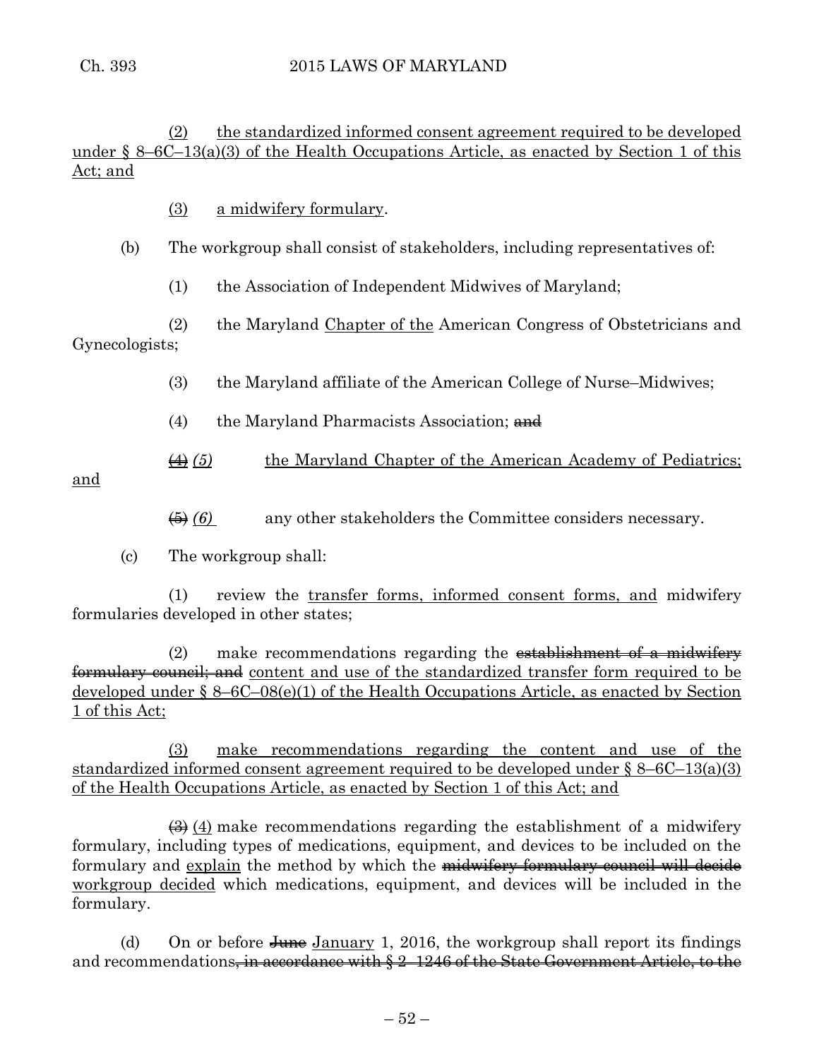(2) the standardized informed consent agreement required to be developed under § 8–6C–13(a)(3) of the Health Occupations Article, as enacted by Section 1 of this Act; and

(3) a midwifery formulary.

(b) The workgroup shall consist of stakeholders, including representatives of:

(1) the Association of Independent Midwives of Maryland;

(2) the Maryland Chapter of the American Congress of Obstetricians and Gynecologists;

(3) the Maryland affiliate of the American College of Nurse–Midwives;

(4) the Maryland Pharmacists Association; ~~and~~

~~(4)~~ *(5)* the Maryland Chapter of the American Academy of Pediatrics; and

~~(5)~~ *(6)* any other stakeholders the Committee considers necessary.

(c) The workgroup shall:

(1) review the transfer forms, informed consent forms, and midwifery formularies developed in other states;

(2) make recommendations regarding the ~~establishment of a midwifery formulary council; and~~ content and use of the standardized transfer form required to be developed under § 8–6C–08(e)(1) of the Health Occupations Article, as enacted by Section 1 of this Act;

(3) make recommendations regarding the content and use of the standardized informed consent agreement required to be developed under § 8–6C–13(a)(3) of the Health Occupations Article, as enacted by Section 1 of this Act; and

~~(3)~~ (4) make recommendations regarding the establishment of a midwifery formulary, including types of medications, equipment, and devices to be included on the formulary and explain the method by which the ~~midwifery formulary council will decide~~ workgroup decided which medications, equipment, and devices will be included in the formulary.

(d) On or before ~~June~~ January 1, 2016, the workgroup shall report its findings and recommendations~~, in accordance with § 2–1246 of the State Government Article, to the~~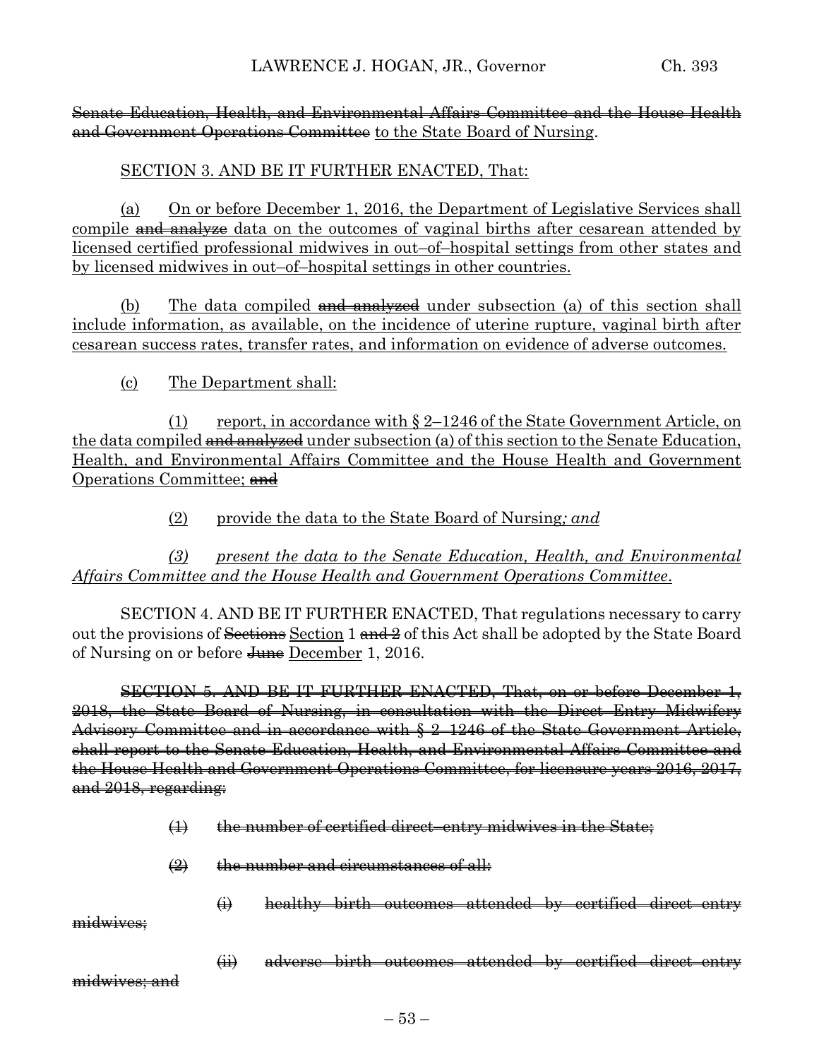~~Senate Education, Health, and Environmental Affairs Committee and the House Health and Government Operations Committee~~ <u>to the State Board of Nursing</u>.

<u>SECTION 3. AND BE IT FURTHER ENACTED, That:</u>

<u>(a) On or before December 1, 2016, the Department of Legislative Services shall compile</u> ~~and analyze~~ <u>data on the outcomes of vaginal births after cesarean attended by licensed certified professional midwives in out–of–hospital settings from other states and by licensed midwives in out–of–hospital settings in other countries.</u>

<u>(b) The data compiled</u> ~~and analyzed~~ <u>under subsection (a) of this section shall include information, as available, on the incidence of uterine rupture, vaginal birth after cesarean success rates, transfer rates, and information on evidence of adverse outcomes.</u>

<u>(c) The Department shall:</u>

<u>(1) report, in accordance with § 2–1246 of the State Government Article, on the data compiled</u> ~~and analyzed~~ <u>under subsection (a) of this section to the Senate Education, Health, and Environmental Affairs Committee and the House Health and Government Operations Committee;</u> ~~and~~

<u>(2) provide the data to the State Board of Nursing</u>*<u>; and</u>*

*<u>(3) present the data to the Senate Education, Health, and Environmental Affairs Committee and the House Health and Government Operations Committee</u>*.

SECTION 4. AND BE IT FURTHER ENACTED, That regulations necessary to carry out the provisions of ~~Sections~~ <u>Section</u> 1 ~~and 2~~ of this Act shall be adopted by the State Board of Nursing on or before ~~June~~ <u>December</u> 1, 2016.

~~SECTION 5. AND BE IT FURTHER ENACTED, That, on or before December 1, 2018, the State Board of Nursing, in consultation with the Direct–Entry Midwifery Advisory Committee and in accordance with § 2–1246 of the State Government Article, shall report to the Senate Education, Health, and Environmental Affairs Committee and the House Health and Government Operations Committee, for licensure years 2016, 2017, and 2018, regarding:~~

~~(1) the number of certified direct–entry midwives in the State;~~

~~(2) the number and circumstances of all:~~

~~(i) healthy birth outcomes attended by certified direct–entry midwives;~~

~~(ii) adverse birth outcomes attended by certified direct–entry midwives; and~~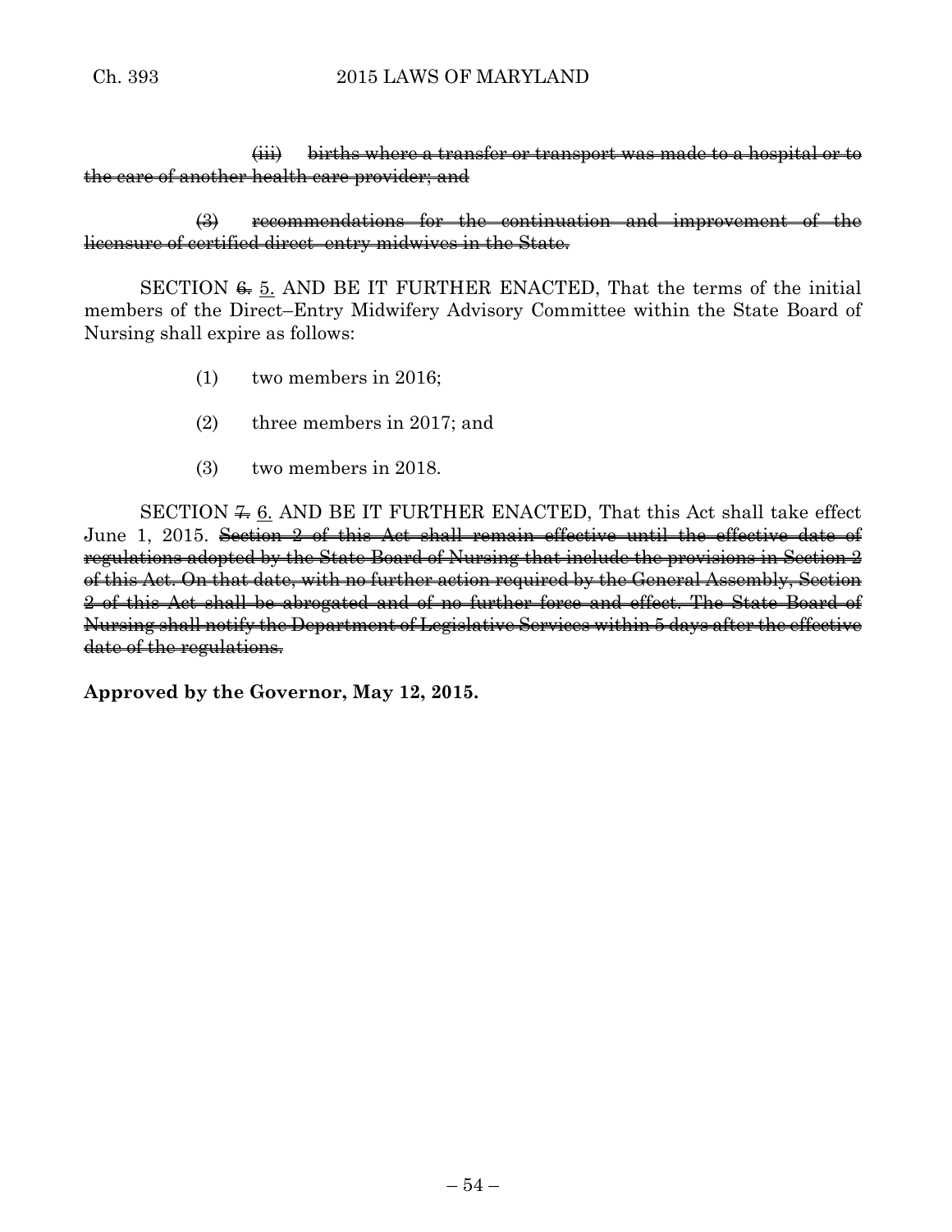~~(iii) births where a transfer or transport was made to a hospital or to the care of another health care provider; and~~

~~(3) recommendations for the continuation and improvement of the licensure of certified direct–entry midwives in the State.~~

SECTION ~~6.~~ 5. AND BE IT FURTHER ENACTED, That the terms of the initial members of the Direct–Entry Midwifery Advisory Committee within the State Board of Nursing shall expire as follows:

(1) two members in 2016;

(2) three members in 2017; and

(3) two members in 2018.

SECTION ~~7.~~ 6. AND BE IT FURTHER ENACTED, That this Act shall take effect June 1, 2015. ~~Section 2 of this Act shall remain effective until the effective date of regulations adopted by the State Board of Nursing that include the provisions in Section 2 of this Act. On that date, with no further action required by the General Assembly, Section 2 of this Act shall be abrogated and of no further force and effect. The State Board of Nursing shall notify the Department of Legislative Services within 5 days after the effective date of the regulations.~~

**Approved by the Governor, May 12, 2015.**